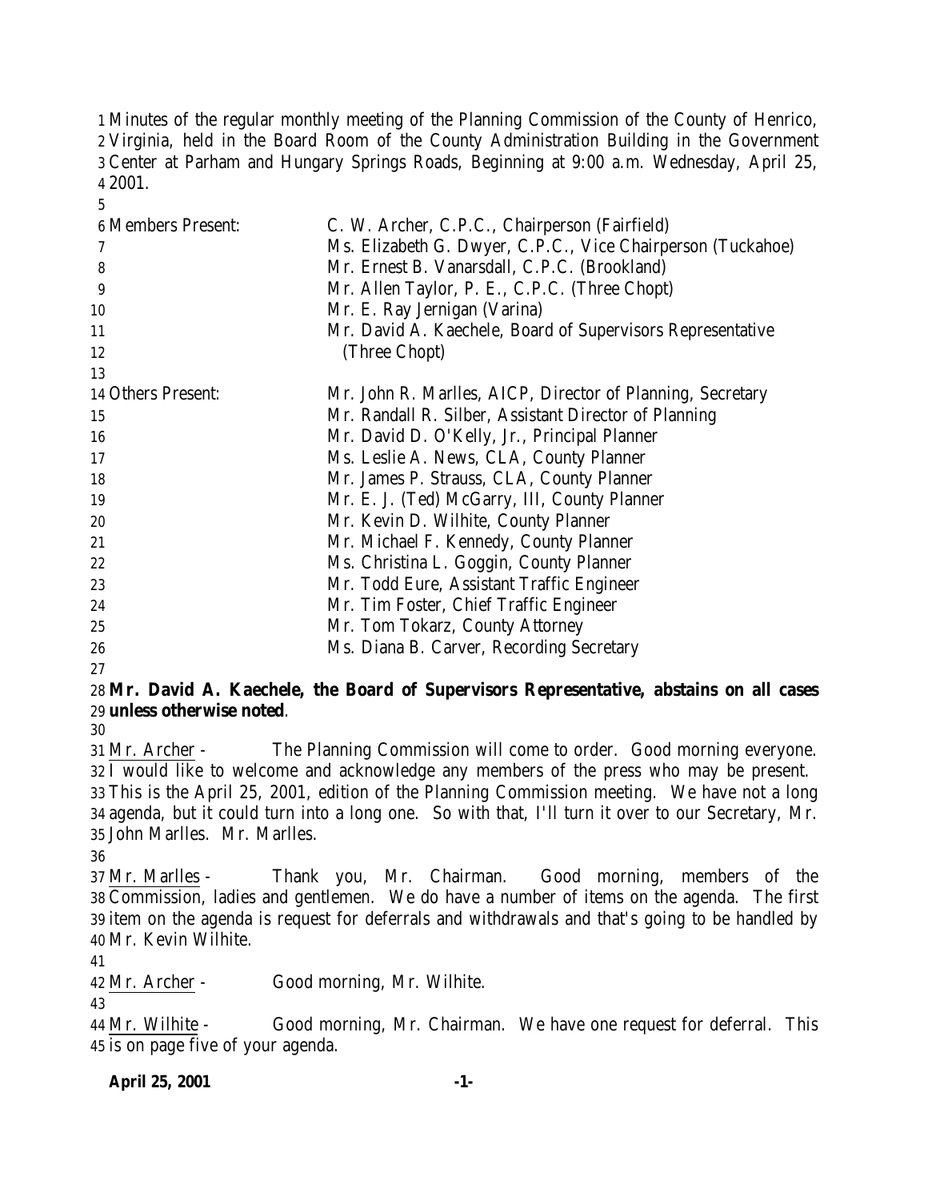Minutes of the regular monthly meeting of the Planning Commission of the County of Henrico, Virginia, held in the Board Room of the County Administration Building in the Government Center at Parham and Hungary Springs Roads, Beginning at 9:00 a.m. Wednesday, April 25, 2001.

| | |
|---|---|
| Members Present: | C. W. Archer, C.P.C., Chairperson (Fairfield) |
| | Ms. Elizabeth G. Dwyer, C.P.C., Vice Chairperson (Tuckahoe) |
| | Mr. Ernest B. Vanarsdall, C.P.C. (Brookland) |
| | Mr. Allen Taylor, P. E., C.P.C. (Three Chopt) |
| | Mr. E. Ray Jernigan (Varina) |
| | Mr. David A. Kaechele, Board of Supervisors Representative (Three Chopt) |
| Others Present: | Mr. John R. Marlles, AICP, Director of Planning, Secretary |
| | Mr. Randall R. Silber, Assistant Director of Planning |
| | Mr. David D. O'Kelly, Jr., Principal Planner |
| | Ms. Leslie A. News, CLA, County Planner |
| | Mr. James P. Strauss, CLA, County Planner |
| | Mr. E. J. (Ted) McGarry, III, County Planner |
| | Mr. Kevin D. Wilhite, County Planner |
| | Mr. Michael F. Kennedy, County Planner |
| | Ms. Christina L. Goggin, County Planner |
| | Mr. Todd Eure, Assistant Traffic Engineer |
| | Mr. Tim Foster, Chief Traffic Engineer |
| | Mr. Tom Tokarz, County Attorney |
| | Ms. Diana B. Carver, Recording Secretary |

**Mr. David A. Kaechele, the Board of Supervisors Representative, abstains on all cases unless otherwise noted**.

Mr. Archer - The Planning Commission will come to order. Good morning everyone. I would like to welcome and acknowledge any members of the press who may be present. This is the April 25, 2001, edition of the Planning Commission meeting. We have not a long agenda, but it could turn into a long one. So with that, I'll turn it over to our Secretary, Mr. John Marlles. Mr. Marlles.

Mr. Marlles - Thank you, Mr. Chairman. Good morning, members of the Commission, ladies and gentlemen. We do have a number of items on the agenda. The first item on the agenda is request for deferrals and withdrawals and that's going to be handled by Mr. Kevin Wilhite.

Mr. Archer - Good morning, Mr. Wilhite.

Mr. Wilhite - Good morning, Mr. Chairman. We have one request for deferral. This is on page five of your agenda.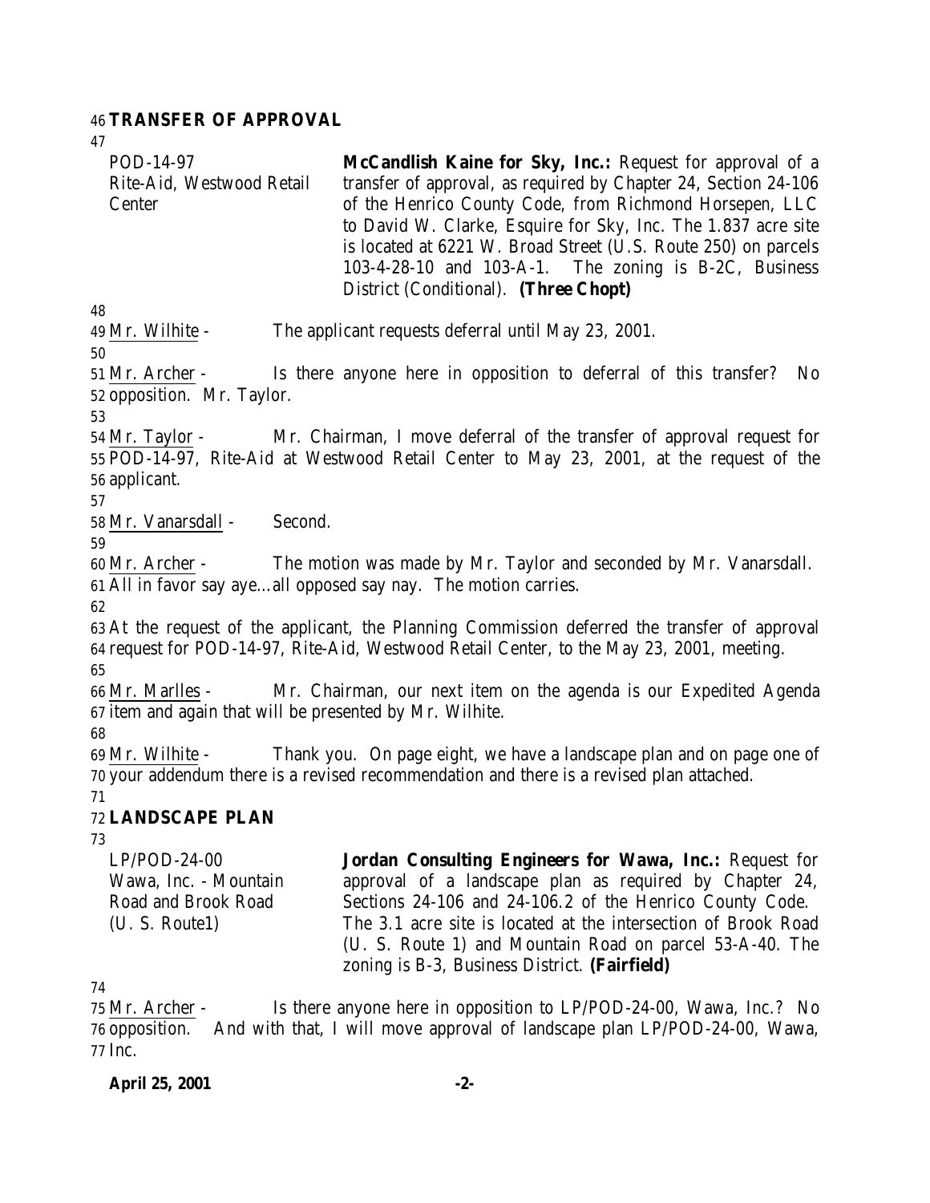## TRANSFER OF APPROVAL

| | |
|---|---|
| POD-14-97<br>Rite-Aid, Westwood Retail Center | **McCandlish Kaine for Sky, Inc.:** Request for approval of a transfer of approval, as required by Chapter 24, Section 24-106 of the Henrico County Code, from Richmond Horsepen, LLC to David W. Clarke, Esquire for Sky, Inc. The 1.837 acre site is located at 6221 W. Broad Street (U.S. Route 250) on parcels 103-4-28-10 and 103-A-1. The zoning is B-2C, Business District (Conditional). **(Three Chopt)** |

Mr. Wilhite - The applicant requests deferral until May 23, 2001.

Mr. Archer - Is there anyone here in opposition to deferral of this transfer? No opposition. Mr. Taylor.

Mr. Taylor - Mr. Chairman, I move deferral of the transfer of approval request for POD-14-97, Rite-Aid at Westwood Retail Center to May 23, 2001, at the request of the applicant.

Mr. Vanarsdall - Second.

Mr. Archer - The motion was made by Mr. Taylor and seconded by Mr. Vanarsdall. All in favor say aye…all opposed say nay. The motion carries.

At the request of the applicant, the Planning Commission deferred the transfer of approval request for POD-14-97, Rite-Aid, Westwood Retail Center, to the May 23, 2001, meeting.

Mr. Marlles - Mr. Chairman, our next item on the agenda is our Expedited Agenda item and again that will be presented by Mr. Wilhite.

Mr. Wilhite - Thank you. On page eight, we have a landscape plan and on page one of your addendum there is a revised recommendation and there is a revised plan attached.

## LANDSCAPE PLAN

| | |
|---|---|
| LP/POD-24-00<br>Wawa, Inc. - Mountain Road and Brook Road (U. S. Route1) | **Jordan Consulting Engineers for Wawa, Inc.:** Request for approval of a landscape plan as required by Chapter 24, Sections 24-106 and 24-106.2 of the Henrico County Code. The 3.1 acre site is located at the intersection of Brook Road (U. S. Route 1) and Mountain Road on parcel 53-A-40. The zoning is B-3, Business District. **(Fairfield)** |

Mr. Archer - Is there anyone here in opposition to LP/POD-24-00, Wawa, Inc.? No opposition. And with that, I will move approval of landscape plan LP/POD-24-00, Wawa, Inc.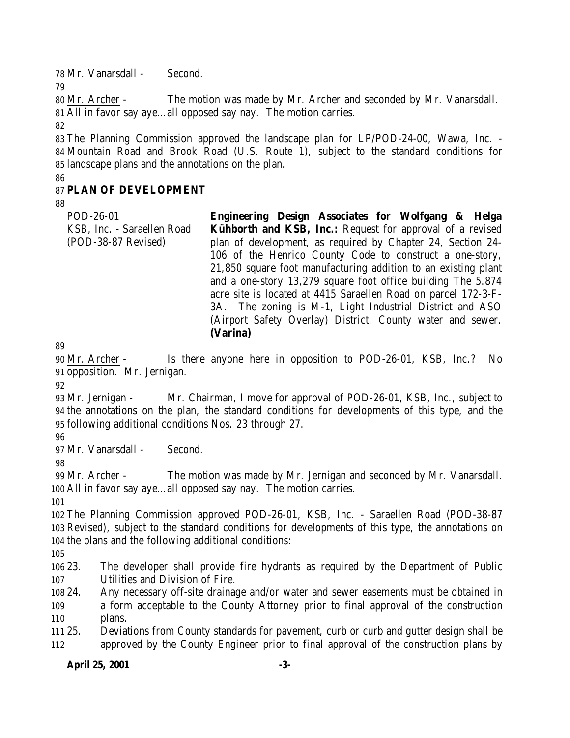Mr. Vanarsdall - Second.

Mr. Archer - The motion was made by Mr. Archer and seconded by Mr. Vanarsdall. All in favor say aye…all opposed say nay. The motion carries.

The Planning Commission approved the landscape plan for LP/POD-24-00, Wawa, Inc. - Mountain Road and Brook Road (U.S. Route 1), subject to the standard conditions for landscape plans and the annotations on the plan.

## PLAN OF DEVELOPMENT

| | |
|---|---|
| POD-26-01<br>KSB, Inc. - Saraellen Road<br>(POD-38-87 Revised) | **Engineering Design Associates for Wolfgang & Helga Kühborth and KSB, Inc.:** Request for approval of a revised plan of development, as required by Chapter 24, Section 24-106 of the Henrico County Code to construct a one-story, 21,850 square foot manufacturing addition to an existing plant and a one-story 13,279 square foot office building The 5.874 acre site is located at 4415 Saraellen Road on parcel 172-3-F-3A. The zoning is M-1, Light Industrial District and ASO (Airport Safety Overlay) District. County water and sewer. **(Varina)** |

Mr. Archer - Is there anyone here in opposition to POD-26-01, KSB, Inc.? No opposition. Mr. Jernigan.

Mr. Jernigan - Mr. Chairman, I move for approval of POD-26-01, KSB, Inc., subject to the annotations on the plan, the standard conditions for developments of this type, and the following additional conditions Nos. 23 through 27.

Mr. Vanarsdall - Second.

Mr. Archer - The motion was made by Mr. Jernigan and seconded by Mr. Vanarsdall. All in favor say aye…all opposed say nay. The motion carries.

The Planning Commission approved POD-26-01, KSB, Inc. - Saraellen Road (POD-38-87 Revised), subject to the standard conditions for developments of this type, the annotations on the plans and the following additional conditions:

23. The developer shall provide fire hydrants as required by the Department of Public Utilities and Division of Fire.
24. Any necessary off-site drainage and/or water and sewer easements must be obtained in a form acceptable to the County Attorney prior to final approval of the construction plans.
25. Deviations from County standards for pavement, curb or curb and gutter design shall be approved by the County Engineer prior to final approval of the construction plans by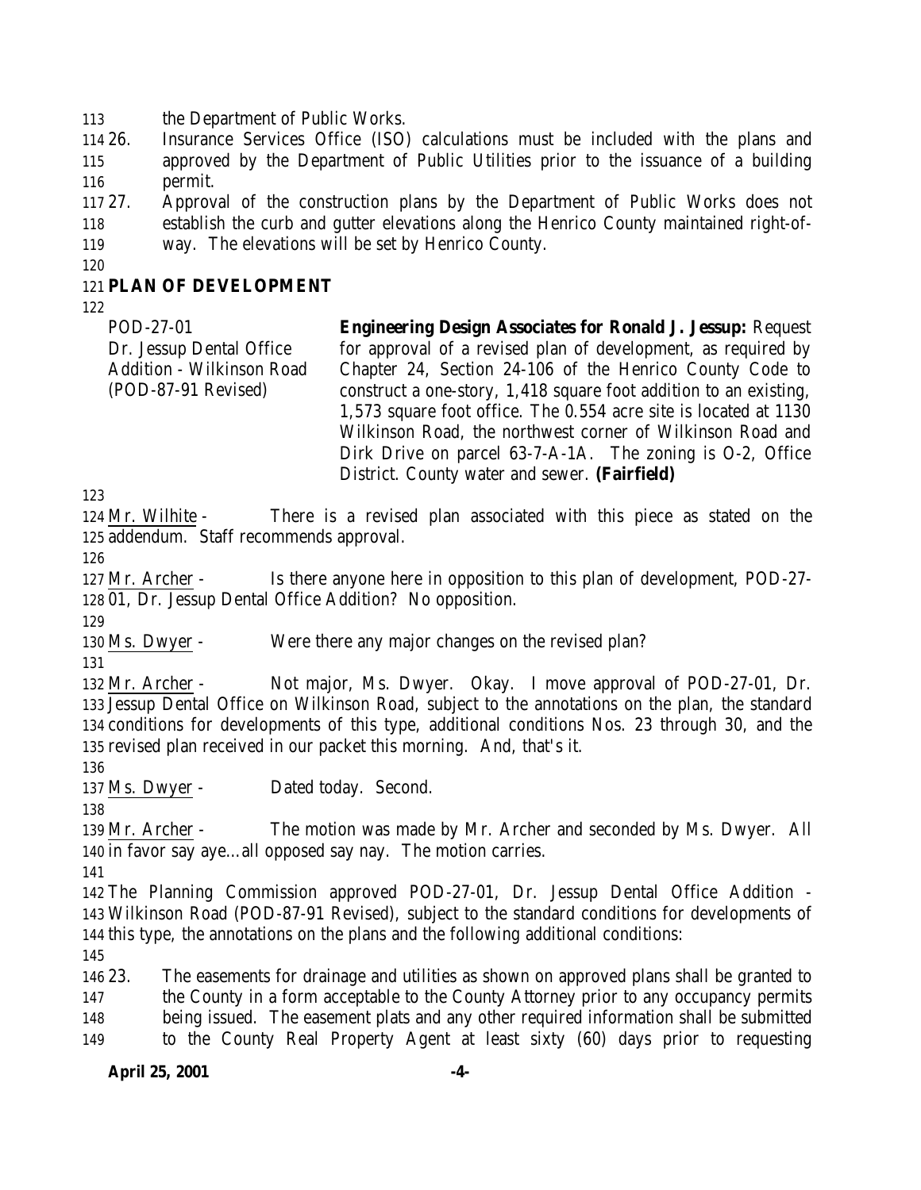the Department of Public Works.

26. Insurance Services Office (ISO) calculations must be included with the plans and approved by the Department of Public Utilities prior to the issuance of a building permit.

27. Approval of the construction plans by the Department of Public Works does not establish the curb and gutter elevations along the Henrico County maintained right-of-way. The elevations will be set by Henrico County.

## PLAN OF DEVELOPMENT

| | |
|---|---|
| POD-27-01<br>Dr. Jessup Dental Office Addition - Wilkinson Road<br>(POD-87-91 Revised) | **Engineering Design Associates for Ronald J. Jessup:** Request for approval of a revised plan of development, as required by Chapter 24, Section 24-106 of the Henrico County Code to construct a one-story, 1,418 square foot addition to an existing, 1,573 square foot office. The 0.554 acre site is located at 1130 Wilkinson Road, the northwest corner of Wilkinson Road and Dirk Drive on parcel 63-7-A-1A. The zoning is O-2, Office District. County water and sewer. **(Fairfield)** |

Mr. Wilhite - There is a revised plan associated with this piece as stated on the addendum. Staff recommends approval.

Mr. Archer - Is there anyone here in opposition to this plan of development, POD-27-01, Dr. Jessup Dental Office Addition? No opposition.

Ms. Dwyer - Were there any major changes on the revised plan?

Mr. Archer - Not major, Ms. Dwyer. Okay. I move approval of POD-27-01, Dr. Jessup Dental Office on Wilkinson Road, subject to the annotations on the plan, the standard conditions for developments of this type, additional conditions Nos. 23 through 30, and the revised plan received in our packet this morning. And, that's it.

Ms. Dwyer - Dated today. Second.

Mr. Archer - The motion was made by Mr. Archer and seconded by Ms. Dwyer. All in favor say aye…all opposed say nay. The motion carries.

The Planning Commission approved POD-27-01, Dr. Jessup Dental Office Addition - Wilkinson Road (POD-87-91 Revised), subject to the standard conditions for developments of this type, the annotations on the plans and the following additional conditions:

23. The easements for drainage and utilities as shown on approved plans shall be granted to the County in a form acceptable to the County Attorney prior to any occupancy permits being issued. The easement plats and any other required information shall be submitted to the County Real Property Agent at least sixty (60) days prior to requesting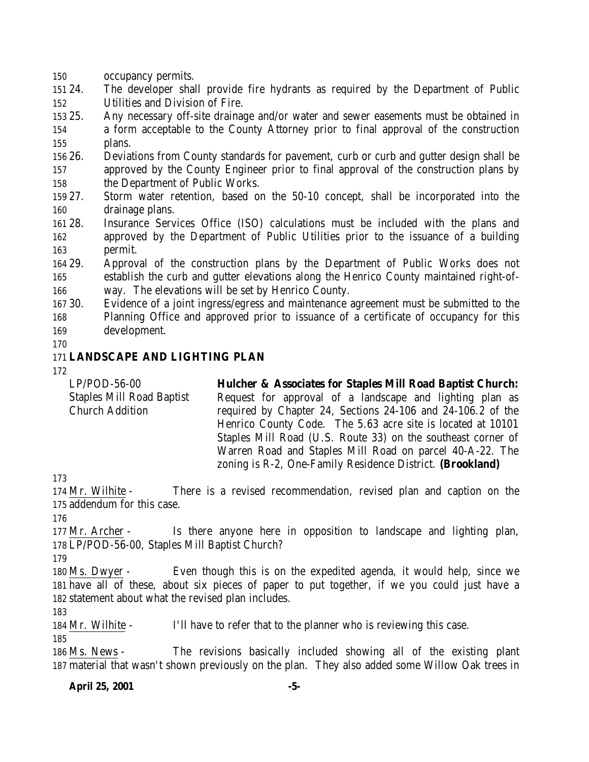occupancy permits.

24. The developer shall provide fire hydrants as required by the Department of Public Utilities and Division of Fire.
25. Any necessary off-site drainage and/or water and sewer easements must be obtained in a form acceptable to the County Attorney prior to final approval of the construction plans.
26. Deviations from County standards for pavement, curb or curb and gutter design shall be approved by the County Engineer prior to final approval of the construction plans by the Department of Public Works.
27. Storm water retention, based on the 50-10 concept, shall be incorporated into the drainage plans.
28. Insurance Services Office (ISO) calculations must be included with the plans and approved by the Department of Public Utilities prior to the issuance of a building permit.
29. Approval of the construction plans by the Department of Public Works does not establish the curb and gutter elevations along the Henrico County maintained right-of-way. The elevations will be set by Henrico County.
30. Evidence of a joint ingress/egress and maintenance agreement must be submitted to the Planning Office and approved prior to issuance of a certificate of occupancy for this development.

## LANDSCAPE AND LIGHTING PLAN

LP/POD-56-00
Staples Mill Road Baptist Church Addition

**Hulcher & Associates for Staples Mill Road Baptist Church:** Request for approval of a landscape and lighting plan as required by Chapter 24, Sections 24-106 and 24-106.2 of the Henrico County Code. The 5.63 acre site is located at 10101 Staples Mill Road (U.S. Route 33) on the southeast corner of Warren Road and Staples Mill Road on parcel 40-A-22. The zoning is R-2, One-Family Residence District. **(Brookland)**

Mr. Wilhite - There is a revised recommendation, revised plan and caption on the addendum for this case.

Mr. Archer - Is there anyone here in opposition to landscape and lighting plan, LP/POD-56-00, Staples Mill Baptist Church?

Ms. Dwyer - Even though this is on the expedited agenda, it would help, since we have all of these, about six pieces of paper to put together, if we you could just have a statement about what the revised plan includes.

Mr. Wilhite - I'll have to refer that to the planner who is reviewing this case.

Ms. News - The revisions basically included showing all of the existing plant material that wasn't shown previously on the plan. They also added some Willow Oak trees in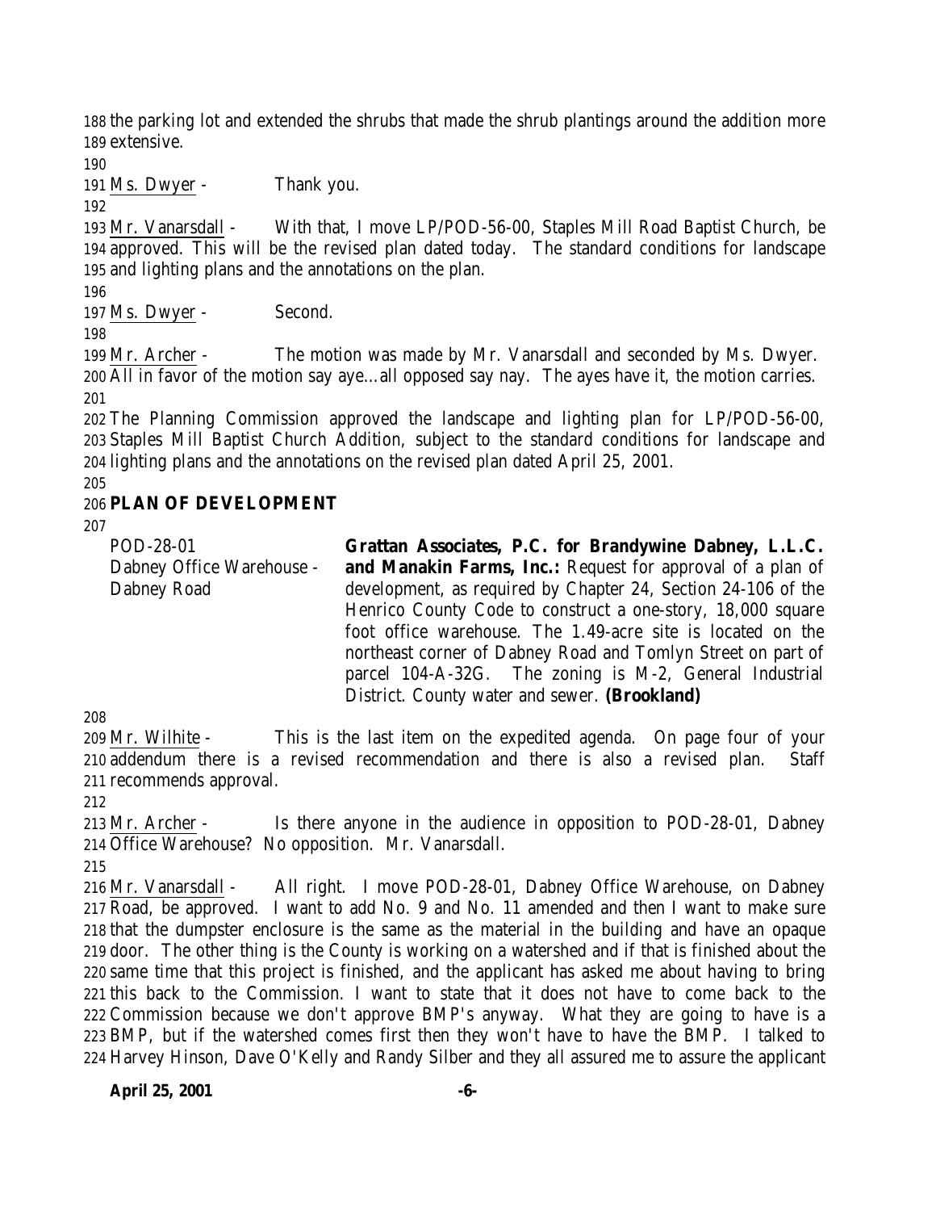the parking lot and extended the shrubs that made the shrub plantings around the addition more extensive.

Ms. Dwyer - Thank you.

Mr. Vanarsdall - With that, I move LP/POD-56-00, Staples Mill Road Baptist Church, be approved. This will be the revised plan dated today. The standard conditions for landscape and lighting plans and the annotations on the plan.

Ms. Dwyer - Second.

Mr. Archer - The motion was made by Mr. Vanarsdall and seconded by Ms. Dwyer. All in favor of the motion say aye…all opposed say nay. The ayes have it, the motion carries.

The Planning Commission approved the landscape and lighting plan for LP/POD-56-00, Staples Mill Baptist Church Addition, subject to the standard conditions for landscape and lighting plans and the annotations on the revised plan dated April 25, 2001.

**PLAN OF DEVELOPMENT**

| | |
|---|---|
| POD-28-01<br>Dabney Office Warehouse - Dabney Road | **Grattan Associates, P.C. for Brandywine Dabney, L.L.C. and Manakin Farms, Inc.:** Request for approval of a plan of development, as required by Chapter 24, Section 24-106 of the Henrico County Code to construct a one-story, 18,000 square foot office warehouse. The 1.49-acre site is located on the northeast corner of Dabney Road and Tomlyn Street on part of parcel 104-A-32G. The zoning is M-2, General Industrial District. County water and sewer. **(Brookland)** |

Mr. Wilhite - This is the last item on the expedited agenda. On page four of your addendum there is a revised recommendation and there is also a revised plan. Staff recommends approval.

Mr. Archer - Is there anyone in the audience in opposition to POD-28-01, Dabney Office Warehouse? No opposition. Mr. Vanarsdall.

Mr. Vanarsdall - All right. I move POD-28-01, Dabney Office Warehouse, on Dabney Road, be approved. I want to add No. 9 and No. 11 amended and then I want to make sure that the dumpster enclosure is the same as the material in the building and have an opaque door. The other thing is the County is working on a watershed and if that is finished about the same time that this project is finished, and the applicant has asked me about having to bring this back to the Commission. I want to state that it does not have to come back to the Commission because we don't approve BMP's anyway. What they are going to have is a BMP, but if the watershed comes first then they won't have to have the BMP. I talked to Harvey Hinson, Dave O'Kelly and Randy Silber and they all assured me to assure the applicant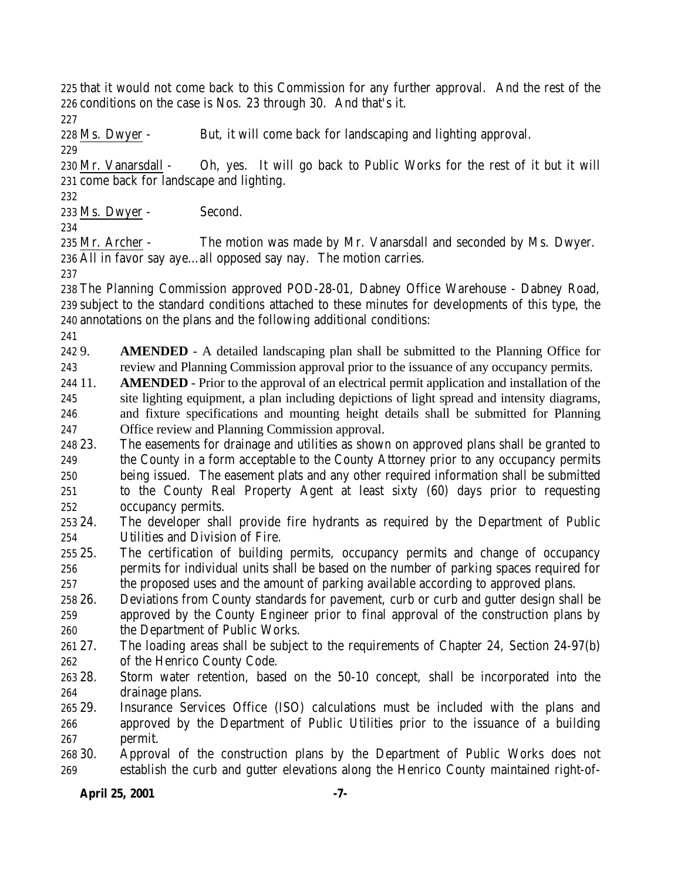that it would not come back to this Commission for any further approval. And the rest of the conditions on the case is Nos. 23 through 30. And that's it.

Ms. Dwyer - But, it will come back for landscaping and lighting approval.

Mr. Vanarsdall - Oh, yes. It will go back to Public Works for the rest of it but it will come back for landscape and lighting.

Ms. Dwyer - Second.

Mr. Archer - The motion was made by Mr. Vanarsdall and seconded by Ms. Dwyer. All in favor say aye…all opposed say nay. The motion carries.

The Planning Commission approved POD-28-01, Dabney Office Warehouse - Dabney Road, subject to the standard conditions attached to these minutes for developments of this type, the annotations on the plans and the following additional conditions:

9. **AMENDED** - A detailed landscaping plan shall be submitted to the Planning Office for review and Planning Commission approval prior to the issuance of any occupancy permits.
11. **AMENDED** - Prior to the approval of an electrical permit application and installation of the site lighting equipment, a plan including depictions of light spread and intensity diagrams, and fixture specifications and mounting height details shall be submitted for Planning Office review and Planning Commission approval.
23. The easements for drainage and utilities as shown on approved plans shall be granted to the County in a form acceptable to the County Attorney prior to any occupancy permits being issued. The easement plats and any other required information shall be submitted to the County Real Property Agent at least sixty (60) days prior to requesting occupancy permits.
24. The developer shall provide fire hydrants as required by the Department of Public Utilities and Division of Fire.
25. The certification of building permits, occupancy permits and change of occupancy permits for individual units shall be based on the number of parking spaces required for the proposed uses and the amount of parking available according to approved plans.
26. Deviations from County standards for pavement, curb or curb and gutter design shall be approved by the County Engineer prior to final approval of the construction plans by the Department of Public Works.
27. The loading areas shall be subject to the requirements of Chapter 24, Section 24-97(b) of the Henrico County Code.
28. Storm water retention, based on the 50-10 concept, shall be incorporated into the drainage plans.
29. Insurance Services Office (ISO) calculations must be included with the plans and approved by the Department of Public Utilities prior to the issuance of a building permit.
30. Approval of the construction plans by the Department of Public Works does not establish the curb and gutter elevations along the Henrico County maintained right-of-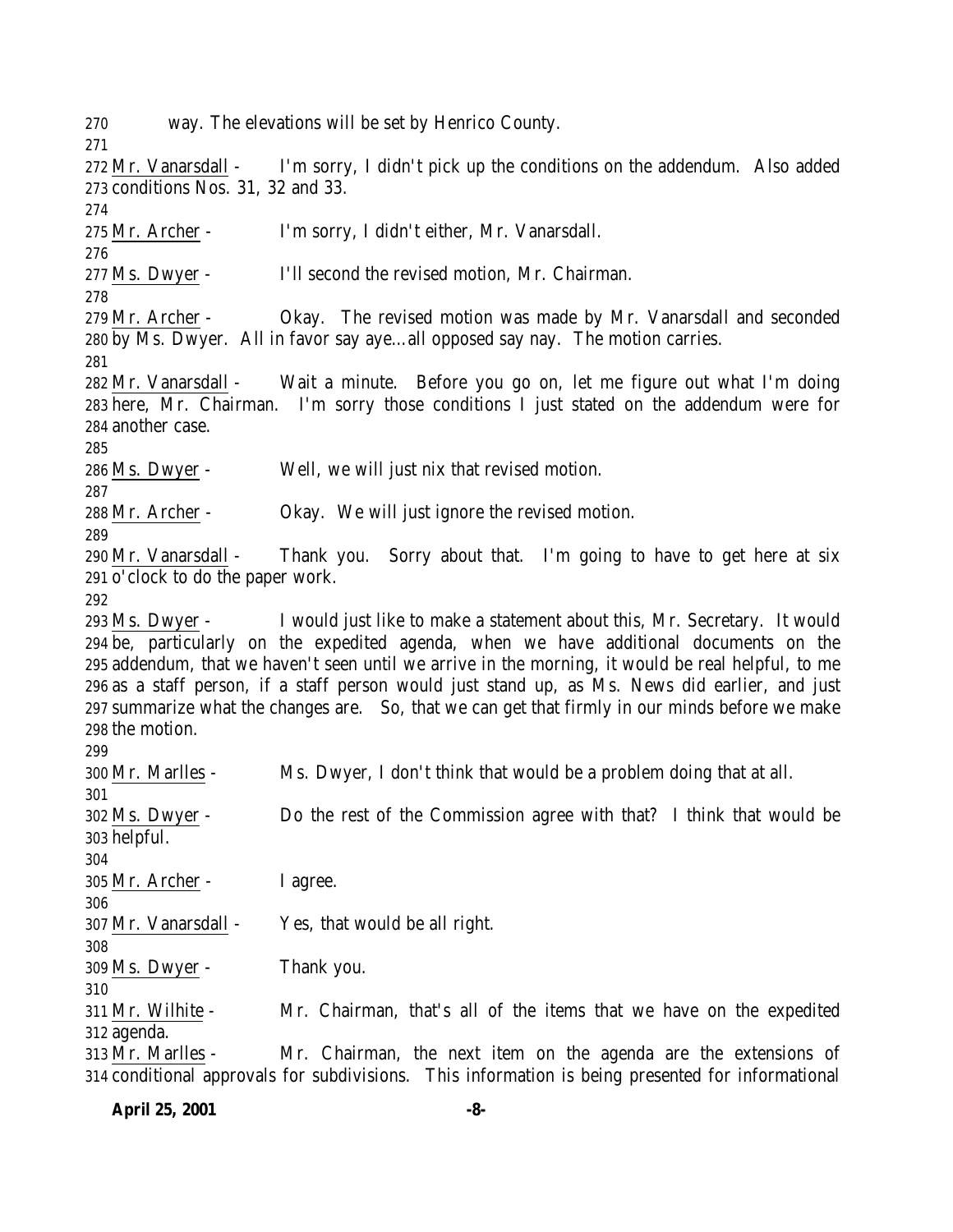way. The elevations will be set by Henrico County.

Mr. Vanarsdall - I'm sorry, I didn't pick up the conditions on the addendum. Also added conditions Nos. 31, 32 and 33.

Mr. Archer - I'm sorry, I didn't either, Mr. Vanarsdall.

Ms. Dwyer - I'll second the revised motion, Mr. Chairman.

Mr. Archer - Okay. The revised motion was made by Mr. Vanarsdall and seconded by Ms. Dwyer. All in favor say aye…all opposed say nay. The motion carries.

Mr. Vanarsdall - Wait a minute. Before you go on, let me figure out what I'm doing here, Mr. Chairman. I'm sorry those conditions I just stated on the addendum were for another case.

Ms. Dwyer - Well, we will just nix that revised motion.

Mr. Archer - Okay. We will just ignore the revised motion.

Mr. Vanarsdall - Thank you. Sorry about that. I'm going to have to get here at six o'clock to do the paper work.

Ms. Dwyer - I would just like to make a statement about this, Mr. Secretary. It would be, particularly on the expedited agenda, when we have additional documents on the addendum, that we haven't seen until we arrive in the morning, it would be real helpful, to me as a staff person, if a staff person would just stand up, as Ms. News did earlier, and just summarize what the changes are. So, that we can get that firmly in our minds before we make the motion.

Mr. Marlles - Ms. Dwyer, I don't think that would be a problem doing that at all.

Ms. Dwyer - Do the rest of the Commission agree with that? I think that would be helpful.

Mr. Archer - I agree.

Mr. Vanarsdall - Yes, that would be all right.

Ms. Dwyer - Thank you.

Mr. Wilhite - Mr. Chairman, that's all of the items that we have on the expedited agenda.

Mr. Marlles - Mr. Chairman, the next item on the agenda are the extensions of conditional approvals for subdivisions. This information is being presented for informational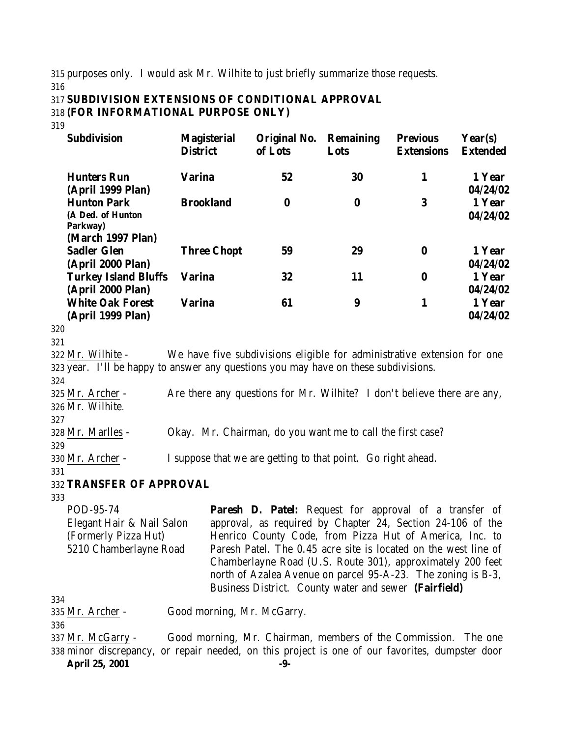purposes only. I would ask Mr. Wilhite to just briefly summarize those requests.

**SUBDIVISION EXTENSIONS OF CONDITIONAL APPROVAL**
**(FOR INFORMATIONAL PURPOSE ONLY)**

| Subdivision | Magisterial District | Original No. of Lots | Remaining Lots | Previous Extensions | Year(s) Extended |
|---|---|---|---|---|---|
| **Hunters Run (April 1999 Plan)** | **Varina** | **52** | **30** | **1** | **1 Year 04/24/02** |
| **Hunton Park (A Ded. of Hunton Parkway) (March 1997 Plan)** | **Brookland** | **0** | **0** | **3** | **1 Year 04/24/02** |
| **Sadler Glen (April 2000 Plan)** | **Three Chopt** | **59** | **29** | **0** | **1 Year 04/24/02** |
| **Turkey Island Bluffs (April 2000 Plan)** | **Varina** | **32** | **11** | **0** | **1 Year 04/24/02** |
| **White Oak Forest (April 1999 Plan)** | **Varina** | **61** | **9** | **1** | **1 Year 04/24/02** |

Mr. Wilhite - We have five subdivisions eligible for administrative extension for one year. I'll be happy to answer any questions you may have on these subdivisions.

Mr. Archer - Are there any questions for Mr. Wilhite? I don't believe there are any, Mr. Wilhite.

Mr. Marlles - Okay. Mr. Chairman, do you want me to call the first case?

Mr. Archer - I suppose that we are getting to that point. Go right ahead.

**TRANSFER OF APPROVAL**

POD-95-74
Elegant Hair & Nail Salon
(Formerly Pizza Hut)
5210 Chamberlayne Road

**Paresh D. Patel:** Request for approval of a transfer of approval, as required by Chapter 24, Section 24-106 of the Henrico County Code, from Pizza Hut of America, Inc. to Paresh Patel. The 0.45 acre site is located on the west line of Chamberlayne Road (U.S. Route 301), approximately 200 feet north of Azalea Avenue on parcel 95-A-23. The zoning is B-3, Business District. County water and sewer **(Fairfield)**

Mr. Archer - Good morning, Mr. McGarry.

Mr. McGarry - Good morning, Mr. Chairman, members of the Commission. The one minor discrepancy, or repair needed, on this project is one of our favorites, dumpster door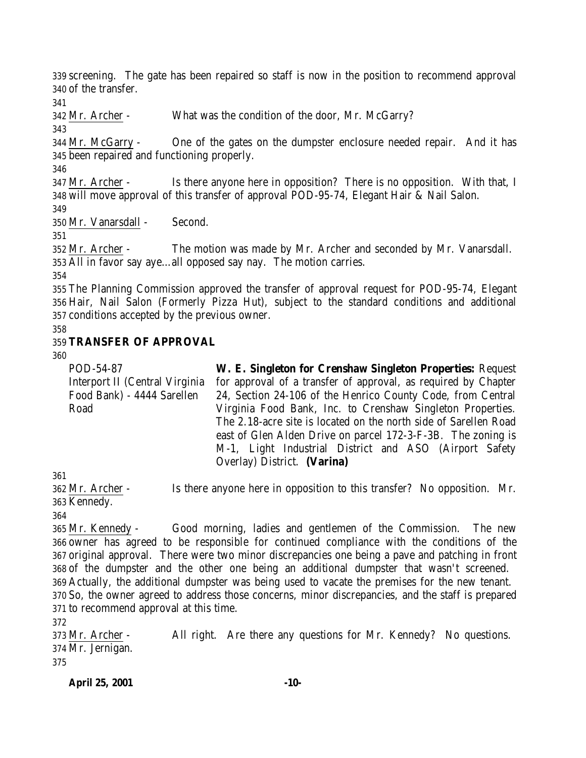screening. The gate has been repaired so staff is now in the position to recommend approval of the transfer.

Mr. Archer - What was the condition of the door, Mr. McGarry?

Mr. McGarry - One of the gates on the dumpster enclosure needed repair. And it has been repaired and functioning properly.

Mr. Archer - Is there anyone here in opposition? There is no opposition. With that, I will move approval of this transfer of approval POD-95-74, Elegant Hair & Nail Salon.

Mr. Vanarsdall - Second.

Mr. Archer - The motion was made by Mr. Archer and seconded by Mr. Vanarsdall. All in favor say aye…all opposed say nay. The motion carries.

The Planning Commission approved the transfer of approval request for POD-95-74, Elegant Hair, Nail Salon (Formerly Pizza Hut), subject to the standard conditions and additional conditions accepted by the previous owner.

**TRANSFER OF APPROVAL**

POD-54-87
Interport II (Central Virginia Food Bank) - 4444 Sarellen Road

**W. E. Singleton for Crenshaw Singleton Properties:** Request for approval of a transfer of approval, as required by Chapter 24, Section 24-106 of the Henrico County Code, from Central Virginia Food Bank, Inc. to Crenshaw Singleton Properties. The 2.18-acre site is located on the north side of Sarellen Road east of Glen Alden Drive on parcel 172-3-F-3B. The zoning is M-1, Light Industrial District and ASO (Airport Safety Overlay) District. **(Varina)**

Mr. Archer - Is there anyone here in opposition to this transfer? No opposition. Mr. Kennedy.

Mr. Kennedy - Good morning, ladies and gentlemen of the Commission. The new owner has agreed to be responsible for continued compliance with the conditions of the original approval. There were two minor discrepancies one being a pave and patching in front of the dumpster and the other one being an additional dumpster that wasn't screened. Actually, the additional dumpster was being used to vacate the premises for the new tenant. So, the owner agreed to address those concerns, minor discrepancies, and the staff is prepared to recommend approval at this time.

Mr. Archer - All right. Are there any questions for Mr. Kennedy? No questions. Mr. Jernigan.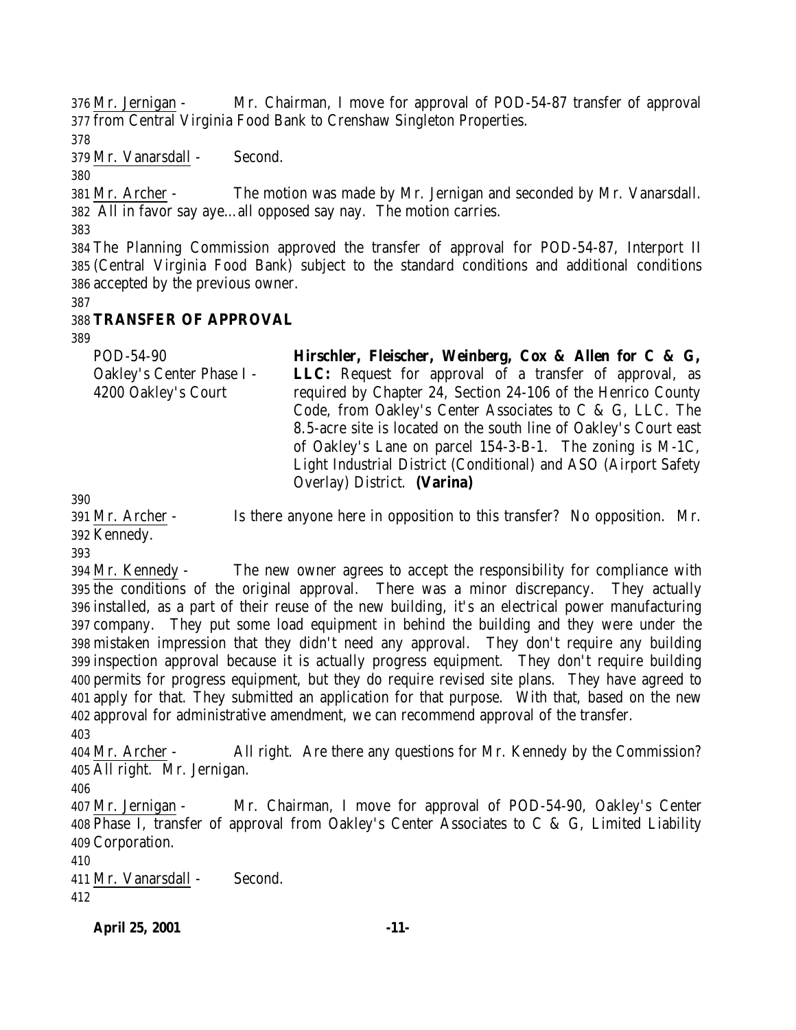Mr. Jernigan - Mr. Chairman, I move for approval of POD-54-87 transfer of approval from Central Virginia Food Bank to Crenshaw Singleton Properties.

Mr. Vanarsdall - Second.

Mr. Archer - The motion was made by Mr. Jernigan and seconded by Mr. Vanarsdall. All in favor say aye…all opposed say nay. The motion carries.

The Planning Commission approved the transfer of approval for POD-54-87, Interport II (Central Virginia Food Bank) subject to the standard conditions and additional conditions accepted by the previous owner.

## TRANSFER OF APPROVAL

| | |
|---|---|
| POD-54-90<br>Oakley's Center Phase I - 4200 Oakley's Court | **Hirschler, Fleischer, Weinberg, Cox & Allen for C & G, LLC:** Request for approval of a transfer of approval, as required by Chapter 24, Section 24-106 of the Henrico County Code, from Oakley's Center Associates to C & G, LLC. The 8.5-acre site is located on the south line of Oakley's Court east of Oakley's Lane on parcel 154-3-B-1. The zoning is M-1C, Light Industrial District (Conditional) and ASO (Airport Safety Overlay) District. **(Varina)** |

Mr. Archer - Is there anyone here in opposition to this transfer? No opposition. Mr. Kennedy.

Mr. Kennedy - The new owner agrees to accept the responsibility for compliance with the conditions of the original approval. There was a minor discrepancy. They actually installed, as a part of their reuse of the new building, it's an electrical power manufacturing company. They put some load equipment in behind the building and they were under the mistaken impression that they didn't need any approval. They don't require any building inspection approval because it is actually progress equipment. They don't require building permits for progress equipment, but they do require revised site plans. They have agreed to apply for that. They submitted an application for that purpose. With that, based on the new approval for administrative amendment, we can recommend approval of the transfer.

Mr. Archer - All right. Are there any questions for Mr. Kennedy by the Commission? All right. Mr. Jernigan.

Mr. Jernigan - Mr. Chairman, I move for approval of POD-54-90, Oakley's Center Phase I, transfer of approval from Oakley's Center Associates to C & G, Limited Liability Corporation.

Mr. Vanarsdall - Second.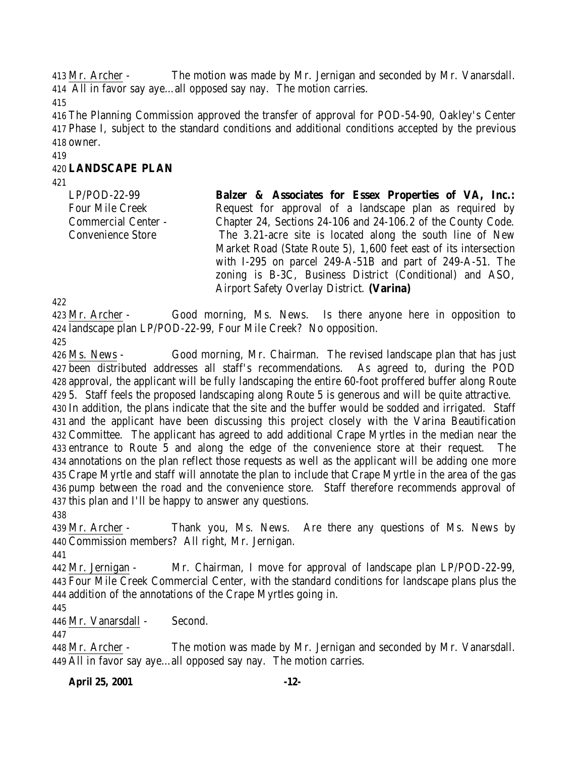Mr. Archer - The motion was made by Mr. Jernigan and seconded by Mr. Vanarsdall. All in favor say aye…all opposed say nay. The motion carries.

The Planning Commission approved the transfer of approval for POD-54-90, Oakley's Center Phase I, subject to the standard conditions and additional conditions accepted by the previous owner.

## LANDSCAPE PLAN

| | |
|---|---|
| LP/POD-22-99 Four Mile Creek Commercial Center - Convenience Store | **Balzer & Associates for Essex Properties of VA, Inc.:** Request for approval of a landscape plan as required by Chapter 24, Sections 24-106 and 24-106.2 of the County Code. The 3.21-acre site is located along the south line of New Market Road (State Route 5), 1,600 feet east of its intersection with I-295 on parcel 249-A-51B and part of 249-A-51. The zoning is B-3C, Business District (Conditional) and ASO, Airport Safety Overlay District. **(Varina)** |

Mr. Archer - Good morning, Ms. News. Is there anyone here in opposition to landscape plan LP/POD-22-99, Four Mile Creek? No opposition.

Ms. News - Good morning, Mr. Chairman. The revised landscape plan that has just been distributed addresses all staff's recommendations. As agreed to, during the POD approval, the applicant will be fully landscaping the entire 60-foot proffered buffer along Route 5. Staff feels the proposed landscaping along Route 5 is generous and will be quite attractive. In addition, the plans indicate that the site and the buffer would be sodded and irrigated. Staff and the applicant have been discussing this project closely with the Varina Beautification Committee. The applicant has agreed to add additional Crape Myrtles in the median near the entrance to Route 5 and along the edge of the convenience store at their request. The annotations on the plan reflect those requests as well as the applicant will be adding one more Crape Myrtle and staff will annotate the plan to include that Crape Myrtle in the area of the gas pump between the road and the convenience store. Staff therefore recommends approval of this plan and I'll be happy to answer any questions.

Mr. Archer - Thank you, Ms. News. Are there any questions of Ms. News by Commission members? All right, Mr. Jernigan.

Mr. Jernigan - Mr. Chairman, I move for approval of landscape plan LP/POD-22-99, Four Mile Creek Commercial Center, with the standard conditions for landscape plans plus the addition of the annotations of the Crape Myrtles going in.

Mr. Vanarsdall - Second.

Mr. Archer - The motion was made by Mr. Jernigan and seconded by Mr. Vanarsdall. All in favor say aye…all opposed say nay. The motion carries.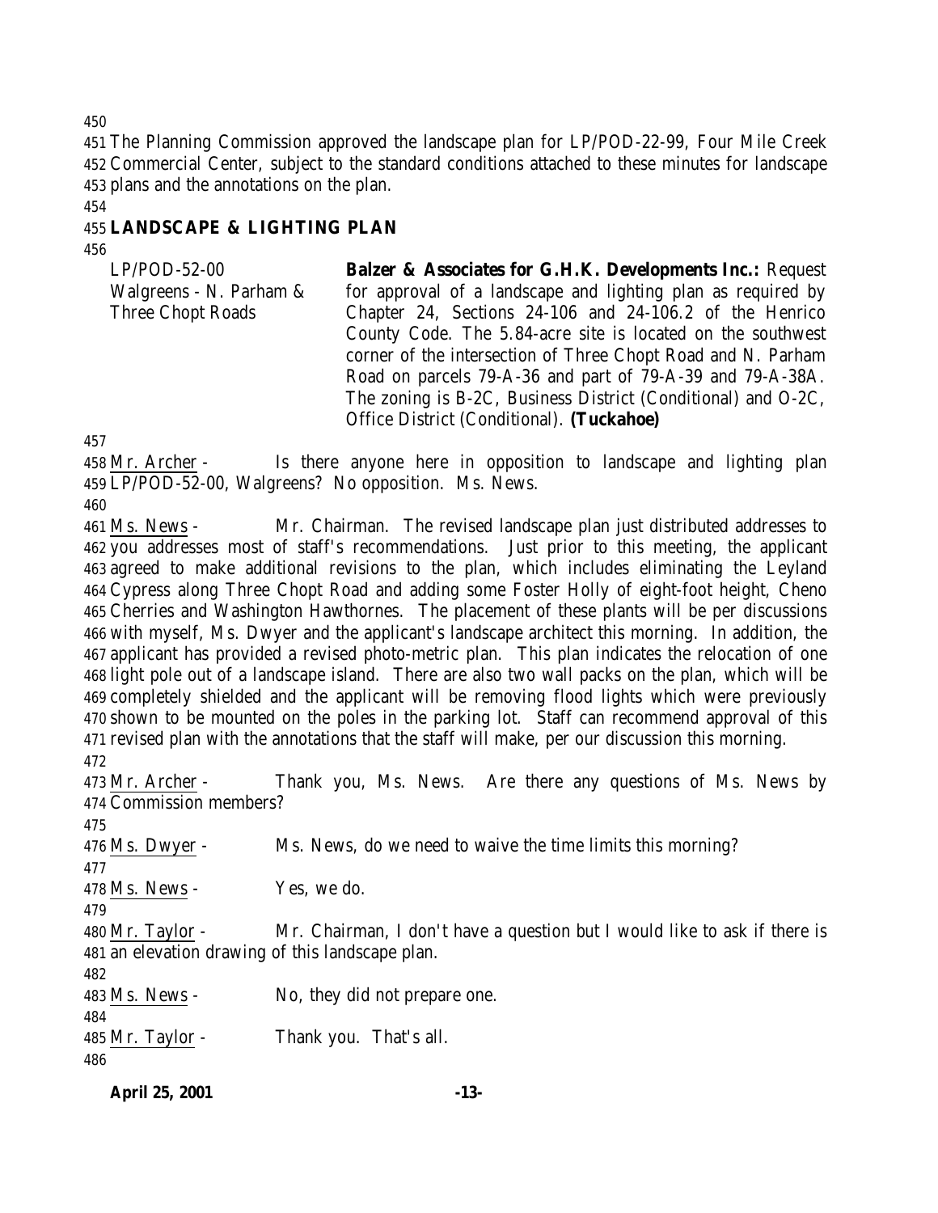The Planning Commission approved the landscape plan for LP/POD-22-99, Four Mile Creek Commercial Center, subject to the standard conditions attached to these minutes for landscape plans and the annotations on the plan.

## LANDSCAPE & LIGHTING PLAN

| | |
|---|---|
| LP/POD-52-00<br>Walgreens - N. Parham & Three Chopt Roads | **Balzer & Associates for G.H.K. Developments Inc.:** Request for approval of a landscape and lighting plan as required by Chapter 24, Sections 24-106 and 24-106.2 of the Henrico County Code. The 5.84-acre site is located on the southwest corner of the intersection of Three Chopt Road and N. Parham Road on parcels 79-A-36 and part of 79-A-39 and 79-A-38A. The zoning is B-2C, Business District (Conditional) and O-2C, Office District (Conditional). **(Tuckahoe)** |

Mr. Archer - Is there anyone here in opposition to landscape and lighting plan LP/POD-52-00, Walgreens? No opposition. Ms. News.

Ms. News - Mr. Chairman. The revised landscape plan just distributed addresses to you addresses most of staff's recommendations. Just prior to this meeting, the applicant agreed to make additional revisions to the plan, which includes eliminating the Leyland Cypress along Three Chopt Road and adding some Foster Holly of eight-foot height, Cheno Cherries and Washington Hawthornes. The placement of these plants will be per discussions with myself, Ms. Dwyer and the applicant's landscape architect this morning. In addition, the applicant has provided a revised photo-metric plan. This plan indicates the relocation of one light pole out of a landscape island. There are also two wall packs on the plan, which will be completely shielded and the applicant will be removing flood lights which were previously shown to be mounted on the poles in the parking lot. Staff can recommend approval of this revised plan with the annotations that the staff will make, per our discussion this morning.

Mr. Archer - Thank you, Ms. News. Are there any questions of Ms. News by Commission members?

Ms. Dwyer - Ms. News, do we need to waive the time limits this morning?

Ms. News - Yes, we do.

Mr. Taylor - Mr. Chairman, I don't have a question but I would like to ask if there is an elevation drawing of this landscape plan.

Ms. News - No, they did not prepare one.

Mr. Taylor - Thank you. That's all.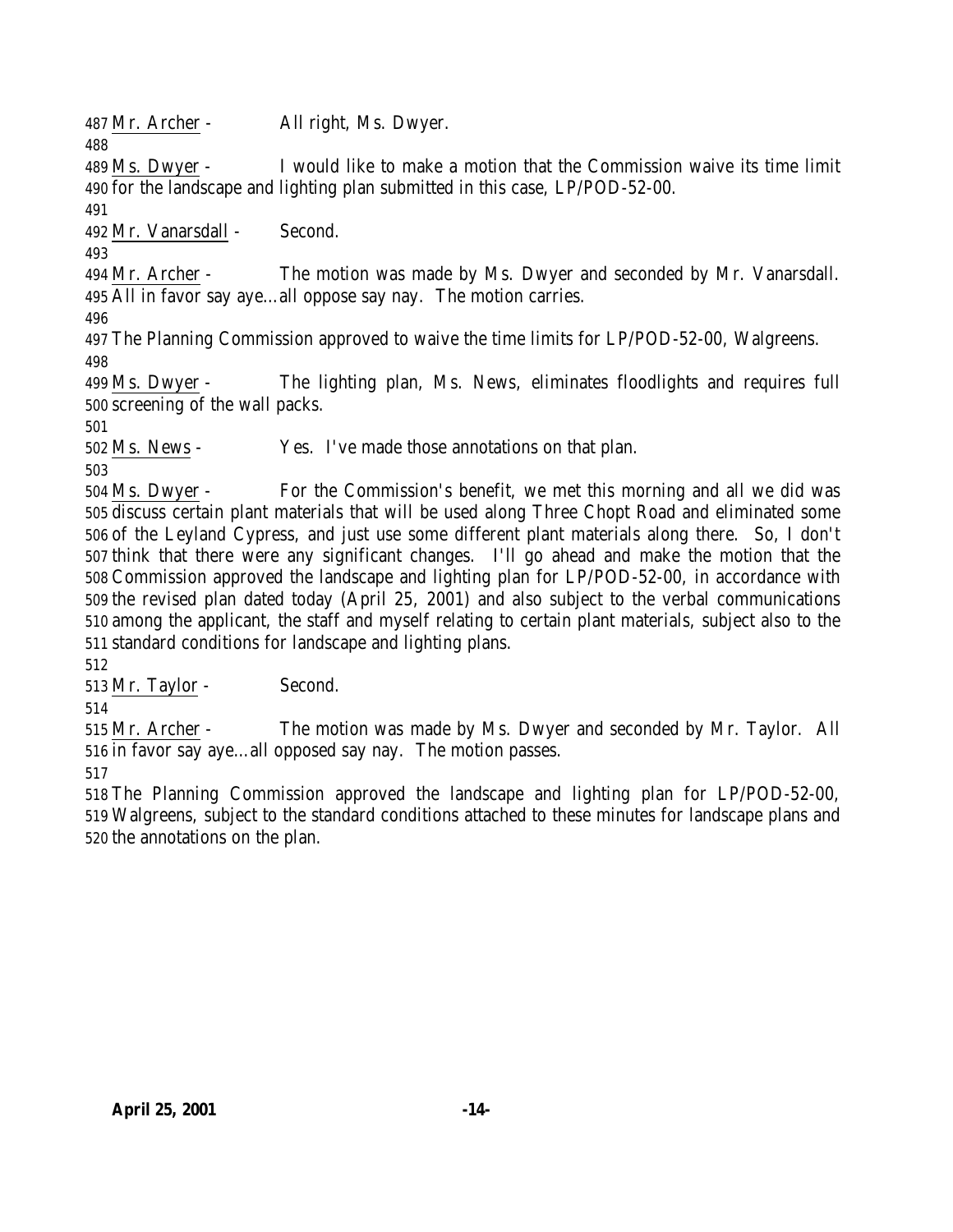<u>Mr. Archer</u> - All right, Ms. Dwyer.

<u>Ms. Dwyer</u> - I would like to make a motion that the Commission waive its time limit for the landscape and lighting plan submitted in this case, LP/POD-52-00.

<u>Mr. Vanarsdall</u> - Second.

<u>Mr. Archer</u> - The motion was made by Ms. Dwyer and seconded by Mr. Vanarsdall. All in favor say aye…all oppose say nay. The motion carries.

The Planning Commission approved to waive the time limits for LP/POD-52-00, Walgreens.

<u>Ms. Dwyer</u> - The lighting plan, Ms. News, eliminates floodlights and requires full screening of the wall packs.

<u>Ms. News</u> - Yes. I've made those annotations on that plan.

<u>Ms. Dwyer</u> - For the Commission's benefit, we met this morning and all we did was discuss certain plant materials that will be used along Three Chopt Road and eliminated some of the Leyland Cypress, and just use some different plant materials along there. So, I don't think that there were any significant changes. I'll go ahead and make the motion that the Commission approved the landscape and lighting plan for LP/POD-52-00, in accordance with the revised plan dated today (April 25, 2001) and also subject to the verbal communications among the applicant, the staff and myself relating to certain plant materials, subject also to the standard conditions for landscape and lighting plans.

<u>Mr. Taylor</u> - Second.

<u>Mr. Archer</u> - The motion was made by Ms. Dwyer and seconded by Mr. Taylor. All in favor say aye…all opposed say nay. The motion passes.

The Planning Commission approved the landscape and lighting plan for LP/POD-52-00, Walgreens, subject to the standard conditions attached to these minutes for landscape plans and the annotations on the plan.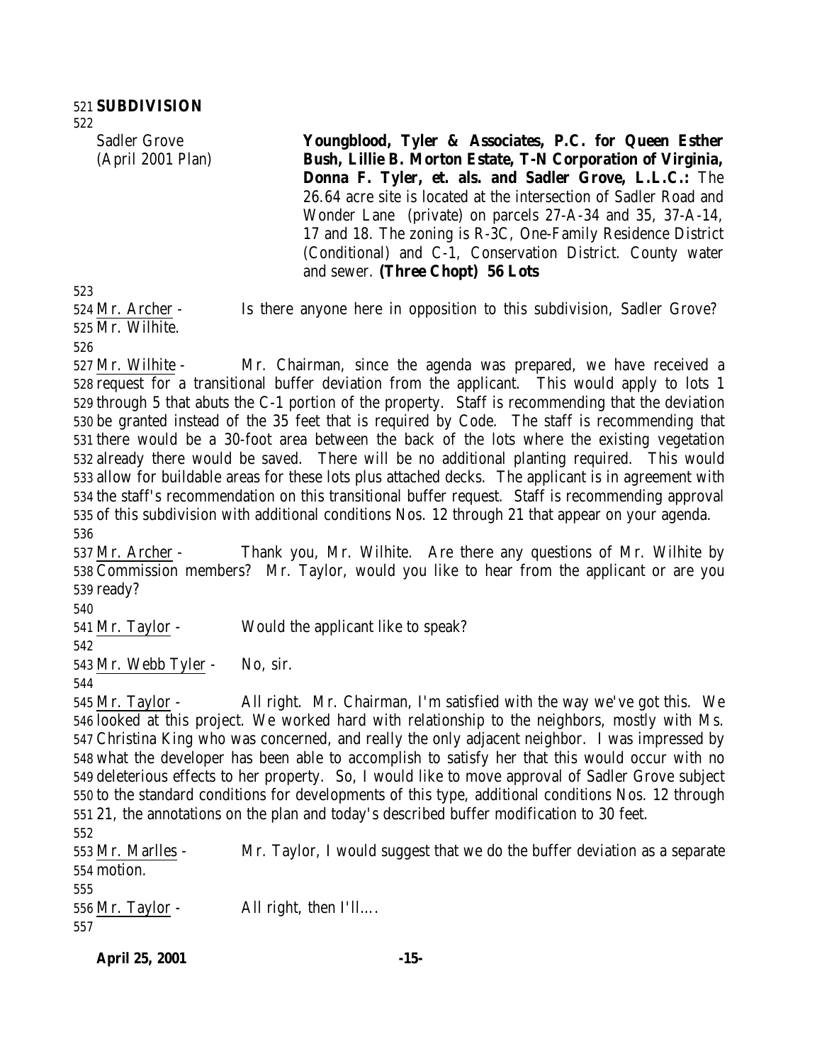**SUBDIVISION**

Sadler Grove (April 2001 Plan)

**Youngblood, Tyler & Associates, P.C. for Queen Esther Bush, Lillie B. Morton Estate, T-N Corporation of Virginia, Donna F. Tyler, et. als. and Sadler Grove, L.L.C.:** The 26.64 acre site is located at the intersection of Sadler Road and Wonder Lane (private) on parcels 27-A-34 and 35, 37-A-14, 17 and 18. The zoning is R-3C, One-Family Residence District (Conditional) and C-1, Conservation District. County water and sewer. **(Three Chopt) 56 Lots**

Mr. Archer - Is there anyone here in opposition to this subdivision, Sadler Grove? Mr. Wilhite.

Mr. Wilhite - Mr. Chairman, since the agenda was prepared, we have received a request for a transitional buffer deviation from the applicant. This would apply to lots 1 through 5 that abuts the C-1 portion of the property. Staff is recommending that the deviation be granted instead of the 35 feet that is required by Code. The staff is recommending that there would be a 30-foot area between the back of the lots where the existing vegetation already there would be saved. There will be no additional planting required. This would allow for buildable areas for these lots plus attached decks. The applicant is in agreement with the staff's recommendation on this transitional buffer request. Staff is recommending approval of this subdivision with additional conditions Nos. 12 through 21 that appear on your agenda.

Mr. Archer - Thank you, Mr. Wilhite. Are there any questions of Mr. Wilhite by Commission members? Mr. Taylor, would you like to hear from the applicant or are you ready?

Mr. Taylor - Would the applicant like to speak?

Mr. Webb Tyler - No, sir.

Mr. Taylor - All right. Mr. Chairman, I'm satisfied with the way we've got this. We looked at this project. We worked hard with relationship to the neighbors, mostly with Ms. Christina King who was concerned, and really the only adjacent neighbor. I was impressed by what the developer has been able to accomplish to satisfy her that this would occur with no deleterious effects to her property. So, I would like to move approval of Sadler Grove subject to the standard conditions for developments of this type, additional conditions Nos. 12 through 21, the annotations on the plan and today's described buffer modification to 30 feet.

Mr. Marlles - Mr. Taylor, I would suggest that we do the buffer deviation as a separate motion.

Mr. Taylor - All right, then I'll....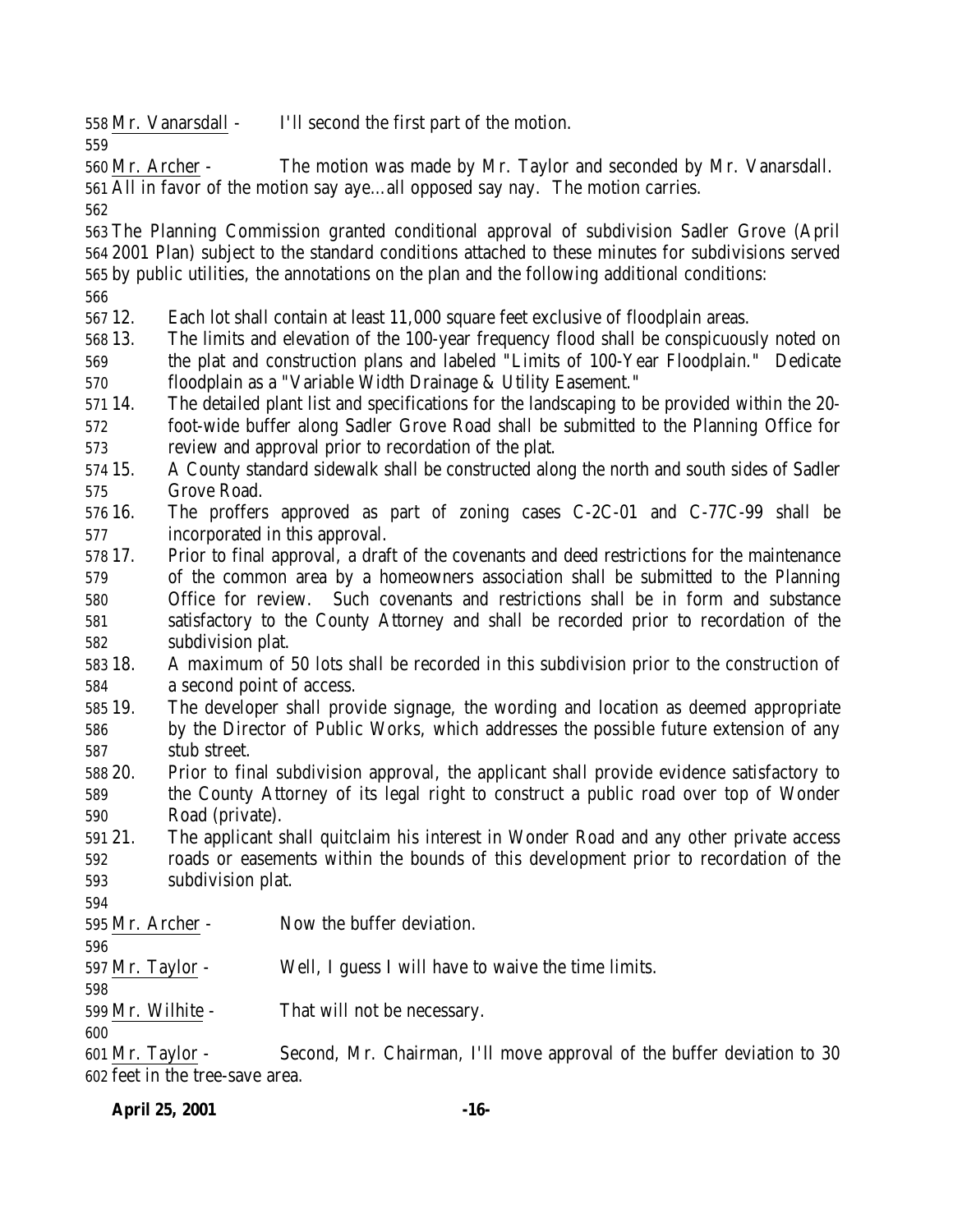Mr. Vanarsdall - I'll second the first part of the motion.

Mr. Archer - The motion was made by Mr. Taylor and seconded by Mr. Vanarsdall. All in favor of the motion say aye…all opposed say nay. The motion carries.

The Planning Commission granted conditional approval of subdivision Sadler Grove (April 2001 Plan) subject to the standard conditions attached to these minutes for subdivisions served by public utilities, the annotations on the plan and the following additional conditions:

12. Each lot shall contain at least 11,000 square feet exclusive of floodplain areas.
13. The limits and elevation of the 100-year frequency flood shall be conspicuously noted on the plat and construction plans and labeled "Limits of 100-Year Floodplain." Dedicate floodplain as a "Variable Width Drainage & Utility Easement."
14. The detailed plant list and specifications for the landscaping to be provided within the 20-foot-wide buffer along Sadler Grove Road shall be submitted to the Planning Office for review and approval prior to recordation of the plat.
15. A County standard sidewalk shall be constructed along the north and south sides of Sadler Grove Road.
16. The proffers approved as part of zoning cases C-2C-01 and C-77C-99 shall be incorporated in this approval.
17. Prior to final approval, a draft of the covenants and deed restrictions for the maintenance of the common area by a homeowners association shall be submitted to the Planning Office for review. Such covenants and restrictions shall be in form and substance satisfactory to the County Attorney and shall be recorded prior to recordation of the subdivision plat.
18. A maximum of 50 lots shall be recorded in this subdivision prior to the construction of a second point of access.
19. The developer shall provide signage, the wording and location as deemed appropriate by the Director of Public Works, which addresses the possible future extension of any stub street.
20. Prior to final subdivision approval, the applicant shall provide evidence satisfactory to the County Attorney of its legal right to construct a public road over top of Wonder Road (private).
21. The applicant shall quitclaim his interest in Wonder Road and any other private access roads or easements within the bounds of this development prior to recordation of the subdivision plat.

Mr. Archer - Now the buffer deviation.

Mr. Taylor - Well, I guess I will have to waive the time limits.

Mr. Wilhite - That will not be necessary.

Mr. Taylor - Second, Mr. Chairman, I'll move approval of the buffer deviation to 30 feet in the tree-save area.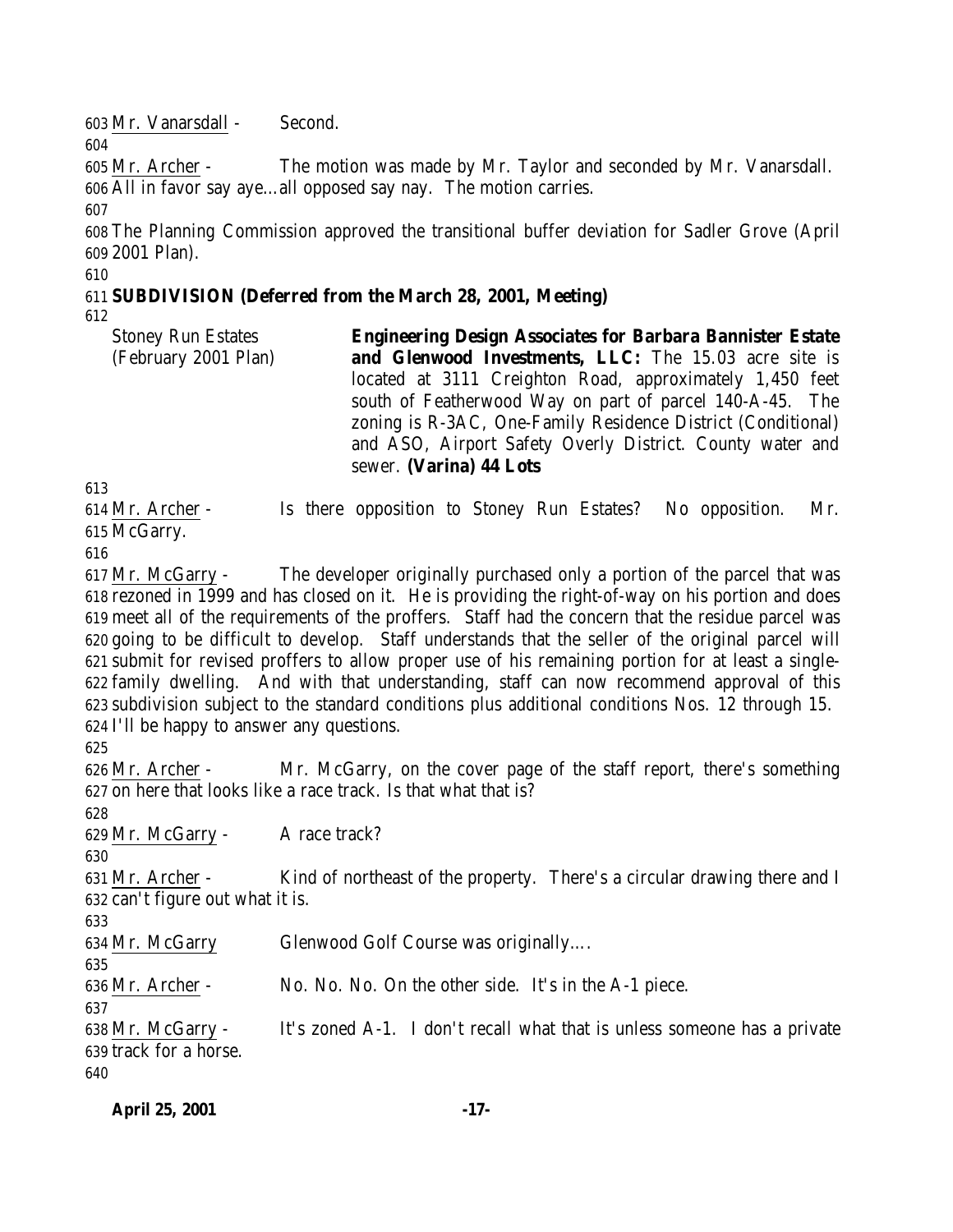603 Mr. Vanarsdall - Second.

604

605 Mr. Archer - The motion was made by Mr. Taylor and seconded by Mr. Vanarsdall.
606 All in favor say aye…all opposed say nay. The motion carries.

607

608 The Planning Commission approved the transitional buffer deviation for Sadler Grove (April
609 2001 Plan).

610

611 **SUBDIVISION (Deferred from the March 28, 2001, Meeting)**

612

| | |
|---|---|
| Stoney Run Estates (February 2001 Plan) | **Engineering Design Associates for Barbara Bannister Estate and Glenwood Investments, LLC:** The 15.03 acre site is located at 3111 Creighton Road, approximately 1,450 feet south of Featherwood Way on part of parcel 140-A-45. The zoning is R-3AC, One-Family Residence District (Conditional) and ASO, Airport Safety Overly District. County water and sewer. **(Varina) 44 Lots** |

613

614 Mr. Archer - Is there opposition to Stoney Run Estates? No opposition. Mr.
615 McGarry.

616

617 Mr. McGarry - The developer originally purchased only a portion of the parcel that was
618 rezoned in 1999 and has closed on it. He is providing the right-of-way on his portion and does
619 meet all of the requirements of the proffers. Staff had the concern that the residue parcel was
620 going to be difficult to develop. Staff understands that the seller of the original parcel will
621 submit for revised proffers to allow proper use of his remaining portion for at least a single-
622 family dwelling. And with that understanding, staff can now recommend approval of this
623 subdivision subject to the standard conditions plus additional conditions Nos. 12 through 15.
624 I'll be happy to answer any questions.

625

626 Mr. Archer - Mr. McGarry, on the cover page of the staff report, there's something
627 on here that looks like a race track. Is that what that is?

628

629 Mr. McGarry - A race track?

630

631 Mr. Archer - Kind of northeast of the property. There's a circular drawing there and I
632 can't figure out what it is.

633

634 Mr. McGarry Glenwood Golf Course was originally….

635

636 Mr. Archer - No. No. No. On the other side. It's in the A-1 piece.

637

638 Mr. McGarry - It's zoned A-1. I don't recall what that is unless someone has a private
639 track for a horse.

640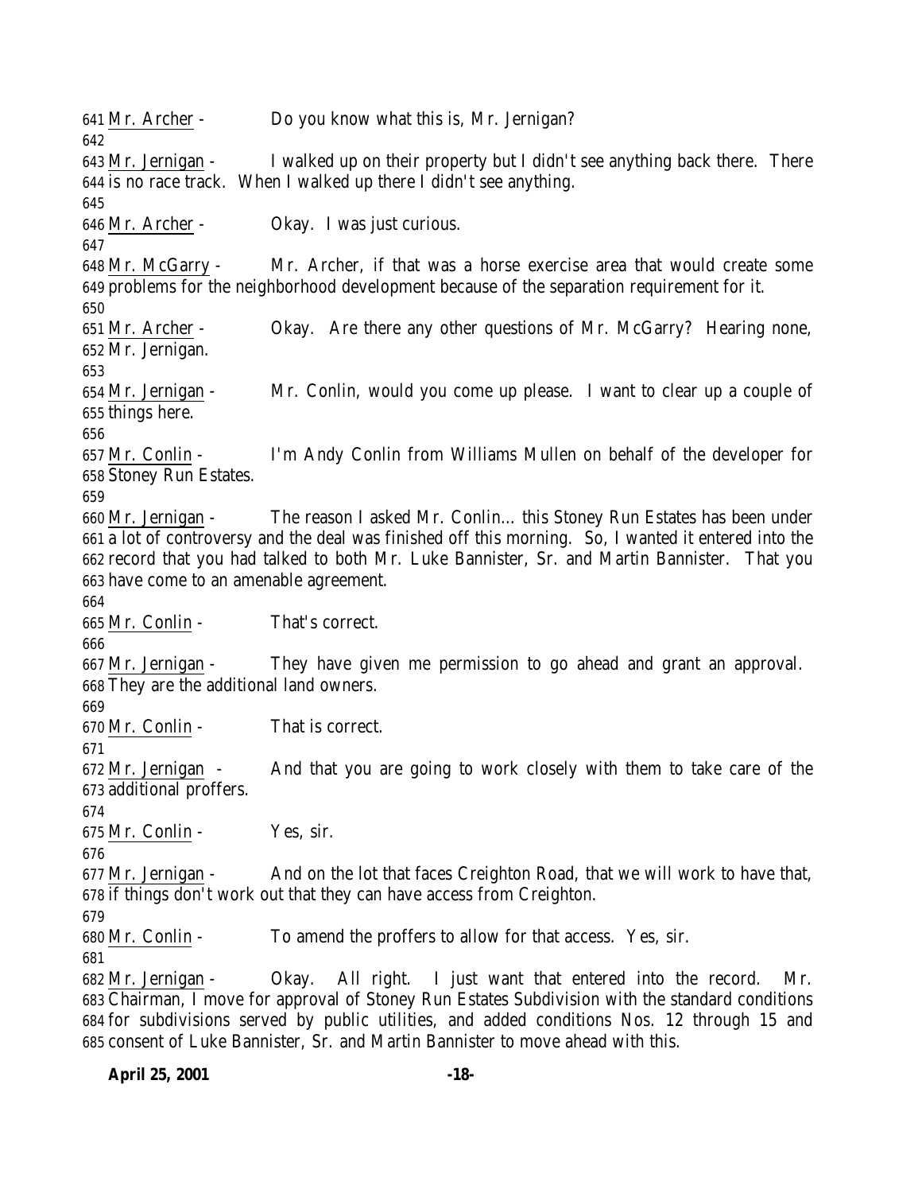641 Mr. Archer - Do you know what this is, Mr. Jernigan?
642
643 Mr. Jernigan - I walked up on their property but I didn't see anything back there. There
644 is no race track. When I walked up there I didn't see anything.
645
646 Mr. Archer - Okay. I was just curious.
647
648 Mr. McGarry - Mr. Archer, if that was a horse exercise area that would create some
649 problems for the neighborhood development because of the separation requirement for it.
650
651 Mr. Archer - Okay. Are there any other questions of Mr. McGarry? Hearing none,
652 Mr. Jernigan.
653
654 Mr. Jernigan - Mr. Conlin, would you come up please. I want to clear up a couple of
655 things here.
656
657 Mr. Conlin - I'm Andy Conlin from Williams Mullen on behalf of the developer for
658 Stoney Run Estates.
659
660 Mr. Jernigan - The reason I asked Mr. Conlin… this Stoney Run Estates has been under
661 a lot of controversy and the deal was finished off this morning. So, I wanted it entered into the
662 record that you had talked to both Mr. Luke Bannister, Sr. and Martin Bannister. That you
663 have come to an amenable agreement.
664
665 Mr. Conlin - That's correct.
666
667 Mr. Jernigan - They have given me permission to go ahead and grant an approval.
668 They are the additional land owners.
669
670 Mr. Conlin - That is correct.
671
672 Mr. Jernigan - And that you are going to work closely with them to take care of the
673 additional proffers.
674
675 Mr. Conlin - Yes, sir.
676
677 Mr. Jernigan - And on the lot that faces Creighton Road, that we will work to have that,
678 if things don't work out that they can have access from Creighton.
679
680 Mr. Conlin - To amend the proffers to allow for that access. Yes, sir.
681
682 Mr. Jernigan - Okay. All right. I just want that entered into the record. Mr.
683 Chairman, I move for approval of Stoney Run Estates Subdivision with the standard conditions
684 for subdivisions served by public utilities, and added conditions Nos. 12 through 15 and
685 consent of Luke Bannister, Sr. and Martin Bannister to move ahead with this.

**April 25, 2001**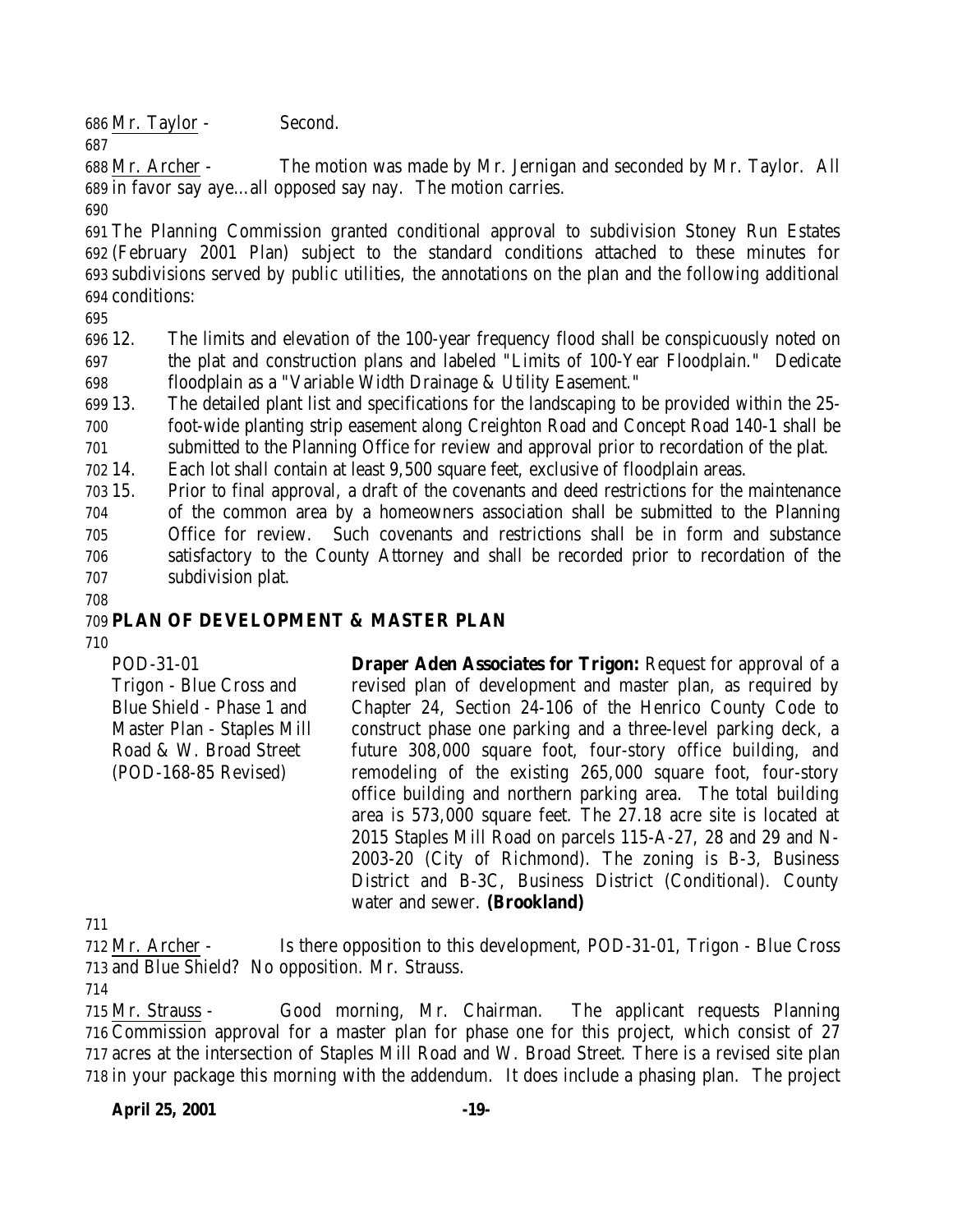Mr. Taylor - Second.

Mr. Archer - The motion was made by Mr. Jernigan and seconded by Mr. Taylor. All in favor say aye…all opposed say nay. The motion carries.

The Planning Commission granted conditional approval to subdivision Stoney Run Estates (February 2001 Plan) subject to the standard conditions attached to these minutes for subdivisions served by public utilities, the annotations on the plan and the following additional conditions:

12. The limits and elevation of the 100-year frequency flood shall be conspicuously noted on the plat and construction plans and labeled "Limits of 100-Year Floodplain." Dedicate floodplain as a "Variable Width Drainage & Utility Easement."
13. The detailed plant list and specifications for the landscaping to be provided within the 25-foot-wide planting strip easement along Creighton Road and Concept Road 140-1 shall be submitted to the Planning Office for review and approval prior to recordation of the plat.
14. Each lot shall contain at least 9,500 square feet, exclusive of floodplain areas.
15. Prior to final approval, a draft of the covenants and deed restrictions for the maintenance of the common area by a homeowners association shall be submitted to the Planning Office for review. Such covenants and restrictions shall be in form and substance satisfactory to the County Attorney and shall be recorded prior to recordation of the subdivision plat.

**PLAN OF DEVELOPMENT & MASTER PLAN**

| | |
|---|---|
| POD-31-01<br>Trigon - Blue Cross and Blue Shield - Phase 1 and Master Plan - Staples Mill Road & W. Broad Street<br>(POD-168-85 Revised) | **Draper Aden Associates for Trigon:** Request for approval of a revised plan of development and master plan, as required by Chapter 24, Section 24-106 of the Henrico County Code to construct phase one parking and a three-level parking deck, a future 308,000 square foot, four-story office building, and remodeling of the existing 265,000 square foot, four-story office building and northern parking area. The total building area is 573,000 square feet. The 27.18 acre site is located at 2015 Staples Mill Road on parcels 115-A-27, 28 and 29 and N-2003-20 (City of Richmond). The zoning is B-3, Business District and B-3C, Business District (Conditional). County water and sewer. **(Brookland)** |

Mr. Archer - Is there opposition to this development, POD-31-01, Trigon - Blue Cross and Blue Shield? No opposition. Mr. Strauss.

Mr. Strauss - Good morning, Mr. Chairman. The applicant requests Planning Commission approval for a master plan for phase one for this project, which consist of 27 acres at the intersection of Staples Mill Road and W. Broad Street. There is a revised site plan in your package this morning with the addendum. It does include a phasing plan. The project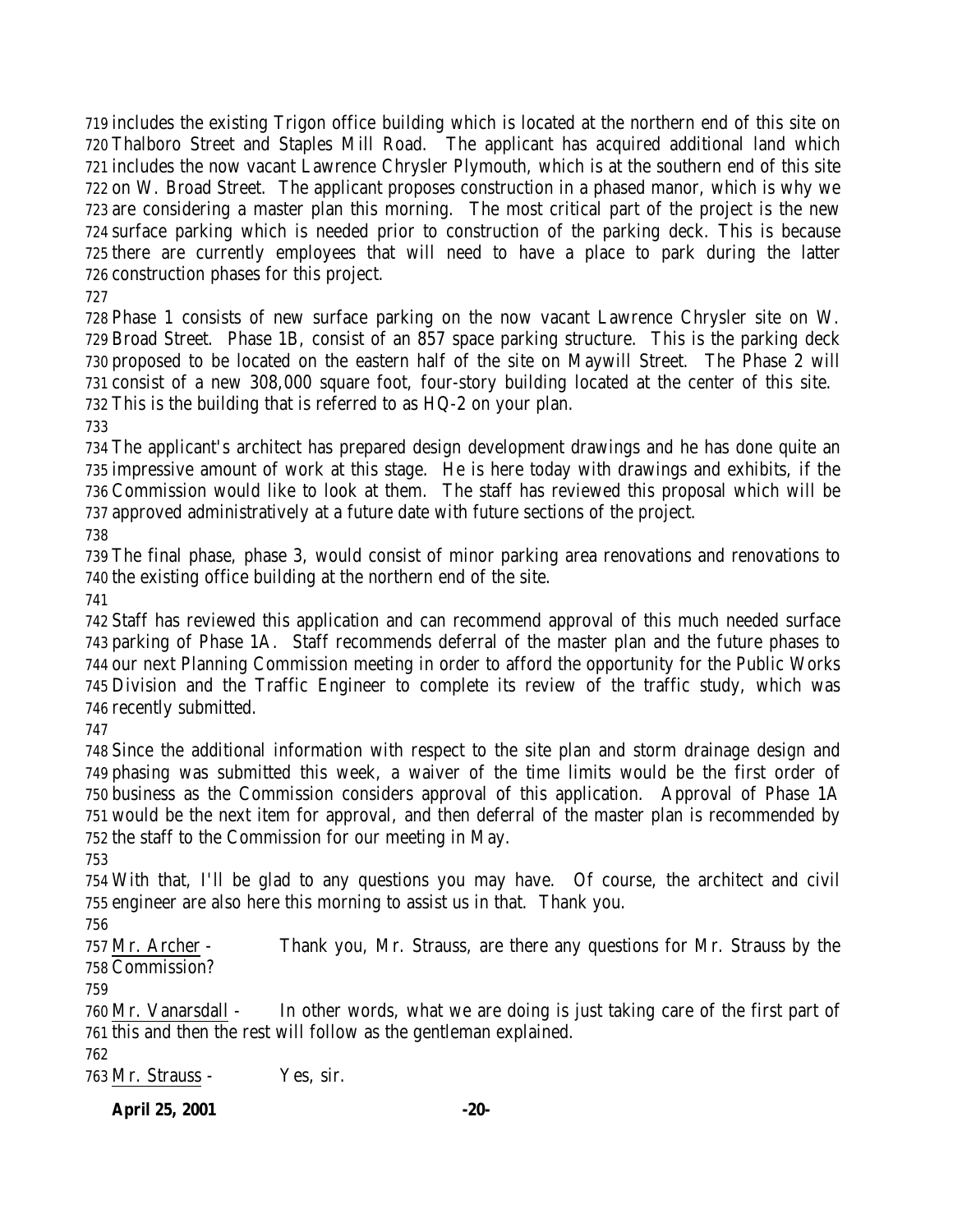includes the existing Trigon office building which is located at the northern end of this site on Thalboro Street and Staples Mill Road. The applicant has acquired additional land which includes the now vacant Lawrence Chrysler Plymouth, which is at the southern end of this site on W. Broad Street. The applicant proposes construction in a phased manor, which is why we are considering a master plan this morning. The most critical part of the project is the new surface parking which is needed prior to construction of the parking deck. This is because there are currently employees that will need to have a place to park during the latter construction phases for this project.

Phase 1 consists of new surface parking on the now vacant Lawrence Chrysler site on W. Broad Street. Phase 1B, consist of an 857 space parking structure. This is the parking deck proposed to be located on the eastern half of the site on Maywill Street. The Phase 2 will consist of a new 308,000 square foot, four-story building located at the center of this site. This is the building that is referred to as HQ-2 on your plan.

The applicant's architect has prepared design development drawings and he has done quite an impressive amount of work at this stage. He is here today with drawings and exhibits, if the Commission would like to look at them. The staff has reviewed this proposal which will be approved administratively at a future date with future sections of the project.

The final phase, phase 3, would consist of minor parking area renovations and renovations to the existing office building at the northern end of the site.

Staff has reviewed this application and can recommend approval of this much needed surface parking of Phase 1A. Staff recommends deferral of the master plan and the future phases to our next Planning Commission meeting in order to afford the opportunity for the Public Works Division and the Traffic Engineer to complete its review of the traffic study, which was recently submitted.

Since the additional information with respect to the site plan and storm drainage design and phasing was submitted this week, a waiver of the time limits would be the first order of business as the Commission considers approval of this application. Approval of Phase 1A would be the next item for approval, and then deferral of the master plan is recommended by the staff to the Commission for our meeting in May.

With that, I'll be glad to any questions you may have. Of course, the architect and civil engineer are also here this morning to assist us in that. Thank you.

Mr. Archer - Thank you, Mr. Strauss, are there any questions for Mr. Strauss by the Commission?

Mr. Vanarsdall - In other words, what we are doing is just taking care of the first part of this and then the rest will follow as the gentleman explained.

Mr. Strauss - Yes, sir.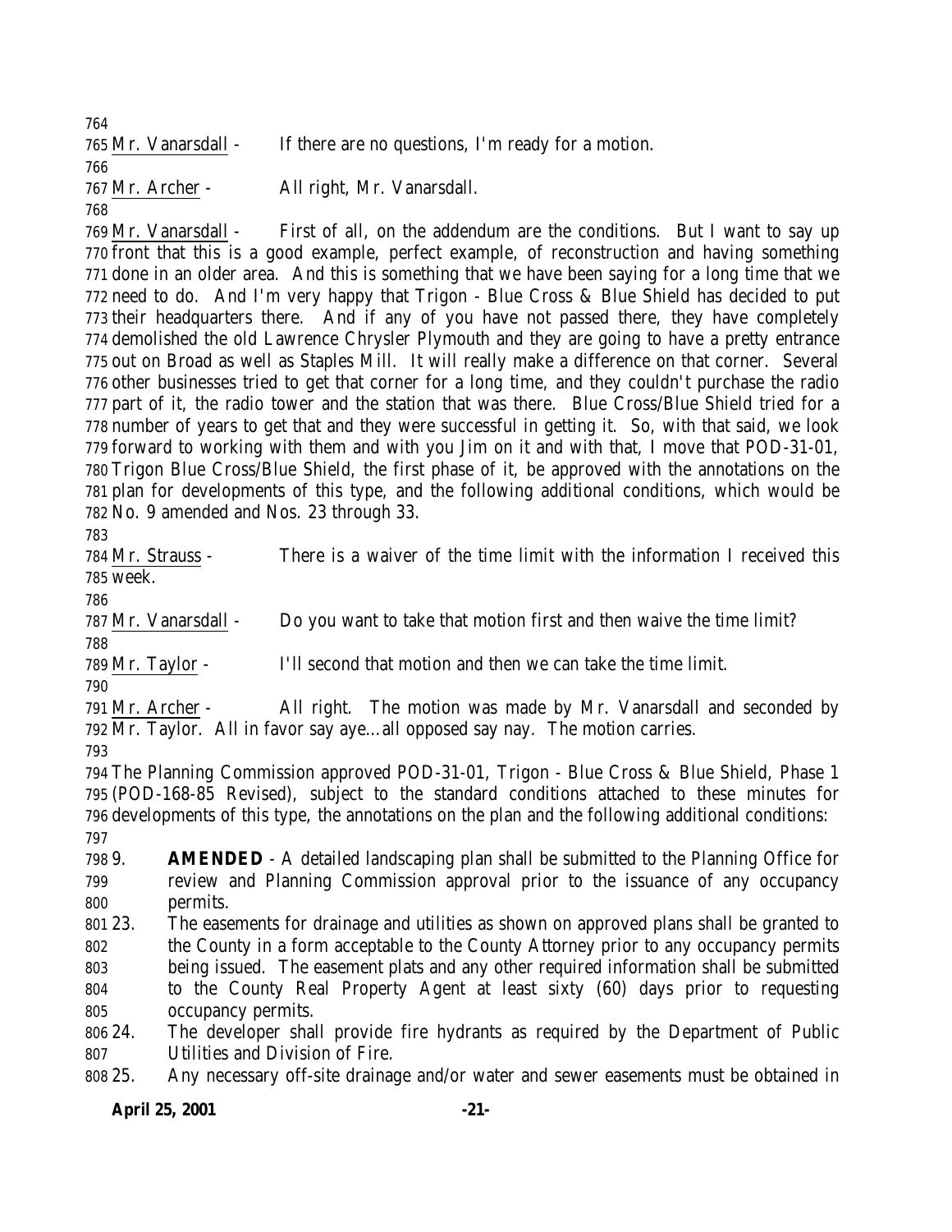Mr. Vanarsdall - If there are no questions, I'm ready for a motion.

Mr. Archer - All right, Mr. Vanarsdall.

Mr. Vanarsdall - First of all, on the addendum are the conditions. But I want to say up front that this is a good example, perfect example, of reconstruction and having something done in an older area. And this is something that we have been saying for a long time that we need to do. And I'm very happy that Trigon - Blue Cross & Blue Shield has decided to put their headquarters there. And if any of you have not passed there, they have completely demolished the old Lawrence Chrysler Plymouth and they are going to have a pretty entrance out on Broad as well as Staples Mill. It will really make a difference on that corner. Several other businesses tried to get that corner for a long time, and they couldn't purchase the radio part of it, the radio tower and the station that was there. Blue Cross/Blue Shield tried for a number of years to get that and they were successful in getting it. So, with that said, we look forward to working with them and with you Jim on it and with that, I move that POD-31-01, Trigon Blue Cross/Blue Shield, the first phase of it, be approved with the annotations on the plan for developments of this type, and the following additional conditions, which would be No. 9 amended and Nos. 23 through 33.

Mr. Strauss - There is a waiver of the time limit with the information I received this week.

Mr. Vanarsdall - Do you want to take that motion first and then waive the time limit?

Mr. Taylor - I'll second that motion and then we can take the time limit.

Mr. Archer - All right. The motion was made by Mr. Vanarsdall and seconded by Mr. Taylor. All in favor say aye…all opposed say nay. The motion carries.

The Planning Commission approved POD-31-01, Trigon - Blue Cross & Blue Shield, Phase 1 (POD-168-85 Revised), subject to the standard conditions attached to these minutes for developments of this type, the annotations on the plan and the following additional conditions:

9. **AMENDED** - A detailed landscaping plan shall be submitted to the Planning Office for review and Planning Commission approval prior to the issuance of any occupancy permits.
23. The easements for drainage and utilities as shown on approved plans shall be granted to the County in a form acceptable to the County Attorney prior to any occupancy permits being issued. The easement plats and any other required information shall be submitted to the County Real Property Agent at least sixty (60) days prior to requesting occupancy permits.
24. The developer shall provide fire hydrants as required by the Department of Public Utilities and Division of Fire.
25. Any necessary off-site drainage and/or water and sewer easements must be obtained in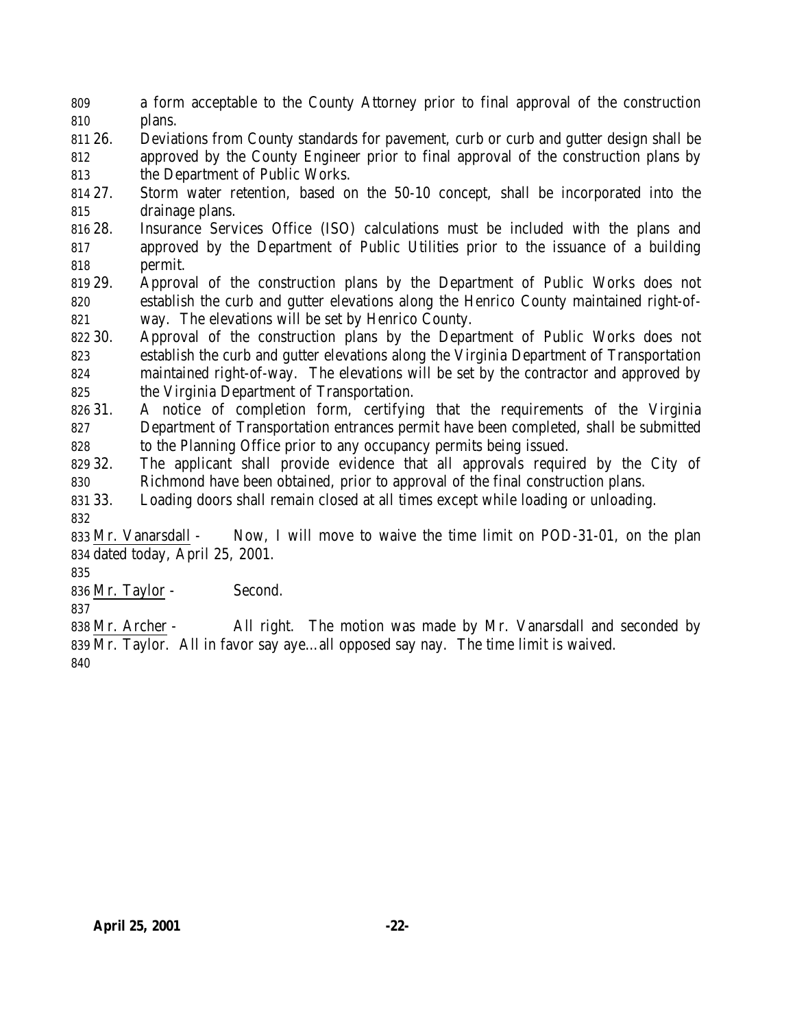a form acceptable to the County Attorney prior to final approval of the construction plans.

26. Deviations from County standards for pavement, curb or curb and gutter design shall be approved by the County Engineer prior to final approval of the construction plans by the Department of Public Works.
27. Storm water retention, based on the 50-10 concept, shall be incorporated into the drainage plans.
28. Insurance Services Office (ISO) calculations must be included with the plans and approved by the Department of Public Utilities prior to the issuance of a building permit.
29. Approval of the construction plans by the Department of Public Works does not establish the curb and gutter elevations along the Henrico County maintained right-of-way. The elevations will be set by Henrico County.
30. Approval of the construction plans by the Department of Public Works does not establish the curb and gutter elevations along the Virginia Department of Transportation maintained right-of-way. The elevations will be set by the contractor and approved by the Virginia Department of Transportation.
31. A notice of completion form, certifying that the requirements of the Virginia Department of Transportation entrances permit have been completed, shall be submitted to the Planning Office prior to any occupancy permits being issued.
32. The applicant shall provide evidence that all approvals required by the City of Richmond have been obtained, prior to approval of the final construction plans.
33. Loading doors shall remain closed at all times except while loading or unloading.

Mr. Vanarsdall - Now, I will move to waive the time limit on POD-31-01, on the plan dated today, April 25, 2001.

Mr. Taylor - Second.

Mr. Archer - All right. The motion was made by Mr. Vanarsdall and seconded by Mr. Taylor. All in favor say aye…all opposed say nay. The time limit is waived.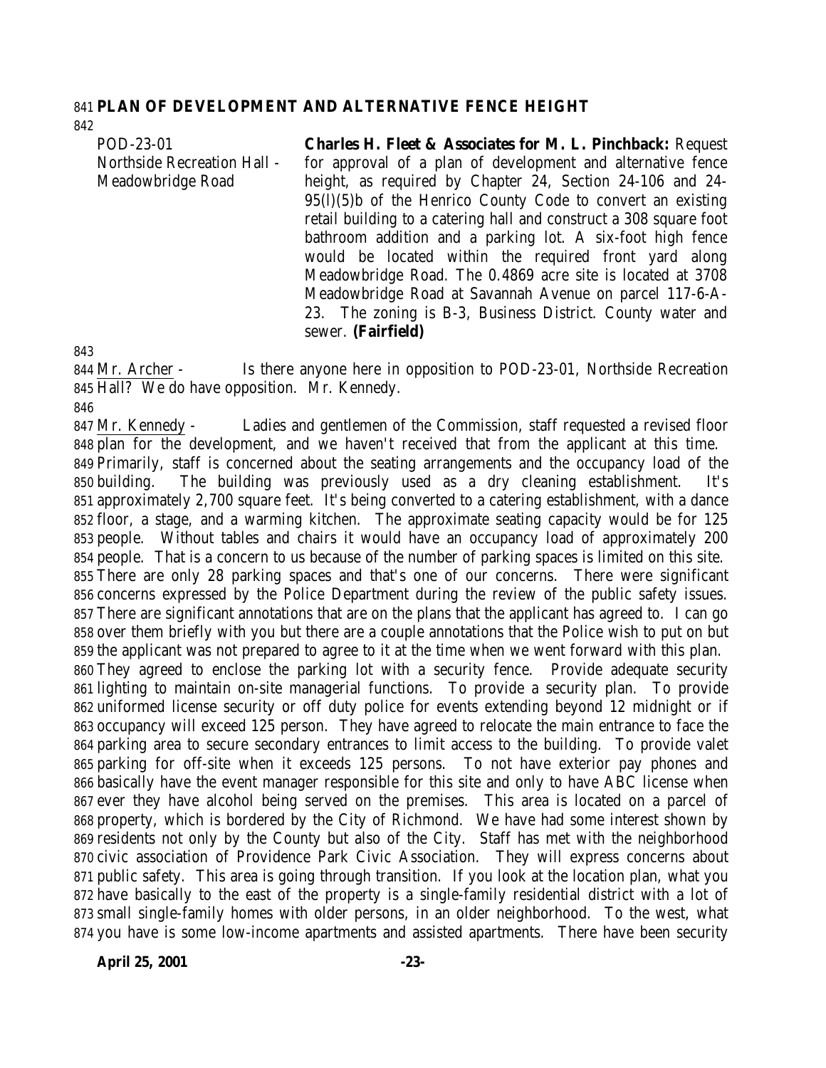**PLAN OF DEVELOPMENT AND ALTERNATIVE FENCE HEIGHT**

| | |
|---|---|
| POD-23-01<br>Northside Recreation Hall - Meadowbridge Road | **Charles H. Fleet & Associates for M. L. Pinchback:** Request for approval of a plan of development and alternative fence height, as required by Chapter 24, Section 24-106 and 24-95(l)(5)b of the Henrico County Code to convert an existing retail building to a catering hall and construct a 308 square foot bathroom addition and a parking lot. A six-foot high fence would be located within the required front yard along Meadowbridge Road. The 0.4869 acre site is located at 3708 Meadowbridge Road at Savannah Avenue on parcel 117-6-A-23. The zoning is B-3, Business District. County water and sewer. **(Fairfield)** |

Mr. Archer - Is there anyone here in opposition to POD-23-01, Northside Recreation Hall? We do have opposition. Mr. Kennedy.

Mr. Kennedy - Ladies and gentlemen of the Commission, staff requested a revised floor plan for the development, and we haven't received that from the applicant at this time. Primarily, staff is concerned about the seating arrangements and the occupancy load of the building. The building was previously used as a dry cleaning establishment. It's approximately 2,700 square feet. It's being converted to a catering establishment, with a dance floor, a stage, and a warming kitchen. The approximate seating capacity would be for 125 people. Without tables and chairs it would have an occupancy load of approximately 200 people. That is a concern to us because of the number of parking spaces is limited on this site. There are only 28 parking spaces and that's one of our concerns. There were significant concerns expressed by the Police Department during the review of the public safety issues. There are significant annotations that are on the plans that the applicant has agreed to. I can go over them briefly with you but there are a couple annotations that the Police wish to put on but the applicant was not prepared to agree to it at the time when we went forward with this plan. They agreed to enclose the parking lot with a security fence. Provide adequate security lighting to maintain on-site managerial functions. To provide a security plan. To provide uniformed license security or off duty police for events extending beyond 12 midnight or if occupancy will exceed 125 person. They have agreed to relocate the main entrance to face the parking area to secure secondary entrances to limit access to the building. To provide valet parking for off-site when it exceeds 125 persons. To not have exterior pay phones and basically have the event manager responsible for this site and only to have ABC license when ever they have alcohol being served on the premises. This area is located on a parcel of property, which is bordered by the City of Richmond. We have had some interest shown by residents not only by the County but also of the City. Staff has met with the neighborhood civic association of Providence Park Civic Association. They will express concerns about public safety. This area is going through transition. If you look at the location plan, what you have basically to the east of the property is a single-family residential district with a lot of small single-family homes with older persons, in an older neighborhood. To the west, what you have is some low-income apartments and assisted apartments. There have been security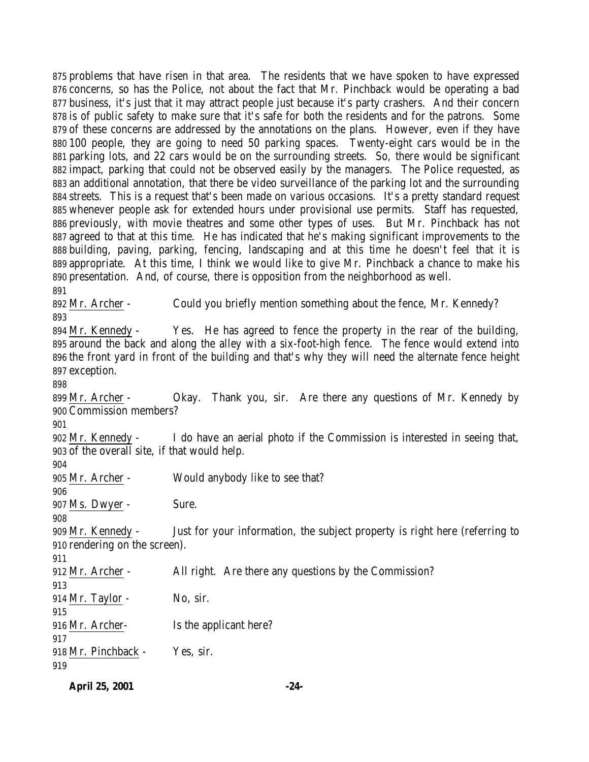875 problems that have risen in that area. The residents that we have spoken to have expressed 876 concerns, so has the Police, not about the fact that Mr. Pinchback would be operating a bad 877 business, it's just that it may attract people just because it's party crashers. And their concern 878 is of public safety to make sure that it's safe for both the residents and for the patrons. Some 879 of these concerns are addressed by the annotations on the plans. However, even if they have 880 100 people, they are going to need 50 parking spaces. Twenty-eight cars would be in the 881 parking lots, and 22 cars would be on the surrounding streets. So, there would be significant 882 impact, parking that could not be observed easily by the managers. The Police requested, as 883 an additional annotation, that there be video surveillance of the parking lot and the surrounding 884 streets. This is a request that's been made on various occasions. It's a pretty standard request 885 whenever people ask for extended hours under provisional use permits. Staff has requested, 886 previously, with movie theatres and some other types of uses. But Mr. Pinchback has not 887 agreed to that at this time. He has indicated that he's making significant improvements to the 888 building, paving, parking, fencing, landscaping and at this time he doesn't feel that it is 889 appropriate. At this time, I think we would like to give Mr. Pinchback a chance to make his 890 presentation. And, of course, there is opposition from the neighborhood as well.

891

892 Mr. Archer - Could you briefly mention something about the fence, Mr. Kennedy?

893

894 Mr. Kennedy - Yes. He has agreed to fence the property in the rear of the building, 895 around the back and along the alley with a six-foot-high fence. The fence would extend into 896 the front yard in front of the building and that's why they will need the alternate fence height 897 exception.

898

899 Mr. Archer - Okay. Thank you, sir. Are there any questions of Mr. Kennedy by 900 Commission members?

901

902 Mr. Kennedy - I do have an aerial photo if the Commission is interested in seeing that, 903 of the overall site, if that would help.

904

905 Mr. Archer - Would anybody like to see that?

906

907 Ms. Dwyer - Sure.

908

909 Mr. Kennedy - Just for your information, the subject property is right here (referring to 910 rendering on the screen).

911

912 Mr. Archer - All right. Are there any questions by the Commission?

913

914 Mr. Taylor - No, sir.

915

916 Mr. Archer- Is the applicant here?

917

918 Mr. Pinchback - Yes, sir.

919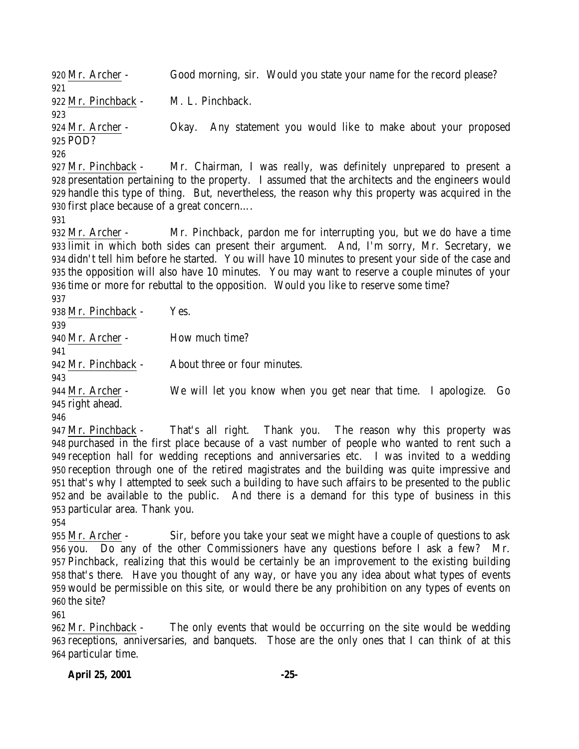Mr. Archer - Good morning, sir. Would you state your name for the record please?

Mr. Pinchback - M. L. Pinchback.

Mr. Archer - Okay. Any statement you would like to make about your proposed POD?

Mr. Pinchback - Mr. Chairman, I was really, was definitely unprepared to present a presentation pertaining to the property. I assumed that the architects and the engineers would handle this type of thing. But, nevertheless, the reason why this property was acquired in the first place because of a great concern….

Mr. Archer - Mr. Pinchback, pardon me for interrupting you, but we do have a time limit in which both sides can present their argument. And, I'm sorry, Mr. Secretary, we didn't tell him before he started. You will have 10 minutes to present your side of the case and the opposition will also have 10 minutes. You may want to reserve a couple minutes of your time or more for rebuttal to the opposition. Would you like to reserve some time?

Mr. Pinchback - Yes.

Mr. Archer - How much time?

Mr. Pinchback - About three or four minutes.

Mr. Archer - We will let you know when you get near that time. I apologize. Go right ahead.

Mr. Pinchback - That's all right. Thank you. The reason why this property was purchased in the first place because of a vast number of people who wanted to rent such a reception hall for wedding receptions and anniversaries etc. I was invited to a wedding reception through one of the retired magistrates and the building was quite impressive and that's why I attempted to seek such a building to have such affairs to be presented to the public and be available to the public. And there is a demand for this type of business in this particular area. Thank you.

Mr. Archer - Sir, before you take your seat we might have a couple of questions to ask you. Do any of the other Commissioners have any questions before I ask a few? Mr. Pinchback, realizing that this would be certainly be an improvement to the existing building that's there. Have you thought of any way, or have you any idea about what types of events would be permissible on this site, or would there be any prohibition on any types of events on the site?

Mr. Pinchback - The only events that would be occurring on the site would be wedding receptions, anniversaries, and banquets. Those are the only ones that I can think of at this particular time.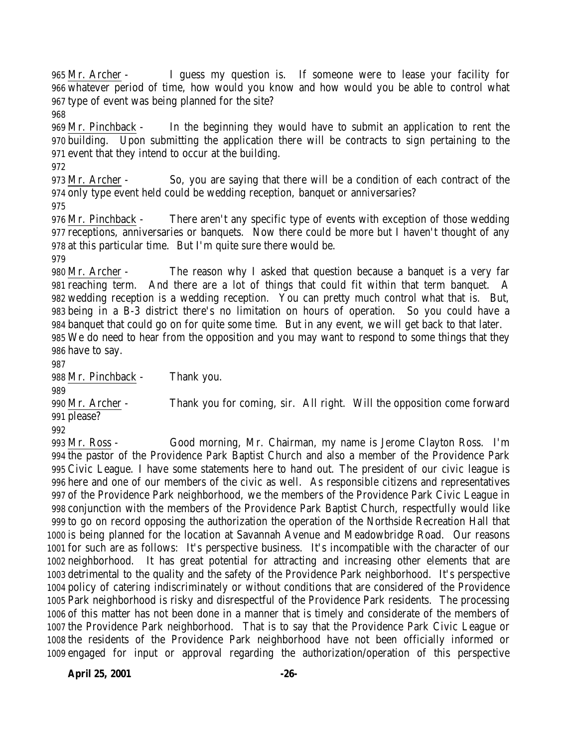Mr. Archer - I guess my question is. If someone were to lease your facility for whatever period of time, how would you know and how would you be able to control what type of event was being planned for the site?

Mr. Pinchback - In the beginning they would have to submit an application to rent the building. Upon submitting the application there will be contracts to sign pertaining to the event that they intend to occur at the building.

Mr. Archer - So, you are saying that there will be a condition of each contract of the only type event held could be wedding reception, banquet or anniversaries?

Mr. Pinchback - There aren't any specific type of events with exception of those wedding receptions, anniversaries or banquets. Now there could be more but I haven't thought of any at this particular time. But I'm quite sure there would be.

Mr. Archer - The reason why I asked that question because a banquet is a very far reaching term. And there are a lot of things that could fit within that term banquet. A wedding reception is a wedding reception. You can pretty much control what that is. But, being in a B-3 district there's no limitation on hours of operation. So you could have a banquet that could go on for quite some time. But in any event, we will get back to that later. We do need to hear from the opposition and you may want to respond to some things that they have to say.

Mr. Pinchback - Thank you.

Mr. Archer - Thank you for coming, sir. All right. Will the opposition come forward please?

Mr. Ross - Good morning, Mr. Chairman, my name is Jerome Clayton Ross. I'm the pastor of the Providence Park Baptist Church and also a member of the Providence Park Civic League. I have some statements here to hand out. The president of our civic league is here and one of our members of the civic as well. As responsible citizens and representatives of the Providence Park neighborhood, we the members of the Providence Park Civic League in conjunction with the members of the Providence Park Baptist Church, respectfully would like to go on record opposing the authorization the operation of the Northside Recreation Hall that is being planned for the location at Savannah Avenue and Meadowbridge Road. Our reasons for such are as follows: It's perspective business. It's incompatible with the character of our neighborhood. It has great potential for attracting and increasing other elements that are detrimental to the quality and the safety of the Providence Park neighborhood. It's perspective policy of catering indiscriminately or without conditions that are considered of the Providence Park neighborhood is risky and disrespectful of the Providence Park residents. The processing of this matter has not been done in a manner that is timely and considerate of the members of the Providence Park neighborhood. That is to say that the Providence Park Civic League or the residents of the Providence Park neighborhood have not been officially informed or engaged for input or approval regarding the authorization/operation of this perspective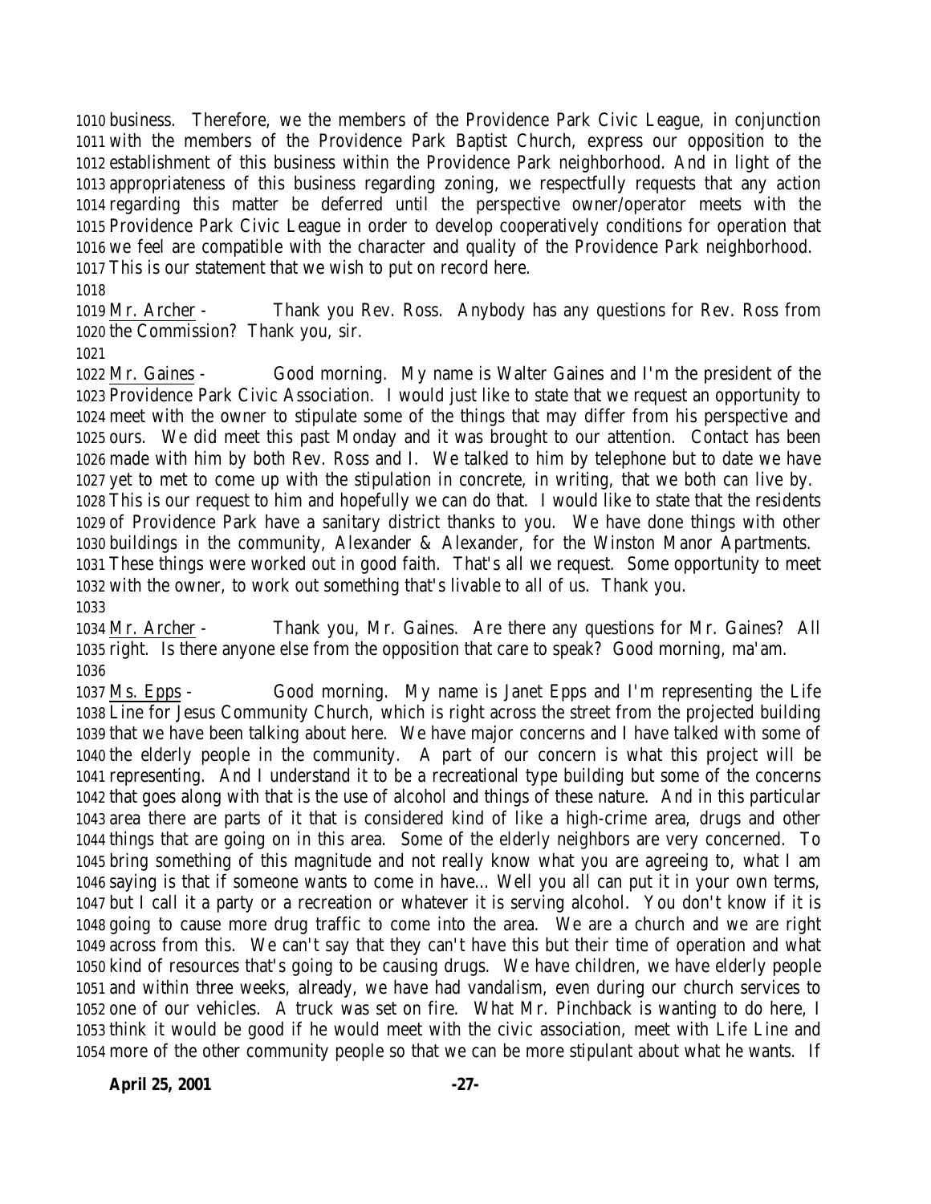business. Therefore, we the members of the Providence Park Civic League, in conjunction with the members of the Providence Park Baptist Church, express our opposition to the establishment of this business within the Providence Park neighborhood. And in light of the appropriateness of this business regarding zoning, we respectfully requests that any action regarding this matter be deferred until the perspective owner/operator meets with the Providence Park Civic League in order to develop cooperatively conditions for operation that we feel are compatible with the character and quality of the Providence Park neighborhood. This is our statement that we wish to put on record here.

Mr. Archer - Thank you Rev. Ross. Anybody has any questions for Rev. Ross from the Commission? Thank you, sir.

Mr. Gaines - Good morning. My name is Walter Gaines and I'm the president of the Providence Park Civic Association. I would just like to state that we request an opportunity to meet with the owner to stipulate some of the things that may differ from his perspective and ours. We did meet this past Monday and it was brought to our attention. Contact has been made with him by both Rev. Ross and I. We talked to him by telephone but to date we have yet to met to come up with the stipulation in concrete, in writing, that we both can live by. This is our request to him and hopefully we can do that. I would like to state that the residents of Providence Park have a sanitary district thanks to you. We have done things with other buildings in the community, Alexander & Alexander, for the Winston Manor Apartments. These things were worked out in good faith. That's all we request. Some opportunity to meet with the owner, to work out something that's livable to all of us. Thank you.

Mr. Archer - Thank you, Mr. Gaines. Are there any questions for Mr. Gaines? All right. Is there anyone else from the opposition that care to speak? Good morning, ma'am.

Ms. Epps - Good morning. My name is Janet Epps and I'm representing the Life Line for Jesus Community Church, which is right across the street from the projected building that we have been talking about here. We have major concerns and I have talked with some of the elderly people in the community. A part of our concern is what this project will be representing. And I understand it to be a recreational type building but some of the concerns that goes along with that is the use of alcohol and things of these nature. And in this particular area there are parts of it that is considered kind of like a high-crime area, drugs and other things that are going on in this area. Some of the elderly neighbors are very concerned. To bring something of this magnitude and not really know what you are agreeing to, what I am saying is that if someone wants to come in have... Well you all can put it in your own terms, but I call it a party or a recreation or whatever it is serving alcohol. You don't know if it is going to cause more drug traffic to come into the area. We are a church and we are right across from this. We can't say that they can't have this but their time of operation and what kind of resources that's going to be causing drugs. We have children, we have elderly people and within three weeks, already, we have had vandalism, even during our church services to one of our vehicles. A truck was set on fire. What Mr. Pinchback is wanting to do here, I think it would be good if he would meet with the civic association, meet with Life Line and more of the other community people so that we can be more stipulant about what he wants. If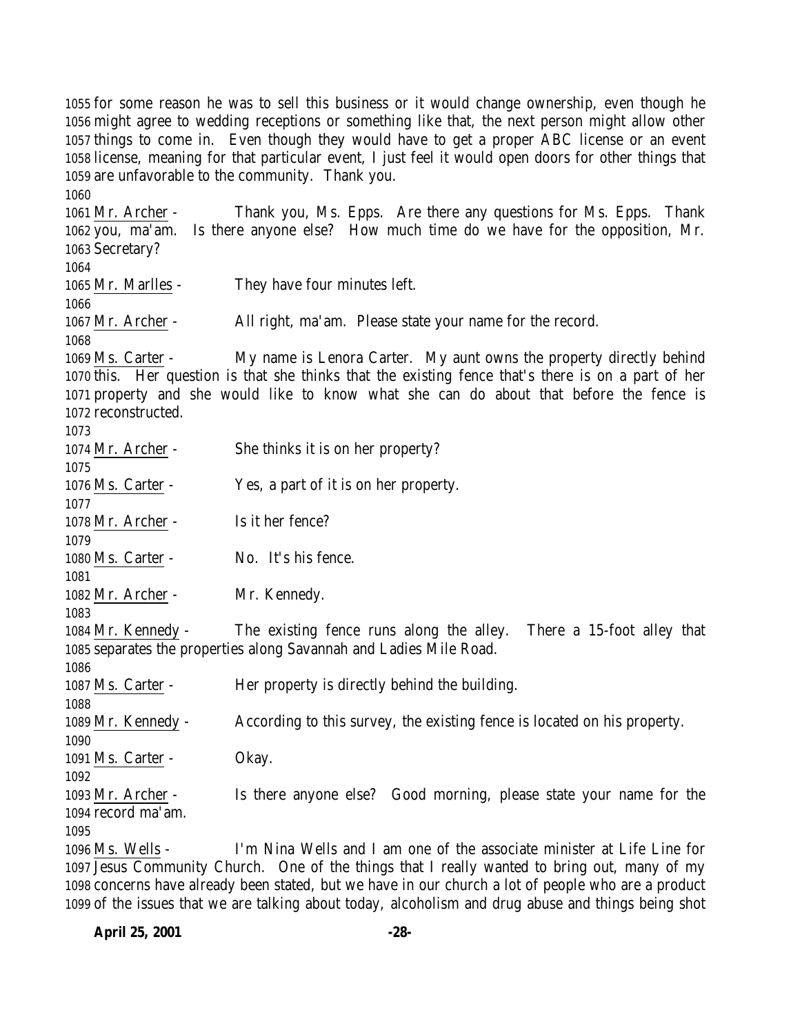for some reason he was to sell this business or it would change ownership, even though he might agree to wedding receptions or something like that, the next person might allow other things to come in. Even though they would have to get a proper ABC license or an event license, meaning for that particular event, I just feel it would open doors for other things that are unfavorable to the community. Thank you.

Mr. Archer - Thank you, Ms. Epps. Are there any questions for Ms. Epps. Thank you, ma'am. Is there anyone else? How much time do we have for the opposition, Mr. Secretary?

Mr. Marlles - They have four minutes left.

Mr. Archer - All right, ma'am. Please state your name for the record.

Ms. Carter - My name is Lenora Carter. My aunt owns the property directly behind this. Her question is that she thinks that the existing fence that's there is on a part of her property and she would like to know what she can do about that before the fence is reconstructed.

Mr. Archer - She thinks it is on her property?

Ms. Carter - Yes, a part of it is on her property.

Mr. Archer - Is it her fence?

Ms. Carter - No. It's his fence.

Mr. Archer - Mr. Kennedy.

Mr. Kennedy - The existing fence runs along the alley. There a 15-foot alley that separates the properties along Savannah and Ladies Mile Road.

Ms. Carter - Her property is directly behind the building.

Mr. Kennedy - According to this survey, the existing fence is located on his property.

Ms. Carter - Okay.

Mr. Archer - Is there anyone else? Good morning, please state your name for the record ma'am.

Ms. Wells - I'm Nina Wells and I am one of the associate minister at Life Line for Jesus Community Church. One of the things that I really wanted to bring out, many of my concerns have already been stated, but we have in our church a lot of people who are a product of the issues that we are talking about today, alcoholism and drug abuse and things being shot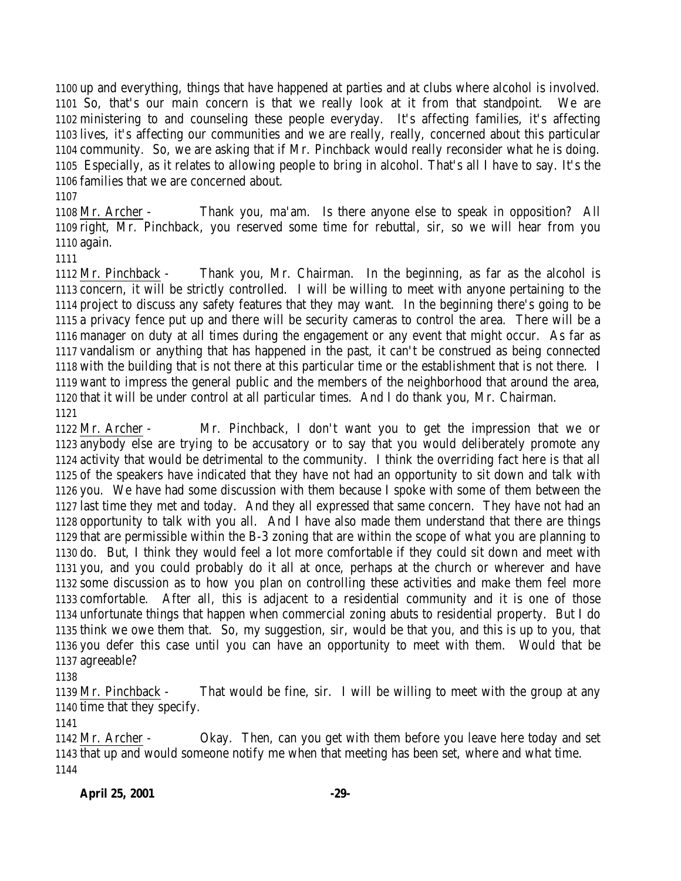up and everything, things that have happened at parties and at clubs where alcohol is involved. So, that's our main concern is that we really look at it from that standpoint. We are ministering to and counseling these people everyday. It's affecting families, it's affecting lives, it's affecting our communities and we are really, really, concerned about this particular community. So, we are asking that if Mr. Pinchback would really reconsider what he is doing. Especially, as it relates to allowing people to bring in alcohol. That's all I have to say. It's the families that we are concerned about.

Mr. Archer - Thank you, ma'am. Is there anyone else to speak in opposition? All right, Mr. Pinchback, you reserved some time for rebuttal, sir, so we will hear from you again.

Mr. Pinchback - Thank you, Mr. Chairman. In the beginning, as far as the alcohol is concern, it will be strictly controlled. I will be willing to meet with anyone pertaining to the project to discuss any safety features that they may want. In the beginning there's going to be a privacy fence put up and there will be security cameras to control the area. There will be a manager on duty at all times during the engagement or any event that might occur. As far as vandalism or anything that has happened in the past, it can't be construed as being connected with the building that is not there at this particular time or the establishment that is not there. I want to impress the general public and the members of the neighborhood that around the area, that it will be under control at all particular times. And I do thank you, Mr. Chairman.

Mr. Archer - Mr. Pinchback, I don't want you to get the impression that we or anybody else are trying to be accusatory or to say that you would deliberately promote any activity that would be detrimental to the community. I think the overriding fact here is that all of the speakers have indicated that they have not had an opportunity to sit down and talk with you. We have had some discussion with them because I spoke with some of them between the last time they met and today. And they all expressed that same concern. They have not had an opportunity to talk with you all. And I have also made them understand that there are things that are permissible within the B-3 zoning that are within the scope of what you are planning to do. But, I think they would feel a lot more comfortable if they could sit down and meet with you, and you could probably do it all at once, perhaps at the church or wherever and have some discussion as to how you plan on controlling these activities and make them feel more comfortable. After all, this is adjacent to a residential community and it is one of those unfortunate things that happen when commercial zoning abuts to residential property. But I do think we owe them that. So, my suggestion, sir, would be that you, and this is up to you, that you defer this case until you can have an opportunity to meet with them. Would that be agreeable?

Mr. Pinchback - That would be fine, sir. I will be willing to meet with the group at any time that they specify.

Mr. Archer - Okay. Then, can you get with them before you leave here today and set that up and would someone notify me when that meeting has been set, where and what time.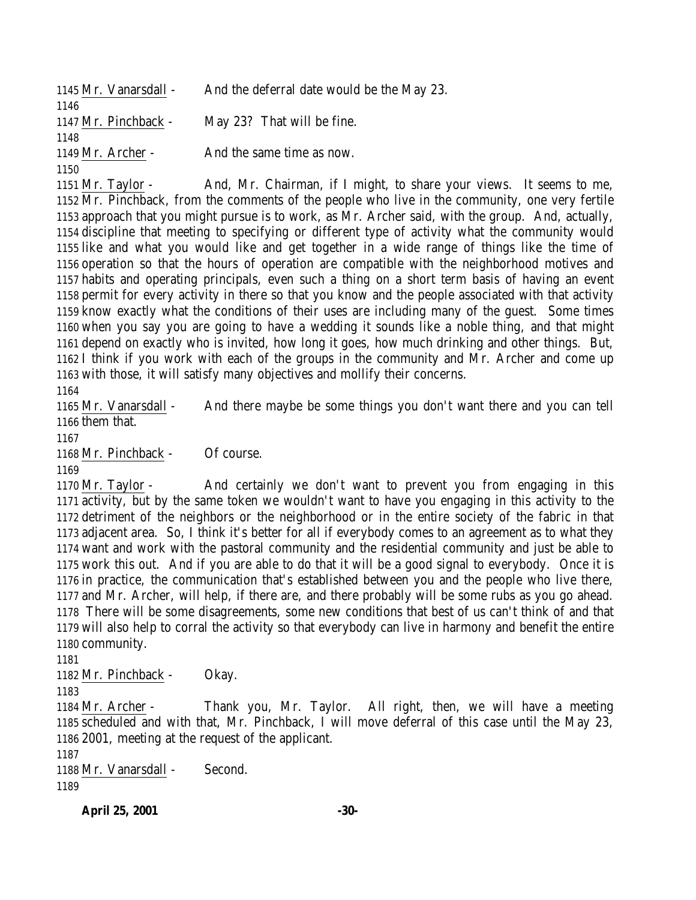1145 Mr. Vanarsdall - And the deferral date would be the May 23.

1146

1147 Mr. Pinchback - May 23? That will be fine.

1148

1149 Mr. Archer - And the same time as now.

1150

1151 Mr. Taylor - And, Mr. Chairman, if I might, to share your views. It seems to me, 1152 Mr. Pinchback, from the comments of the people who live in the community, one very fertile 1153 approach that you might pursue is to work, as Mr. Archer said, with the group. And, actually, 1154 discipline that meeting to specifying or different type of activity what the community would 1155 like and what you would like and get together in a wide range of things like the time of 1156 operation so that the hours of operation are compatible with the neighborhood motives and 1157 habits and operating principals, even such a thing on a short term basis of having an event 1158 permit for every activity in there so that you know and the people associated with that activity 1159 know exactly what the conditions of their uses are including many of the guest. Some times 1160 when you say you are going to have a wedding it sounds like a noble thing, and that might 1161 depend on exactly who is invited, how long it goes, how much drinking and other things. But, 1162 I think if you work with each of the groups in the community and Mr. Archer and come up 1163 with those, it will satisfy many objectives and mollify their concerns.

1164

1165 Mr. Vanarsdall - And there maybe be some things you don't want there and you can tell 1166 them that.

1167

1168 Mr. Pinchback - Of course.

1169

1170 Mr. Taylor - And certainly we don't want to prevent you from engaging in this 1171 activity, but by the same token we wouldn't want to have you engaging in this activity to the 1172 detriment of the neighbors or the neighborhood or in the entire society of the fabric in that 1173 adjacent area. So, I think it's better for all if everybody comes to an agreement as to what they 1174 want and work with the pastoral community and the residential community and just be able to 1175 work this out. And if you are able to do that it will be a good signal to everybody. Once it is 1176 in practice, the communication that's established between you and the people who live there, 1177 and Mr. Archer, will help, if there are, and there probably will be some rubs as you go ahead. 1178 There will be some disagreements, some new conditions that best of us can't think of and that 1179 will also help to corral the activity so that everybody can live in harmony and benefit the entire 1180 community.

1181

1182 Mr. Pinchback - Okay.

1183

1184 Mr. Archer - Thank you, Mr. Taylor. All right, then, we will have a meeting 1185 scheduled and with that, Mr. Pinchback, I will move deferral of this case until the May 23, 1186 2001, meeting at the request of the applicant.

1187

1188 Mr. Vanarsdall - Second.

1189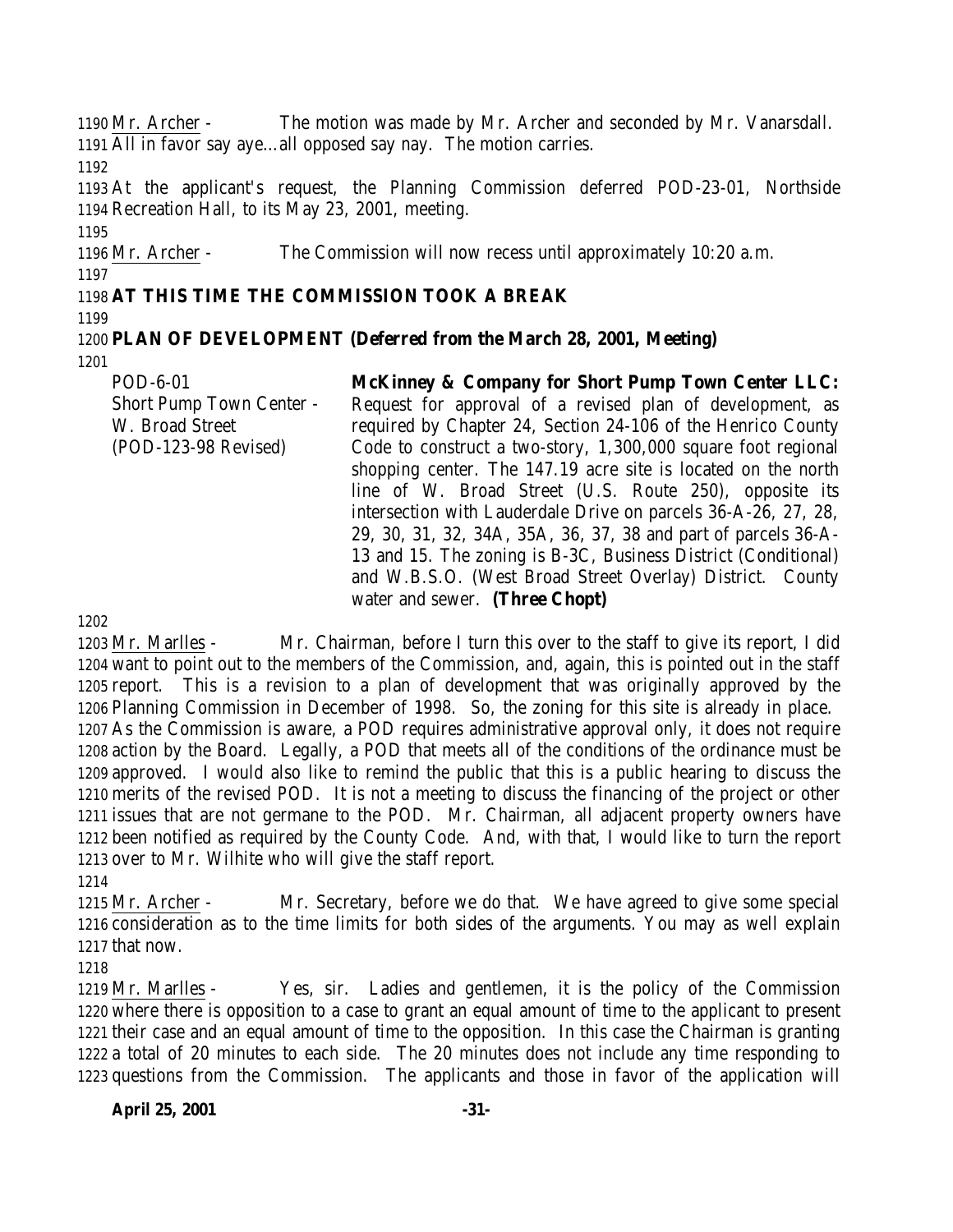Mr. Archer - The motion was made by Mr. Archer and seconded by Mr. Vanarsdall. All in favor say aye…all opposed say nay. The motion carries.

At the applicant's request, the Planning Commission deferred POD-23-01, Northside Recreation Hall, to its May 23, 2001, meeting.

Mr. Archer - The Commission will now recess until approximately 10:20 a.m.

**AT THIS TIME THE COMMISSION TOOK A BREAK**

**PLAN OF DEVELOPMENT (Deferred from the March 28, 2001, Meeting)**

POD-6-01
Short Pump Town Center - W. Broad Street
(POD-123-98 Revised)

**McKinney & Company for Short Pump Town Center LLC:** Request for approval of a revised plan of development, as required by Chapter 24, Section 24-106 of the Henrico County Code to construct a two-story, 1,300,000 square foot regional shopping center. The 147.19 acre site is located on the north line of W. Broad Street (U.S. Route 250), opposite its intersection with Lauderdale Drive on parcels 36-A-26, 27, 28, 29, 30, 31, 32, 34A, 35A, 36, 37, 38 and part of parcels 36-A-13 and 15. The zoning is B-3C, Business District (Conditional) and W.B.S.O. (West Broad Street Overlay) District. County water and sewer. **(Three Chopt)**

Mr. Marlles - Mr. Chairman, before I turn this over to the staff to give its report, I did want to point out to the members of the Commission, and, again, this is pointed out in the staff report. This is a revision to a plan of development that was originally approved by the Planning Commission in December of 1998. So, the zoning for this site is already in place. As the Commission is aware, a POD requires administrative approval only, it does not require action by the Board. Legally, a POD that meets all of the conditions of the ordinance must be approved. I would also like to remind the public that this is a public hearing to discuss the merits of the revised POD. It is not a meeting to discuss the financing of the project or other issues that are not germane to the POD. Mr. Chairman, all adjacent property owners have been notified as required by the County Code. And, with that, I would like to turn the report over to Mr. Wilhite who will give the staff report.

Mr. Archer - Mr. Secretary, before we do that. We have agreed to give some special consideration as to the time limits for both sides of the arguments. You may as well explain that now.

Mr. Marlles - Yes, sir. Ladies and gentlemen, it is the policy of the Commission where there is opposition to a case to grant an equal amount of time to the applicant to present their case and an equal amount of time to the opposition. In this case the Chairman is granting a total of 20 minutes to each side. The 20 minutes does not include any time responding to questions from the Commission. The applicants and those in favor of the application will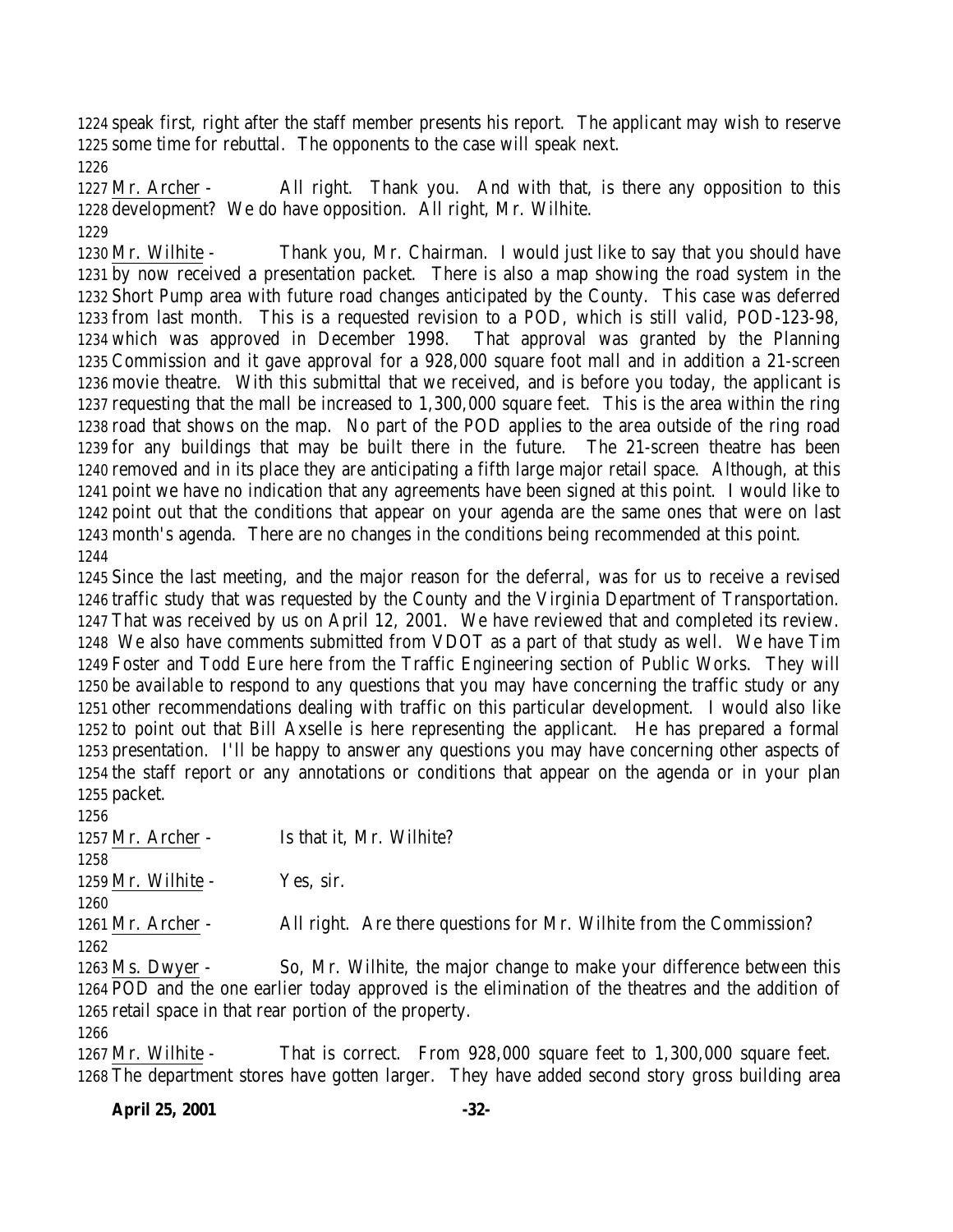speak first, right after the staff member presents his report. The applicant may wish to reserve some time for rebuttal. The opponents to the case will speak next.

Mr. Archer - All right. Thank you. And with that, is there any opposition to this development? We do have opposition. All right, Mr. Wilhite.

Mr. Wilhite - Thank you, Mr. Chairman. I would just like to say that you should have by now received a presentation packet. There is also a map showing the road system in the Short Pump area with future road changes anticipated by the County. This case was deferred from last month. This is a requested revision to a POD, which is still valid, POD-123-98, which was approved in December 1998. That approval was granted by the Planning Commission and it gave approval for a 928,000 square foot mall and in addition a 21-screen movie theatre. With this submittal that we received, and is before you today, the applicant is requesting that the mall be increased to 1,300,000 square feet. This is the area within the ring road that shows on the map. No part of the POD applies to the area outside of the ring road for any buildings that may be built there in the future. The 21-screen theatre has been removed and in its place they are anticipating a fifth large major retail space. Although, at this point we have no indication that any agreements have been signed at this point. I would like to point out that the conditions that appear on your agenda are the same ones that were on last month's agenda. There are no changes in the conditions being recommended at this point.

Since the last meeting, and the major reason for the deferral, was for us to receive a revised traffic study that was requested by the County and the Virginia Department of Transportation. That was received by us on April 12, 2001. We have reviewed that and completed its review. We also have comments submitted from VDOT as a part of that study as well. We have Tim Foster and Todd Eure here from the Traffic Engineering section of Public Works. They will be available to respond to any questions that you may have concerning the traffic study or any other recommendations dealing with traffic on this particular development. I would also like to point out that Bill Axselle is here representing the applicant. He has prepared a formal presentation. I'll be happy to answer any questions you may have concerning other aspects of the staff report or any annotations or conditions that appear on the agenda or in your plan packet.

Mr. Archer - Is that it, Mr. Wilhite?

Mr. Wilhite - Yes, sir.

Mr. Archer - All right. Are there questions for Mr. Wilhite from the Commission?

Ms. Dwyer - So, Mr. Wilhite, the major change to make your difference between this POD and the one earlier today approved is the elimination of the theatres and the addition of retail space in that rear portion of the property.

Mr. Wilhite - That is correct. From 928,000 square feet to 1,300,000 square feet. The department stores have gotten larger. They have added second story gross building area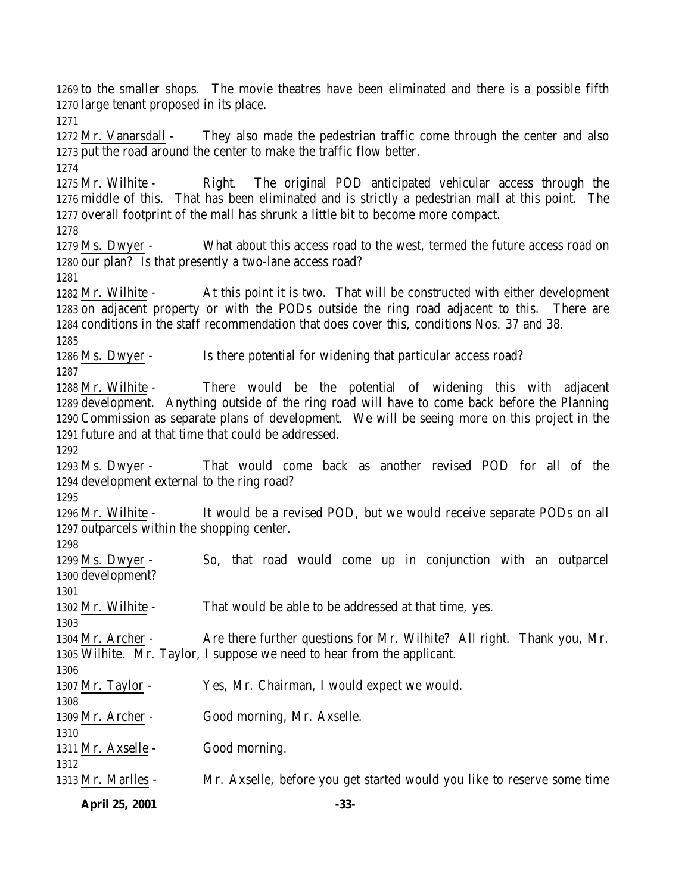to the smaller shops. The movie theatres have been eliminated and there is a possible fifth large tenant proposed in its place.

Mr. Vanarsdall - They also made the pedestrian traffic come through the center and also put the road around the center to make the traffic flow better.

Mr. Wilhite - Right. The original POD anticipated vehicular access through the middle of this. That has been eliminated and is strictly a pedestrian mall at this point. The overall footprint of the mall has shrunk a little bit to become more compact.

Ms. Dwyer - What about this access road to the west, termed the future access road on our plan? Is that presently a two-lane access road?

Mr. Wilhite - At this point it is two. That will be constructed with either development on adjacent property or with the PODs outside the ring road adjacent to this. There are conditions in the staff recommendation that does cover this, conditions Nos. 37 and 38.

Ms. Dwyer - Is there potential for widening that particular access road?

Mr. Wilhite - There would be the potential of widening this with adjacent development. Anything outside of the ring road will have to come back before the Planning Commission as separate plans of development. We will be seeing more on this project in the future and at that time that could be addressed.

Ms. Dwyer - That would come back as another revised POD for all of the development external to the ring road?

Mr. Wilhite - It would be a revised POD, but we would receive separate PODs on all outparcels within the shopping center.

Ms. Dwyer - So, that road would come up in conjunction with an outparcel development?

Mr. Wilhite - That would be able to be addressed at that time, yes.

Mr. Archer - Are there further questions for Mr. Wilhite? All right. Thank you, Mr. Wilhite. Mr. Taylor, I suppose we need to hear from the applicant.

Mr. Taylor - Yes, Mr. Chairman, I would expect we would.

Mr. Archer - Good morning, Mr. Axselle.

Mr. Axselle - Good morning.

Mr. Marlles - Mr. Axselle, before you get started would you like to reserve some time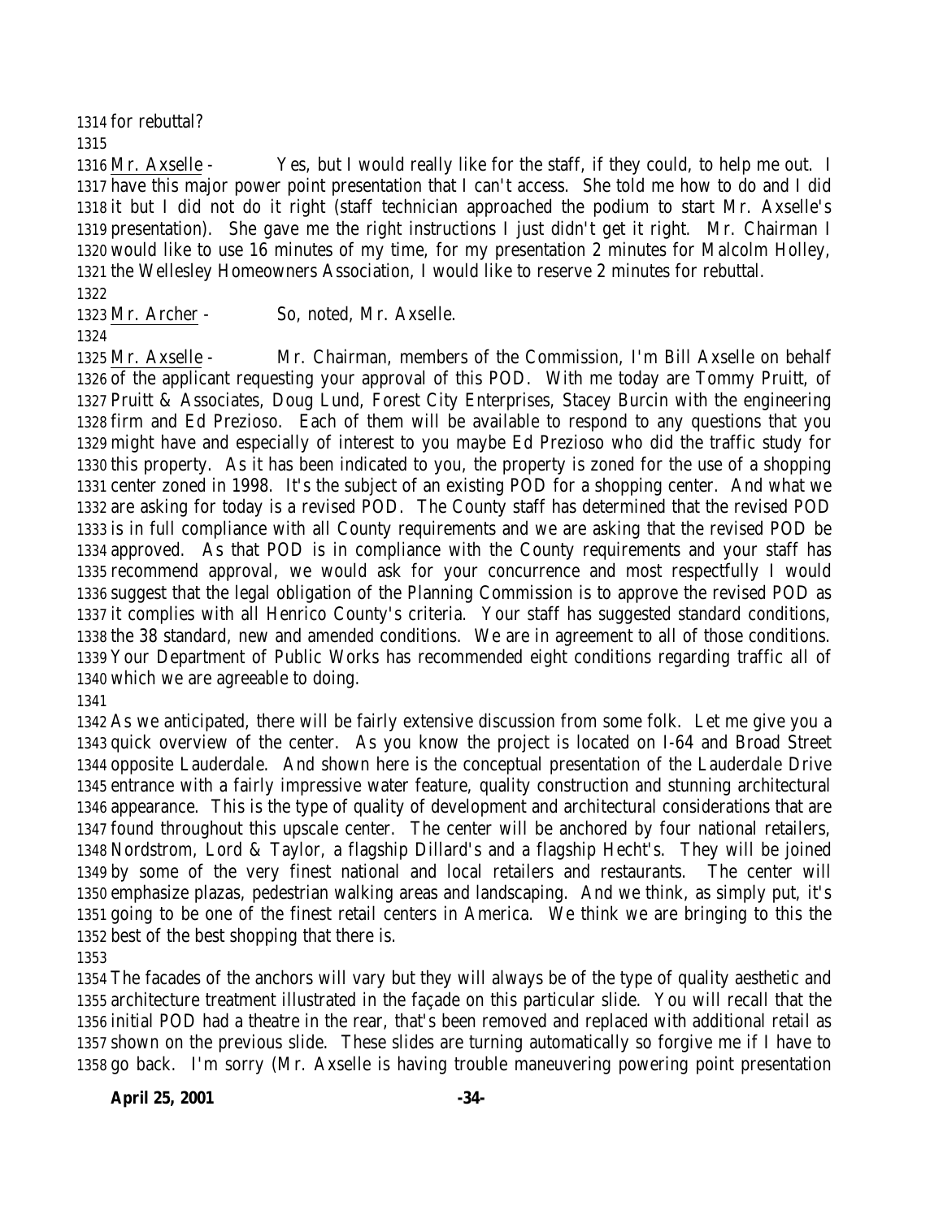for rebuttal?

Mr. Axselle - Yes, but I would really like for the staff, if they could, to help me out. I have this major power point presentation that I can't access. She told me how to do and I did it but I did not do it right (staff technician approached the podium to start Mr. Axselle's presentation). She gave me the right instructions I just didn't get it right. Mr. Chairman I would like to use 16 minutes of my time, for my presentation 2 minutes for Malcolm Holley, the Wellesley Homeowners Association, I would like to reserve 2 minutes for rebuttal.

Mr. Archer - So, noted, Mr. Axselle.

Mr. Axselle - Mr. Chairman, members of the Commission, I'm Bill Axselle on behalf of the applicant requesting your approval of this POD. With me today are Tommy Pruitt, of Pruitt & Associates, Doug Lund, Forest City Enterprises, Stacey Burcin with the engineering firm and Ed Prezioso. Each of them will be available to respond to any questions that you might have and especially of interest to you maybe Ed Prezioso who did the traffic study for this property. As it has been indicated to you, the property is zoned for the use of a shopping center zoned in 1998. It's the subject of an existing POD for a shopping center. And what we are asking for today is a revised POD. The County staff has determined that the revised POD is in full compliance with all County requirements and we are asking that the revised POD be approved. As that POD is in compliance with the County requirements and your staff has recommend approval, we would ask for your concurrence and most respectfully I would suggest that the legal obligation of the Planning Commission is to approve the revised POD as it complies with all Henrico County's criteria. Your staff has suggested standard conditions, the 38 standard, new and amended conditions. We are in agreement to all of those conditions. Your Department of Public Works has recommended eight conditions regarding traffic all of which we are agreeable to doing.

As we anticipated, there will be fairly extensive discussion from some folk. Let me give you a quick overview of the center. As you know the project is located on I-64 and Broad Street opposite Lauderdale. And shown here is the conceptual presentation of the Lauderdale Drive entrance with a fairly impressive water feature, quality construction and stunning architectural appearance. This is the type of quality of development and architectural considerations that are found throughout this upscale center. The center will be anchored by four national retailers, Nordstrom, Lord & Taylor, a flagship Dillard's and a flagship Hecht's. They will be joined by some of the very finest national and local retailers and restaurants. The center will emphasize plazas, pedestrian walking areas and landscaping. And we think, as simply put, it's going to be one of the finest retail centers in America. We think we are bringing to this the best of the best shopping that there is.

The facades of the anchors will vary but they will always be of the type of quality aesthetic and architecture treatment illustrated in the façade on this particular slide. You will recall that the initial POD had a theatre in the rear, that's been removed and replaced with additional retail as shown on the previous slide. These slides are turning automatically so forgive me if I have to go back. I'm sorry (Mr. Axselle is having trouble maneuvering powering point presentation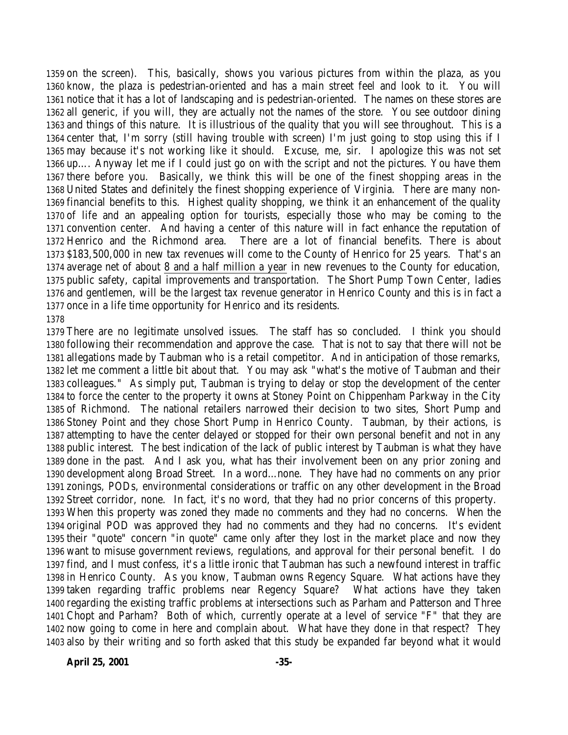on the screen). This, basically, shows you various pictures from within the plaza, as you know, the plaza is pedestrian-oriented and has a main street feel and look to it. You will notice that it has a lot of landscaping and is pedestrian-oriented. The names on these stores are all generic, if you will, they are actually not the names of the store. You see outdoor dining and things of this nature. It is illustrious of the quality that you will see throughout. This is a center that, I'm sorry (still having trouble with screen) I'm just going to stop using this if I may because it's not working like it should. Excuse, me, sir. I apologize this was not set up…. Anyway let me if I could just go on with the script and not the pictures. You have them there before you. Basically, we think this will be one of the finest shopping areas in the United States and definitely the finest shopping experience of Virginia. There are many non-financial benefits to this. Highest quality shopping, we think it an enhancement of the quality of life and an appealing option for tourists, especially those who may be coming to the convention center. And having a center of this nature will in fact enhance the reputation of Henrico and the Richmond area. There are a lot of financial benefits. There is about $183,500,000 in new tax revenues will come to the County of Henrico for 25 years. That's an average net of about <u>8 and a half million a year</u> in new revenues to the County for education, public safety, capital improvements and transportation. The Short Pump Town Center, ladies and gentlemen, will be the largest tax revenue generator in Henrico County and this is in fact a once in a life time opportunity for Henrico and its residents.

There are no legitimate unsolved issues. The staff has so concluded. I think you should following their recommendation and approve the case. That is not to say that there will not be allegations made by Taubman who is a retail competitor. And in anticipation of those remarks, let me comment a little bit about that. You may ask "what's the motive of Taubman and their colleagues." As simply put, Taubman is trying to delay or stop the development of the center to force the center to the property it owns at Stoney Point on Chippenham Parkway in the City of Richmond. The national retailers narrowed their decision to two sites, Short Pump and Stoney Point and they chose Short Pump in Henrico County. Taubman, by their actions, is attempting to have the center delayed or stopped for their own personal benefit and not in any public interest. The best indication of the lack of public interest by Taubman is what they have done in the past. And I ask you, what has their involvement been on any prior zoning and development along Broad Street. In a word…none. They have had no comments on any prior zonings, PODs, environmental considerations or traffic on any other development in the Broad Street corridor, none. In fact, it's no word, that they had no prior concerns of this property. When this property was zoned they made no comments and they had no concerns. When the original POD was approved they had no comments and they had no concerns. It's evident their "quote" concern "in quote" came only after they lost in the market place and now they want to misuse government reviews, regulations, and approval for their personal benefit. I do find, and I must confess, it's a little ironic that Taubman has such a newfound interest in traffic in Henrico County. As you know, Taubman owns Regency Square. What actions have they taken regarding traffic problems near Regency Square? What actions have they taken regarding the existing traffic problems at intersections such as Parham and Patterson and Three Chopt and Parham? Both of which, currently operate at a level of service "F" that they are now going to come in here and complain about. What have they done in that respect? They also by their writing and so forth asked that this study be expanded far beyond what it would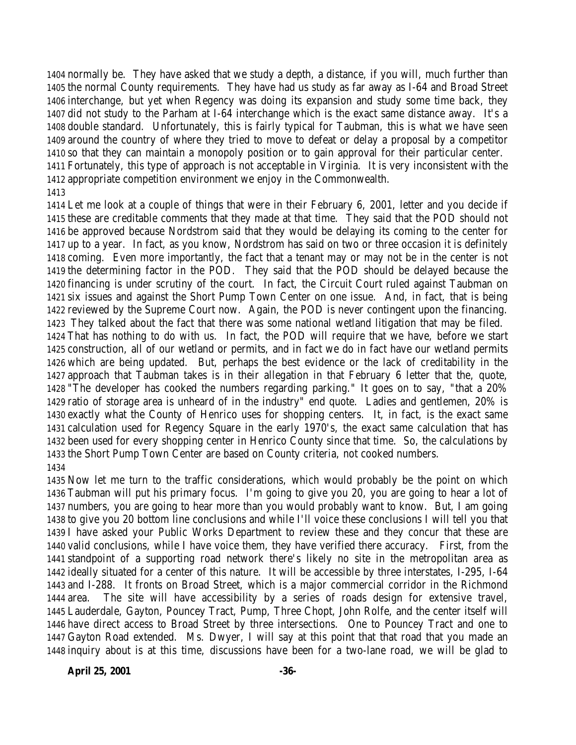normally be. They have asked that we study a depth, a distance, if you will, much further than the normal County requirements. They have had us study as far away as I-64 and Broad Street interchange, but yet when Regency was doing its expansion and study some time back, they did not study to the Parham at I-64 interchange which is the exact same distance away. It's a double standard. Unfortunately, this is fairly typical for Taubman, this is what we have seen around the country of where they tried to move to defeat or delay a proposal by a competitor so that they can maintain a monopoly position or to gain approval for their particular center. Fortunately, this type of approach is not acceptable in Virginia. It is very inconsistent with the appropriate competition environment we enjoy in the Commonwealth.

Let me look at a couple of things that were in their February 6, 2001, letter and you decide if these are creditable comments that they made at that time. They said that the POD should not be approved because Nordstrom said that they would be delaying its coming to the center for up to a year. In fact, as you know, Nordstrom has said on two or three occasion it is definitely coming. Even more importantly, the fact that a tenant may or may not be in the center is not the determining factor in the POD. They said that the POD should be delayed because the financing is under scrutiny of the court. In fact, the Circuit Court ruled against Taubman on six issues and against the Short Pump Town Center on one issue. And, in fact, that is being reviewed by the Supreme Court now. Again, the POD is never contingent upon the financing. They talked about the fact that there was some national wetland litigation that may be filed. That has nothing to do with us. In fact, the POD will require that we have, before we start construction, all of our wetland or permits, and in fact we do in fact have our wetland permits which are being updated. But, perhaps the best evidence or the lack of creditability in the approach that Taubman takes is in their allegation in that February 6 letter that the, quote, "The developer has cooked the numbers regarding parking." It goes on to say, "that a 20% ratio of storage area is unheard of in the industry" end quote. Ladies and gentlemen, 20% is exactly what the County of Henrico uses for shopping centers. It, in fact, is the exact same calculation used for Regency Square in the early 1970's, the exact same calculation that has been used for every shopping center in Henrico County since that time. So, the calculations by the Short Pump Town Center are based on County criteria, not cooked numbers.

Now let me turn to the traffic considerations, which would probably be the point on which Taubman will put his primary focus. I'm going to give you 20, you are going to hear a lot of numbers, you are going to hear more than you would probably want to know. But, I am going to give you 20 bottom line conclusions and while I'll voice these conclusions I will tell you that I have asked your Public Works Department to review these and they concur that these are valid conclusions, while I have voice them, they have verified there accuracy. First, from the standpoint of a supporting road network there's likely no site in the metropolitan area as ideally situated for a center of this nature. It will be accessible by three interstates, I-295, I-64 and I-288. It fronts on Broad Street, which is a major commercial corridor in the Richmond area. The site will have accessibility by a series of roads design for extensive travel, Lauderdale, Gayton, Pouncey Tract, Pump, Three Chopt, John Rolfe, and the center itself will have direct access to Broad Street by three intersections. One to Pouncey Tract and one to Gayton Road extended. Ms. Dwyer, I will say at this point that that road that you made an inquiry about is at this time, discussions have been for a two-lane road, we will be glad to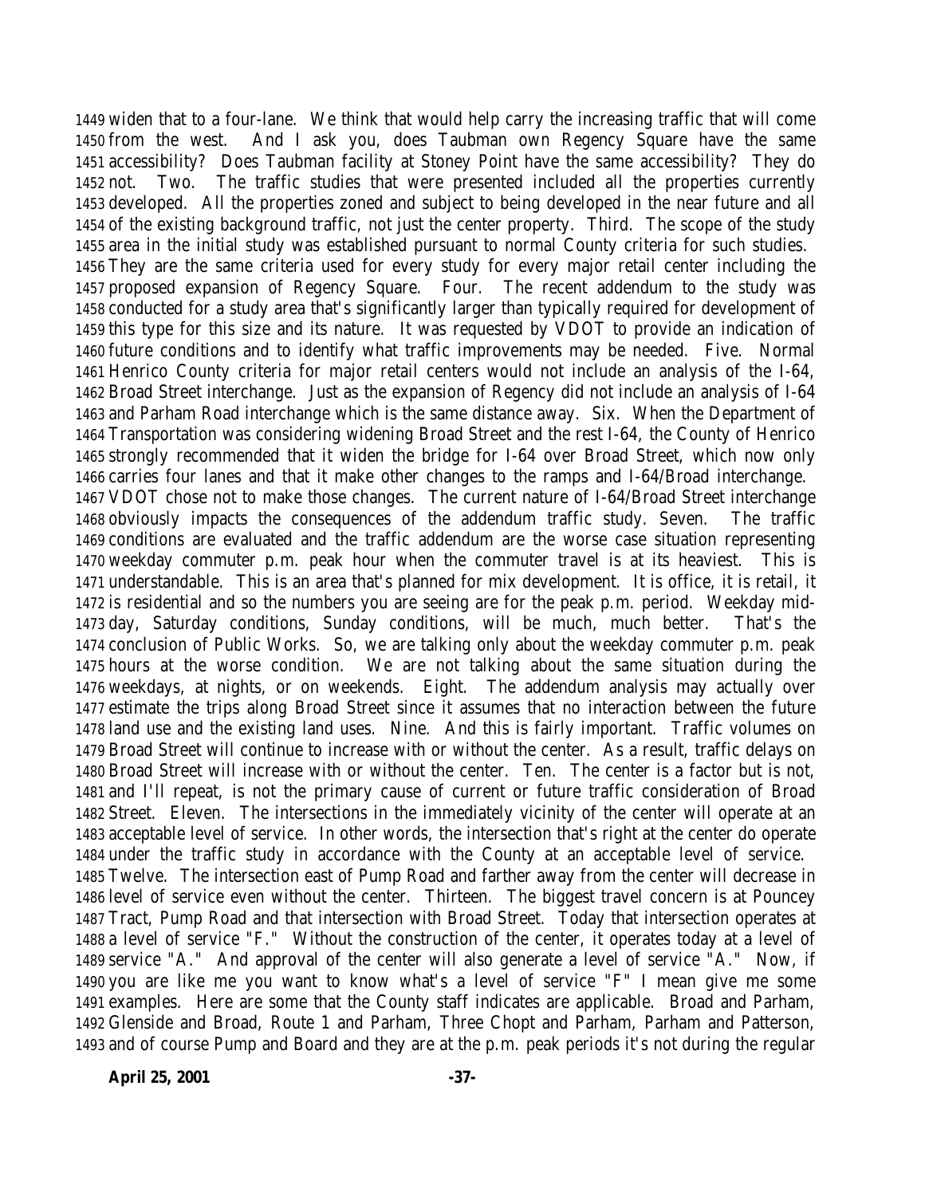1449 widen that to a four-lane. We think that would help carry the increasing traffic that will come
1450 from the west. And I ask you, does Taubman own Regency Square have the same
1451 accessibility? Does Taubman facility at Stoney Point have the same accessibility? They do
1452 not. Two. The traffic studies that were presented included all the properties currently
1453 developed. All the properties zoned and subject to being developed in the near future and all
1454 of the existing background traffic, not just the center property. Third. The scope of the study
1455 area in the initial study was established pursuant to normal County criteria for such studies.
1456 They are the same criteria used for every study for every major retail center including the
1457 proposed expansion of Regency Square. Four. The recent addendum to the study was
1458 conducted for a study area that's significantly larger than typically required for development of
1459 this type for this size and its nature. It was requested by VDOT to provide an indication of
1460 future conditions and to identify what traffic improvements may be needed. Five. Normal
1461 Henrico County criteria for major retail centers would not include an analysis of the I-64,
1462 Broad Street interchange. Just as the expansion of Regency did not include an analysis of I-64
1463 and Parham Road interchange which is the same distance away. Six. When the Department of
1464 Transportation was considering widening Broad Street and the rest I-64, the County of Henrico
1465 strongly recommended that it widen the bridge for I-64 over Broad Street, which now only
1466 carries four lanes and that it make other changes to the ramps and I-64/Broad interchange.
1467 VDOT chose not to make those changes. The current nature of I-64/Broad Street interchange
1468 obviously impacts the consequences of the addendum traffic study. Seven. The traffic
1469 conditions are evaluated and the traffic addendum are the worse case situation representing
1470 weekday commuter p.m. peak hour when the commuter travel is at its heaviest. This is
1471 understandable. This is an area that's planned for mix development. It is office, it is retail, it
1472 is residential and so the numbers you are seeing are for the peak p.m. period. Weekday mid-
1473 day, Saturday conditions, Sunday conditions, will be much, much better. That's the
1474 conclusion of Public Works. So, we are talking only about the weekday commuter p.m. peak
1475 hours at the worse condition. We are not talking about the same situation during the
1476 weekdays, at nights, or on weekends. Eight. The addendum analysis may actually over
1477 estimate the trips along Broad Street since it assumes that no interaction between the future
1478 land use and the existing land uses. Nine. And this is fairly important. Traffic volumes on
1479 Broad Street will continue to increase with or without the center. As a result, traffic delays on
1480 Broad Street will increase with or without the center. Ten. The center is a factor but is not,
1481 and I'll repeat, is not the primary cause of current or future traffic consideration of Broad
1482 Street. Eleven. The intersections in the immediately vicinity of the center will operate at an
1483 acceptable level of service. In other words, the intersection that's right at the center do operate
1484 under the traffic study in accordance with the County at an acceptable level of service.
1485 Twelve. The intersection east of Pump Road and farther away from the center will decrease in
1486 level of service even without the center. Thirteen. The biggest travel concern is at Pouncey
1487 Tract, Pump Road and that intersection with Broad Street. Today that intersection operates at
1488 a level of service "F." Without the construction of the center, it operates today at a level of
1489 service "A." And approval of the center will also generate a level of service "A." Now, if
1490 you are like me you want to know what's a level of service "F" I mean give me some
1491 examples. Here are some that the County staff indicates are applicable. Broad and Parham,
1492 Glenside and Broad, Route 1 and Parham, Three Chopt and Parham, Parham and Patterson,
1493 and of course Pump and Board and they are at the p.m. peak periods it's not during the regular

**April 25, 2001**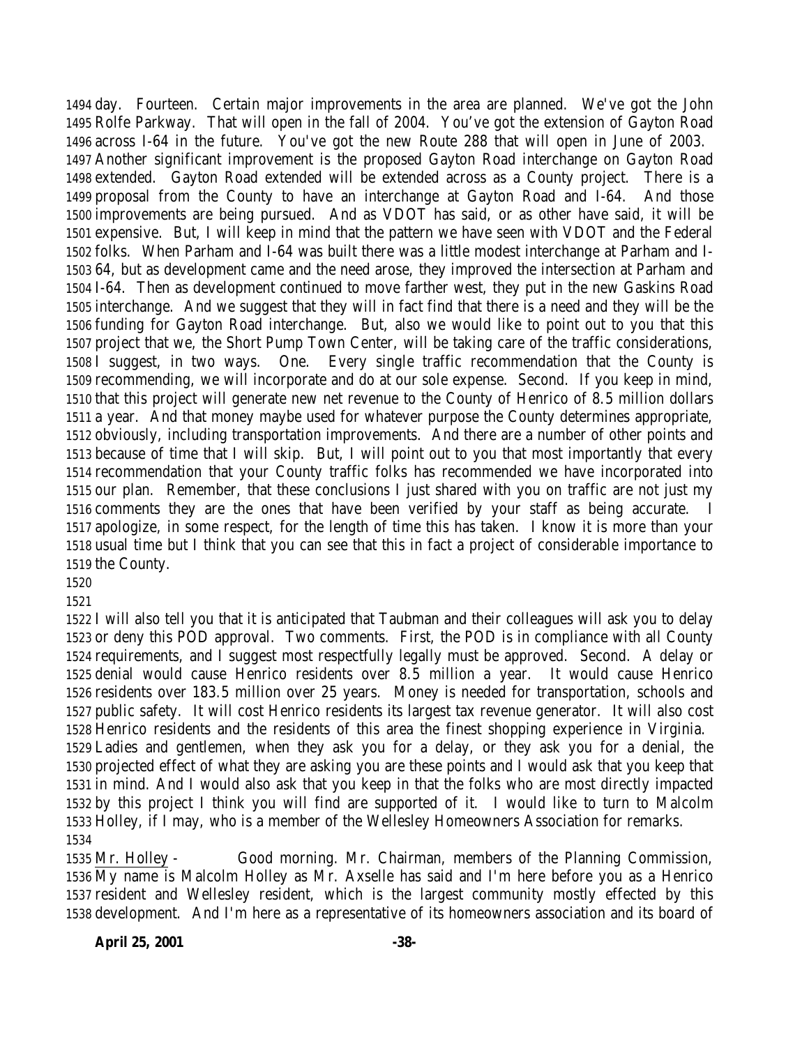day. Fourteen. Certain major improvements in the area are planned. We've got the John Rolfe Parkway. That will open in the fall of 2004. You've got the extension of Gayton Road across I-64 in the future. You've got the new Route 288 that will open in June of 2003. Another significant improvement is the proposed Gayton Road interchange on Gayton Road extended. Gayton Road extended will be extended across as a County project. There is a proposal from the County to have an interchange at Gayton Road and I-64. And those improvements are being pursued. And as VDOT has said, or as other have said, it will be expensive. But, I will keep in mind that the pattern we have seen with VDOT and the Federal folks. When Parham and I-64 was built there was a little modest interchange at Parham and I-64, but as development came and the need arose, they improved the intersection at Parham and I-64. Then as development continued to move farther west, they put in the new Gaskins Road interchange. And we suggest that they will in fact find that there is a need and they will be the funding for Gayton Road interchange. But, also we would like to point out to you that this project that we, the Short Pump Town Center, will be taking care of the traffic considerations, I suggest, in two ways. One. Every single traffic recommendation that the County is recommending, we will incorporate and do at our sole expense. Second. If you keep in mind, that this project will generate new net revenue to the County of Henrico of 8.5 million dollars a year. And that money maybe used for whatever purpose the County determines appropriate, obviously, including transportation improvements. And there are a number of other points and because of time that I will skip. But, I will point out to you that most importantly that every recommendation that your County traffic folks has recommended we have incorporated into our plan. Remember, that these conclusions I just shared with you on traffic are not just my comments they are the ones that have been verified by your staff as being accurate. I apologize, in some respect, for the length of time this has taken. I know it is more than your usual time but I think that you can see that this in fact a project of considerable importance to the County.

I will also tell you that it is anticipated that Taubman and their colleagues will ask you to delay or deny this POD approval. Two comments. First, the POD is in compliance with all County requirements, and I suggest most respectfully legally must be approved. Second. A delay or denial would cause Henrico residents over 8.5 million a year. It would cause Henrico residents over 183.5 million over 25 years. Money is needed for transportation, schools and public safety. It will cost Henrico residents its largest tax revenue generator. It will also cost Henrico residents and the residents of this area the finest shopping experience in Virginia. Ladies and gentlemen, when they ask you for a delay, or they ask you for a denial, the projected effect of what they are asking you are these points and I would ask that you keep that in mind. And I would also ask that you keep in that the folks who are most directly impacted by this project I think you will find are supported of it. I would like to turn to Malcolm Holley, if I may, who is a member of the Wellesley Homeowners Association for remarks.

Mr. Holley - Good morning. Mr. Chairman, members of the Planning Commission, My name is Malcolm Holley as Mr. Axselle has said and I'm here before you as a Henrico resident and Wellesley resident, which is the largest community mostly effected by this development. And I'm here as a representative of its homeowners association and its board of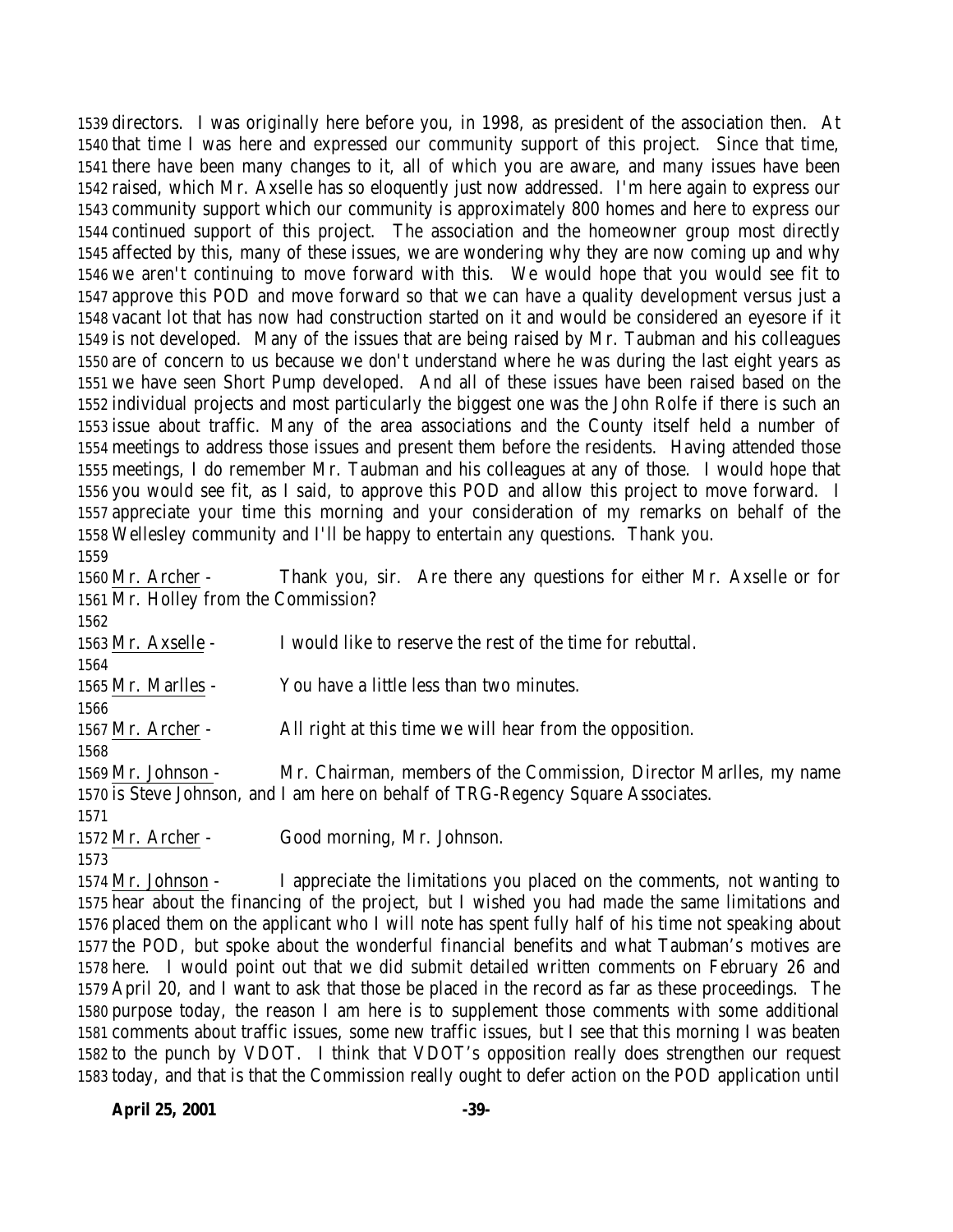1539 directors. I was originally here before you, in 1998, as president of the association then. At
1540 that time I was here and expressed our community support of this project. Since that time,
1541 there have been many changes to it, all of which you are aware, and many issues have been
1542 raised, which Mr. Axselle has so eloquently just now addressed. I'm here again to express our
1543 community support which our community is approximately 800 homes and here to express our
1544 continued support of this project. The association and the homeowner group most directly
1545 affected by this, many of these issues, we are wondering why they are now coming up and why
1546 we aren't continuing to move forward with this. We would hope that you would see fit to
1547 approve this POD and move forward so that we can have a quality development versus just a
1548 vacant lot that has now had construction started on it and would be considered an eyesore if it
1549 is not developed. Many of the issues that are being raised by Mr. Taubman and his colleagues
1550 are of concern to us because we don't understand where he was during the last eight years as
1551 we have seen Short Pump developed. And all of these issues have been raised based on the
1552 individual projects and most particularly the biggest one was the John Rolfe if there is such an
1553 issue about traffic. Many of the area associations and the County itself held a number of
1554 meetings to address those issues and present them before the residents. Having attended those
1555 meetings, I do remember Mr. Taubman and his colleagues at any of those. I would hope that
1556 you would see fit, as I said, to approve this POD and allow this project to move forward. I
1557 appreciate your time this morning and your consideration of my remarks on behalf of the
1558 Wellesley community and I'll be happy to entertain any questions. Thank you.
1559
1560 Mr. Archer - Thank you, sir. Are there any questions for either Mr. Axselle or for
1561 Mr. Holley from the Commission?
1562
1563 Mr. Axselle - I would like to reserve the rest of the time for rebuttal.
1564
1565 Mr. Marlles - You have a little less than two minutes.
1566
1567 Mr. Archer - All right at this time we will hear from the opposition.
1568
1569 Mr. Johnson - Mr. Chairman, members of the Commission, Director Marlles, my name
1570 is Steve Johnson, and I am here on behalf of TRG-Regency Square Associates.
1571
1572 Mr. Archer - Good morning, Mr. Johnson.
1573
1574 Mr. Johnson - I appreciate the limitations you placed on the comments, not wanting to
1575 hear about the financing of the project, but I wished you had made the same limitations and
1576 placed them on the applicant who I will note has spent fully half of his time not speaking about
1577 the POD, but spoke about the wonderful financial benefits and what Taubman's motives are
1578 here. I would point out that we did submit detailed written comments on February 26 and
1579 April 20, and I want to ask that those be placed in the record as far as these proceedings. The
1580 purpose today, the reason I am here is to supplement those comments with some additional
1581 comments about traffic issues, some new traffic issues, but I see that this morning I was beaten
1582 to the punch by VDOT. I think that VDOT's opposition really does strengthen our request
1583 today, and that is that the Commission really ought to defer action on the POD application until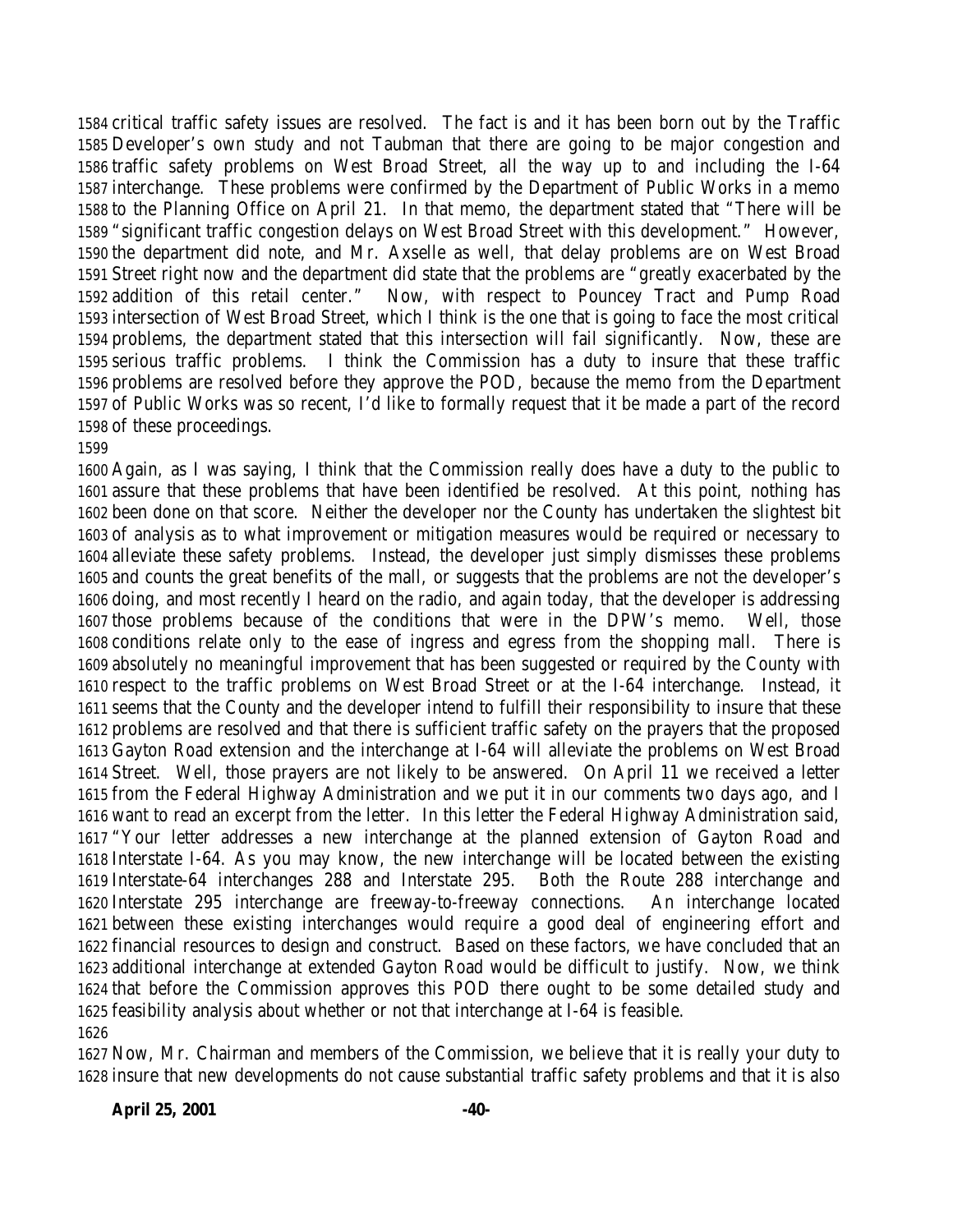critical traffic safety issues are resolved. The fact is and it has been born out by the Traffic Developer's own study and not Taubman that there are going to be major congestion and traffic safety problems on West Broad Street, all the way up to and including the I-64 interchange. These problems were confirmed by the Department of Public Works in a memo to the Planning Office on April 21. In that memo, the department stated that "There will be "significant traffic congestion delays on West Broad Street with this development." However, the department did note, and Mr. Axselle as well, that delay problems are on West Broad Street right now and the department did state that the problems are "greatly exacerbated by the addition of this retail center." Now, with respect to Pouncey Tract and Pump Road intersection of West Broad Street, which I think is the one that is going to face the most critical problems, the department stated that this intersection will fail significantly. Now, these are serious traffic problems. I think the Commission has a duty to insure that these traffic problems are resolved before they approve the POD, because the memo from the Department of Public Works was so recent, I'd like to formally request that it be made a part of the record of these proceedings.

Again, as I was saying, I think that the Commission really does have a duty to the public to assure that these problems that have been identified be resolved. At this point, nothing has been done on that score. Neither the developer nor the County has undertaken the slightest bit of analysis as to what improvement or mitigation measures would be required or necessary to alleviate these safety problems. Instead, the developer just simply dismisses these problems and counts the great benefits of the mall, or suggests that the problems are not the developer's doing, and most recently I heard on the radio, and again today, that the developer is addressing those problems because of the conditions that were in the DPW's memo. Well, those conditions relate only to the ease of ingress and egress from the shopping mall. There is absolutely no meaningful improvement that has been suggested or required by the County with respect to the traffic problems on West Broad Street or at the I-64 interchange. Instead, it seems that the County and the developer intend to fulfill their responsibility to insure that these problems are resolved and that there is sufficient traffic safety on the prayers that the proposed Gayton Road extension and the interchange at I-64 will alleviate the problems on West Broad Street. Well, those prayers are not likely to be answered. On April 11 we received a letter from the Federal Highway Administration and we put it in our comments two days ago, and I want to read an excerpt from the letter. In this letter the Federal Highway Administration said, "Your letter addresses a new interchange at the planned extension of Gayton Road and Interstate I-64. As you may know, the new interchange will be located between the existing Interstate-64 interchanges 288 and Interstate 295. Both the Route 288 interchange and Interstate 295 interchange are freeway-to-freeway connections. An interchange located between these existing interchanges would require a good deal of engineering effort and financial resources to design and construct. Based on these factors, we have concluded that an additional interchange at extended Gayton Road would be difficult to justify. Now, we think that before the Commission approves this POD there ought to be some detailed study and feasibility analysis about whether or not that interchange at I-64 is feasible.

Now, Mr. Chairman and members of the Commission, we believe that it is really your duty to insure that new developments do not cause substantial traffic safety problems and that it is also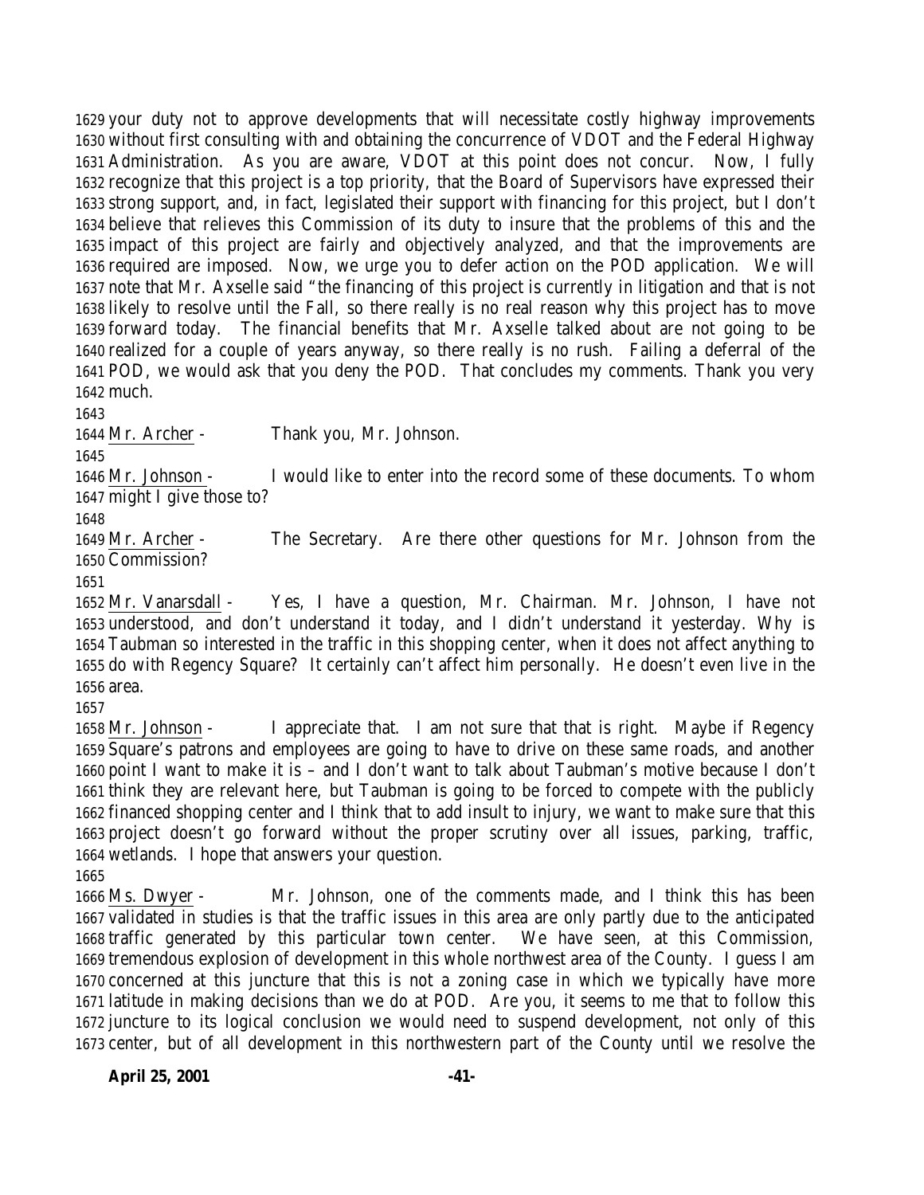your duty not to approve developments that will necessitate costly highway improvements without first consulting with and obtaining the concurrence of VDOT and the Federal Highway Administration. As you are aware, VDOT at this point does not concur. Now, I fully recognize that this project is a top priority, that the Board of Supervisors have expressed their strong support, and, in fact, legislated their support with financing for this project, but I don't believe that relieves this Commission of its duty to insure that the problems of this and the impact of this project are fairly and objectively analyzed, and that the improvements are required are imposed. Now, we urge you to defer action on the POD application. We will note that Mr. Axselle said "the financing of this project is currently in litigation and that is not likely to resolve until the Fall, so there really is no real reason why this project has to move forward today. The financial benefits that Mr. Axselle talked about are not going to be realized for a couple of years anyway, so there really is no rush. Failing a deferral of the POD, we would ask that you deny the POD. That concludes my comments. Thank you very much.

Mr. Archer - Thank you, Mr. Johnson.

Mr. Johnson - I would like to enter into the record some of these documents. To whom might I give those to?

Mr. Archer - The Secretary. Are there other questions for Mr. Johnson from the Commission?

Mr. Vanarsdall - Yes, I have a question, Mr. Chairman. Mr. Johnson, I have not understood, and don't understand it today, and I didn't understand it yesterday. Why is Taubman so interested in the traffic in this shopping center, when it does not affect anything to do with Regency Square? It certainly can't affect him personally. He doesn't even live in the area.

Mr. Johnson - I appreciate that. I am not sure that that is right. Maybe if Regency Square's patrons and employees are going to have to drive on these same roads, and another point I want to make it is – and I don't want to talk about Taubman's motive because I don't think they are relevant here, but Taubman is going to be forced to compete with the publicly financed shopping center and I think that to add insult to injury, we want to make sure that this project doesn't go forward without the proper scrutiny over all issues, parking, traffic, wetlands. I hope that answers your question.

Ms. Dwyer - Mr. Johnson, one of the comments made, and I think this has been validated in studies is that the traffic issues in this area are only partly due to the anticipated traffic generated by this particular town center. We have seen, at this Commission, tremendous explosion of development in this whole northwest area of the County. I guess I am concerned at this juncture that this is not a zoning case in which we typically have more latitude in making decisions than we do at POD. Are you, it seems to me that to follow this juncture to its logical conclusion we would need to suspend development, not only of this center, but of all development in this northwestern part of the County until we resolve the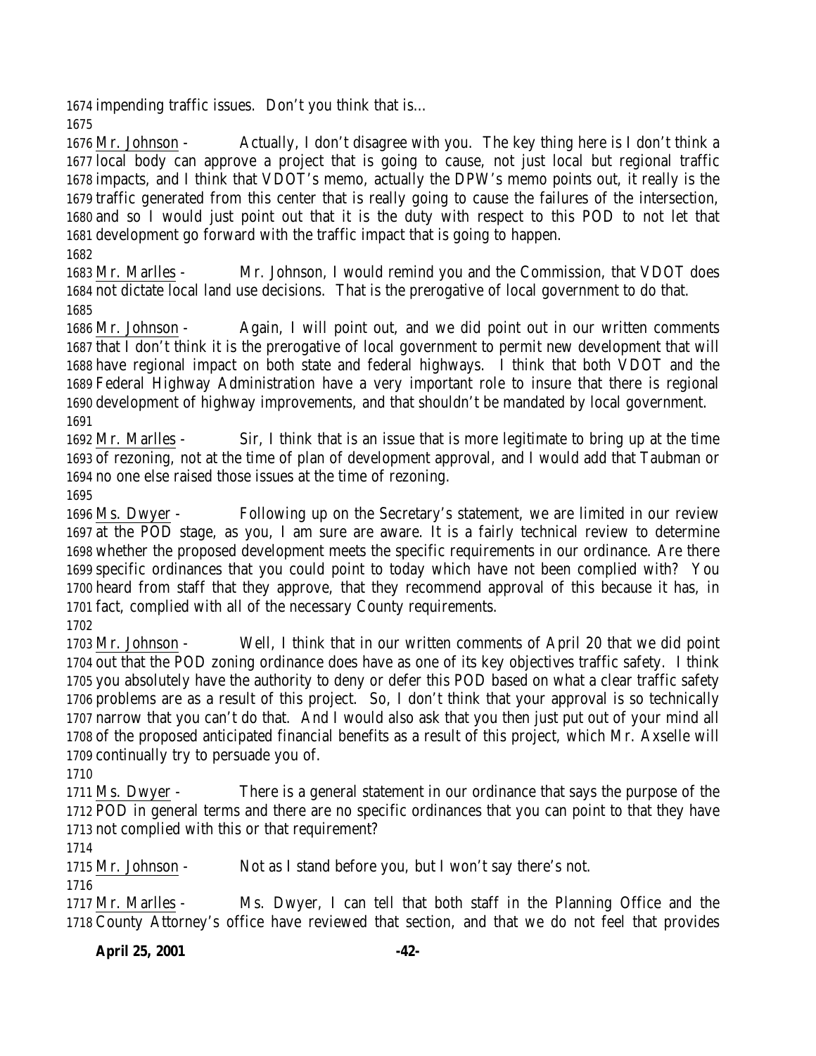1674 impending traffic issues. Don't you think that is…

1675

1676 Mr. Johnson - Actually, I don't disagree with you. The key thing here is I don't think a
1677 local body can approve a project that is going to cause, not just local but regional traffic
1678 impacts, and I think that VDOT's memo, actually the DPW's memo points out, it really is the
1679 traffic generated from this center that is really going to cause the failures of the intersection,
1680 and so I would just point out that it is the duty with respect to this POD to not let that
1681 development go forward with the traffic impact that is going to happen.

1682

1683 Mr. Marlles - Mr. Johnson, I would remind you and the Commission, that VDOT does
1684 not dictate local land use decisions. That is the prerogative of local government to do that.

1685

1686 Mr. Johnson - Again, I will point out, and we did point out in our written comments
1687 that I don't think it is the prerogative of local government to permit new development that will
1688 have regional impact on both state and federal highways. I think that both VDOT and the
1689 Federal Highway Administration have a very important role to insure that there is regional
1690 development of highway improvements, and that shouldn't be mandated by local government.

1691

1692 Mr. Marlles - Sir, I think that is an issue that is more legitimate to bring up at the time
1693 of rezoning, not at the time of plan of development approval, and I would add that Taubman or
1694 no one else raised those issues at the time of rezoning.

1695

1696 Ms. Dwyer - Following up on the Secretary's statement, we are limited in our review
1697 at the POD stage, as you, I am sure are aware. It is a fairly technical review to determine
1698 whether the proposed development meets the specific requirements in our ordinance. Are there
1699 specific ordinances that you could point to today which have not been complied with? You
1700 heard from staff that they approve, that they recommend approval of this because it has, in
1701 fact, complied with all of the necessary County requirements.

1702

1703 Mr. Johnson - Well, I think that in our written comments of April 20 that we did point
1704 out that the POD zoning ordinance does have as one of its key objectives traffic safety. I think
1705 you absolutely have the authority to deny or defer this POD based on what a clear traffic safety
1706 problems are as a result of this project. So, I don't think that your approval is so technically
1707 narrow that you can't do that. And I would also ask that you then just put out of your mind all
1708 of the proposed anticipated financial benefits as a result of this project, which Mr. Axselle will
1709 continually try to persuade you of.

1710

1711 Ms. Dwyer - There is a general statement in our ordinance that says the purpose of the
1712 POD in general terms and there are no specific ordinances that you can point to that they have
1713 not complied with this or that requirement?

1714

1715 Mr. Johnson - Not as I stand before you, but I won't say there's not.

1716

1717 Mr. Marlles - Ms. Dwyer, I can tell that both staff in the Planning Office and the
1718 County Attorney's office have reviewed that section, and that we do not feel that provides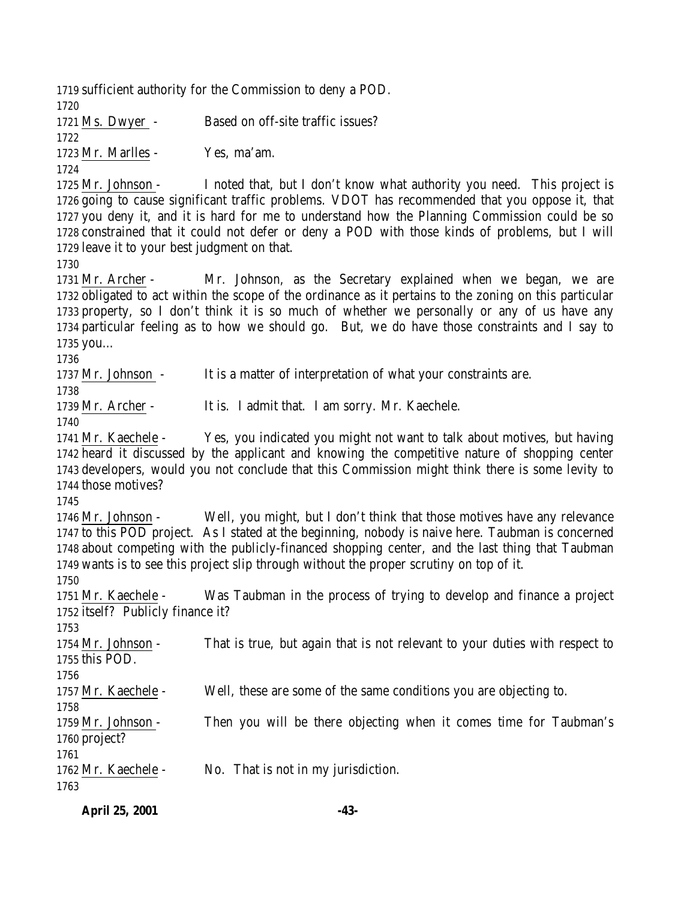sufficient authority for the Commission to deny a POD.

Ms. Dwyer - Based on off-site traffic issues?

Mr. Marlles - Yes, ma'am.

Mr. Johnson - I noted that, but I don't know what authority you need. This project is going to cause significant traffic problems. VDOT has recommended that you oppose it, that you deny it, and it is hard for me to understand how the Planning Commission could be so constrained that it could not defer or deny a POD with those kinds of problems, but I will leave it to your best judgment on that.

Mr. Archer - Mr. Johnson, as the Secretary explained when we began, we are obligated to act within the scope of the ordinance as it pertains to the zoning on this particular property, so I don't think it is so much of whether we personally or any of us have any particular feeling as to how we should go. But, we do have those constraints and I say to you…

Mr. Johnson - It is a matter of interpretation of what your constraints are.

Mr. Archer - It is. I admit that. I am sorry. Mr. Kaechele.

Mr. Kaechele - Yes, you indicated you might not want to talk about motives, but having heard it discussed by the applicant and knowing the competitive nature of shopping center developers, would you not conclude that this Commission might think there is some levity to those motives?

Mr. Johnson - Well, you might, but I don't think that those motives have any relevance to this POD project. As I stated at the beginning, nobody is naive here. Taubman is concerned about competing with the publicly-financed shopping center, and the last thing that Taubman wants is to see this project slip through without the proper scrutiny on top of it.

Mr. Kaechele - Was Taubman in the process of trying to develop and finance a project itself? Publicly finance it?

Mr. Johnson - That is true, but again that is not relevant to your duties with respect to this POD.

Mr. Kaechele - Well, these are some of the same conditions you are objecting to.

Mr. Johnson - Then you will be there objecting when it comes time for Taubman's project?

Mr. Kaechele - No. That is not in my jurisdiction.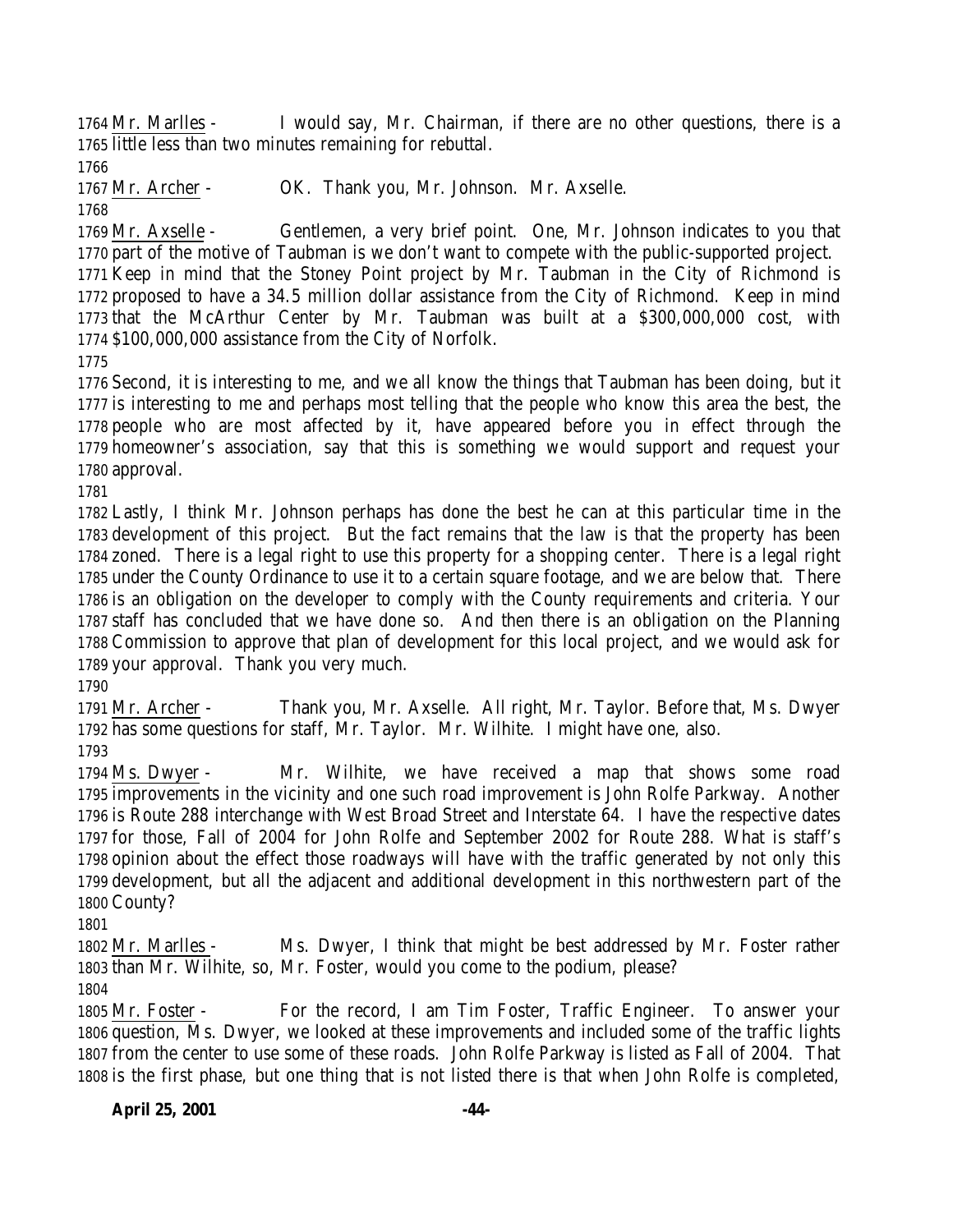Mr. Marlles - I would say, Mr. Chairman, if there are no other questions, there is a little less than two minutes remaining for rebuttal.

Mr. Archer - OK. Thank you, Mr. Johnson. Mr. Axselle.

Mr. Axselle - Gentlemen, a very brief point. One, Mr. Johnson indicates to you that part of the motive of Taubman is we don't want to compete with the public-supported project. Keep in mind that the Stoney Point project by Mr. Taubman in the City of Richmond is proposed to have a 34.5 million dollar assistance from the City of Richmond. Keep in mind that the McArthur Center by Mr. Taubman was built at a $300,000,000 cost, with $100,000,000 assistance from the City of Norfolk.

Second, it is interesting to me, and we all know the things that Taubman has been doing, but it is interesting to me and perhaps most telling that the people who know this area the best, the people who are most affected by it, have appeared before you in effect through the homeowner's association, say that this is something we would support and request your approval.

Lastly, I think Mr. Johnson perhaps has done the best he can at this particular time in the development of this project. But the fact remains that the law is that the property has been zoned. There is a legal right to use this property for a shopping center. There is a legal right under the County Ordinance to use it to a certain square footage, and we are below that. There is an obligation on the developer to comply with the County requirements and criteria. Your staff has concluded that we have done so. And then there is an obligation on the Planning Commission to approve that plan of development for this local project, and we would ask for your approval. Thank you very much.

Mr. Archer - Thank you, Mr. Axselle. All right, Mr. Taylor. Before that, Ms. Dwyer has some questions for staff, Mr. Taylor. Mr. Wilhite. I might have one, also.

Ms. Dwyer - Mr. Wilhite, we have received a map that shows some road improvements in the vicinity and one such road improvement is John Rolfe Parkway. Another is Route 288 interchange with West Broad Street and Interstate 64. I have the respective dates for those, Fall of 2004 for John Rolfe and September 2002 for Route 288. What is staff's opinion about the effect those roadways will have with the traffic generated by not only this development, but all the adjacent and additional development in this northwestern part of the County?

Mr. Marlles - Ms. Dwyer, I think that might be best addressed by Mr. Foster rather than Mr. Wilhite, so, Mr. Foster, would you come to the podium, please?

Mr. Foster - For the record, I am Tim Foster, Traffic Engineer. To answer your question, Ms. Dwyer, we looked at these improvements and included some of the traffic lights from the center to use some of these roads. John Rolfe Parkway is listed as Fall of 2004. That is the first phase, but one thing that is not listed there is that when John Rolfe is completed,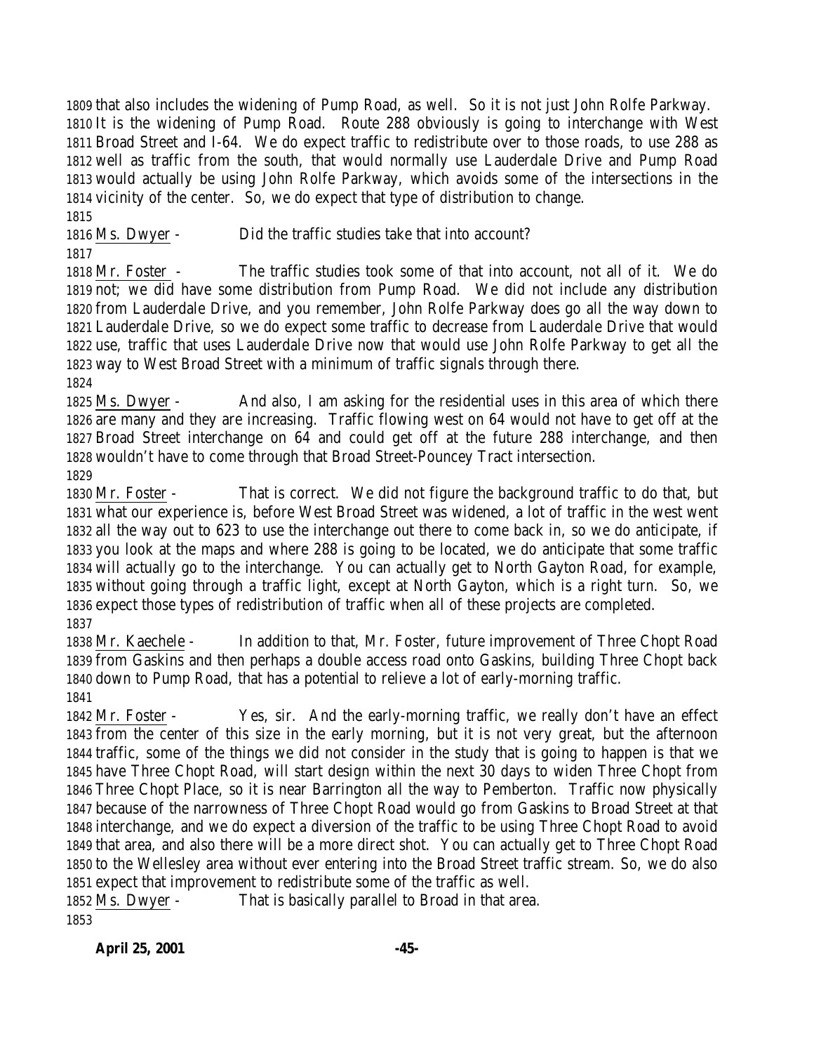that also includes the widening of Pump Road, as well. So it is not just John Rolfe Parkway. It is the widening of Pump Road. Route 288 obviously is going to interchange with West Broad Street and I-64. We do expect traffic to redistribute over to those roads, to use 288 as well as traffic from the south, that would normally use Lauderdale Drive and Pump Road would actually be using John Rolfe Parkway, which avoids some of the intersections in the vicinity of the center. So, we do expect that type of distribution to change.

Ms. Dwyer - Did the traffic studies take that into account?

Mr. Foster - The traffic studies took some of that into account, not all of it. We do not; we did have some distribution from Pump Road. We did not include any distribution from Lauderdale Drive, and you remember, John Rolfe Parkway does go all the way down to Lauderdale Drive, so we do expect some traffic to decrease from Lauderdale Drive that would use, traffic that uses Lauderdale Drive now that would use John Rolfe Parkway to get all the way to West Broad Street with a minimum of traffic signals through there.

Ms. Dwyer - And also, I am asking for the residential uses in this area of which there are many and they are increasing. Traffic flowing west on 64 would not have to get off at the Broad Street interchange on 64 and could get off at the future 288 interchange, and then wouldn't have to come through that Broad Street-Pouncey Tract intersection.

Mr. Foster - That is correct. We did not figure the background traffic to do that, but what our experience is, before West Broad Street was widened, a lot of traffic in the west went all the way out to 623 to use the interchange out there to come back in, so we do anticipate, if you look at the maps and where 288 is going to be located, we do anticipate that some traffic will actually go to the interchange. You can actually get to North Gayton Road, for example, without going through a traffic light, except at North Gayton, which is a right turn. So, we expect those types of redistribution of traffic when all of these projects are completed.

Mr. Kaechele - In addition to that, Mr. Foster, future improvement of Three Chopt Road from Gaskins and then perhaps a double access road onto Gaskins, building Three Chopt back down to Pump Road, that has a potential to relieve a lot of early-morning traffic.

Mr. Foster - Yes, sir. And the early-morning traffic, we really don't have an effect from the center of this size in the early morning, but it is not very great, but the afternoon traffic, some of the things we did not consider in the study that is going to happen is that we have Three Chopt Road, will start design within the next 30 days to widen Three Chopt from Three Chopt Place, so it is near Barrington all the way to Pemberton. Traffic now physically because of the narrowness of Three Chopt Road would go from Gaskins to Broad Street at that interchange, and we do expect a diversion of the traffic to be using Three Chopt Road to avoid that area, and also there will be a more direct shot. You can actually get to Three Chopt Road to the Wellesley area without ever entering into the Broad Street traffic stream. So, we do also expect that improvement to redistribute some of the traffic as well.

Ms. Dwyer - That is basically parallel to Broad in that area.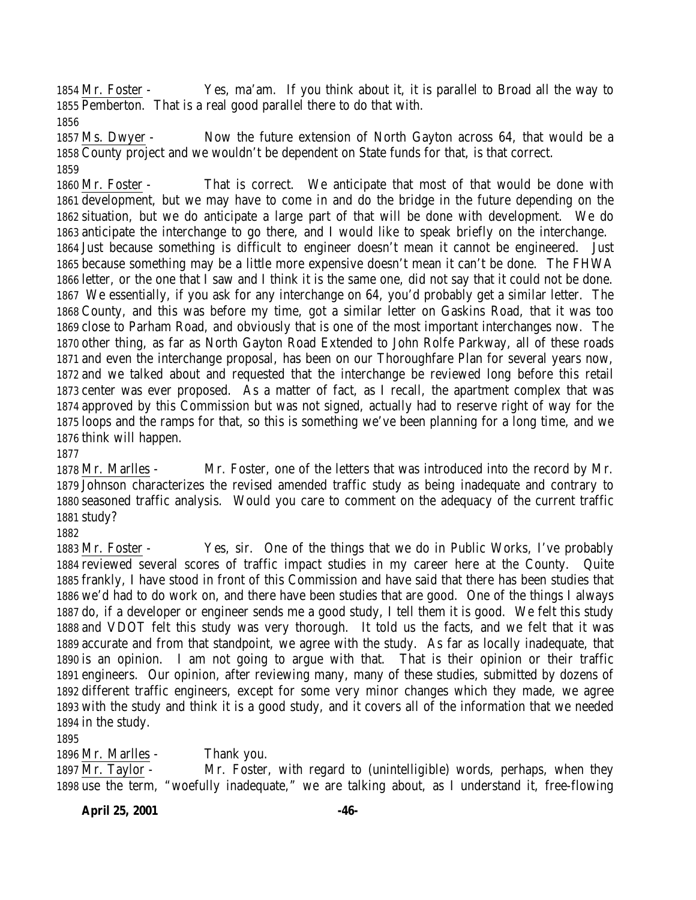Mr. Foster - Yes, ma'am. If you think about it, it is parallel to Broad all the way to Pemberton. That is a real good parallel there to do that with.

Ms. Dwyer - Now the future extension of North Gayton across 64, that would be a County project and we wouldn't be dependent on State funds for that, is that correct.

Mr. Foster - That is correct. We anticipate that most of that would be done with development, but we may have to come in and do the bridge in the future depending on the situation, but we do anticipate a large part of that will be done with development. We do anticipate the interchange to go there, and I would like to speak briefly on the interchange. Just because something is difficult to engineer doesn't mean it cannot be engineered. Just because something may be a little more expensive doesn't mean it can't be done. The FHWA letter, or the one that I saw and I think it is the same one, did not say that it could not be done. We essentially, if you ask for any interchange on 64, you'd probably get a similar letter. The County, and this was before my time, got a similar letter on Gaskins Road, that it was too close to Parham Road, and obviously that is one of the most important interchanges now. The other thing, as far as North Gayton Road Extended to John Rolfe Parkway, all of these roads and even the interchange proposal, has been on our Thoroughfare Plan for several years now, and we talked about and requested that the interchange be reviewed long before this retail center was ever proposed. As a matter of fact, as I recall, the apartment complex that was approved by this Commission but was not signed, actually had to reserve right of way for the loops and the ramps for that, so this is something we've been planning for a long time, and we think will happen.

Mr. Marlles - Mr. Foster, one of the letters that was introduced into the record by Mr. Johnson characterizes the revised amended traffic study as being inadequate and contrary to seasoned traffic analysis. Would you care to comment on the adequacy of the current traffic study?

Mr. Foster - Yes, sir. One of the things that we do in Public Works, I've probably reviewed several scores of traffic impact studies in my career here at the County. Quite frankly, I have stood in front of this Commission and have said that there has been studies that we'd had to do work on, and there have been studies that are good. One of the things I always do, if a developer or engineer sends me a good study, I tell them it is good. We felt this study and VDOT felt this study was very thorough. It told us the facts, and we felt that it was accurate and from that standpoint, we agree with the study. As far as locally inadequate, that is an opinion. I am not going to argue with that. That is their opinion or their traffic engineers. Our opinion, after reviewing many, many of these studies, submitted by dozens of different traffic engineers, except for some very minor changes which they made, we agree with the study and think it is a good study, and it covers all of the information that we needed in the study.

Mr. Marlles - Thank you.

Mr. Taylor - Mr. Foster, with regard to (unintelligible) words, perhaps, when they use the term, "woefully inadequate," we are talking about, as I understand it, free-flowing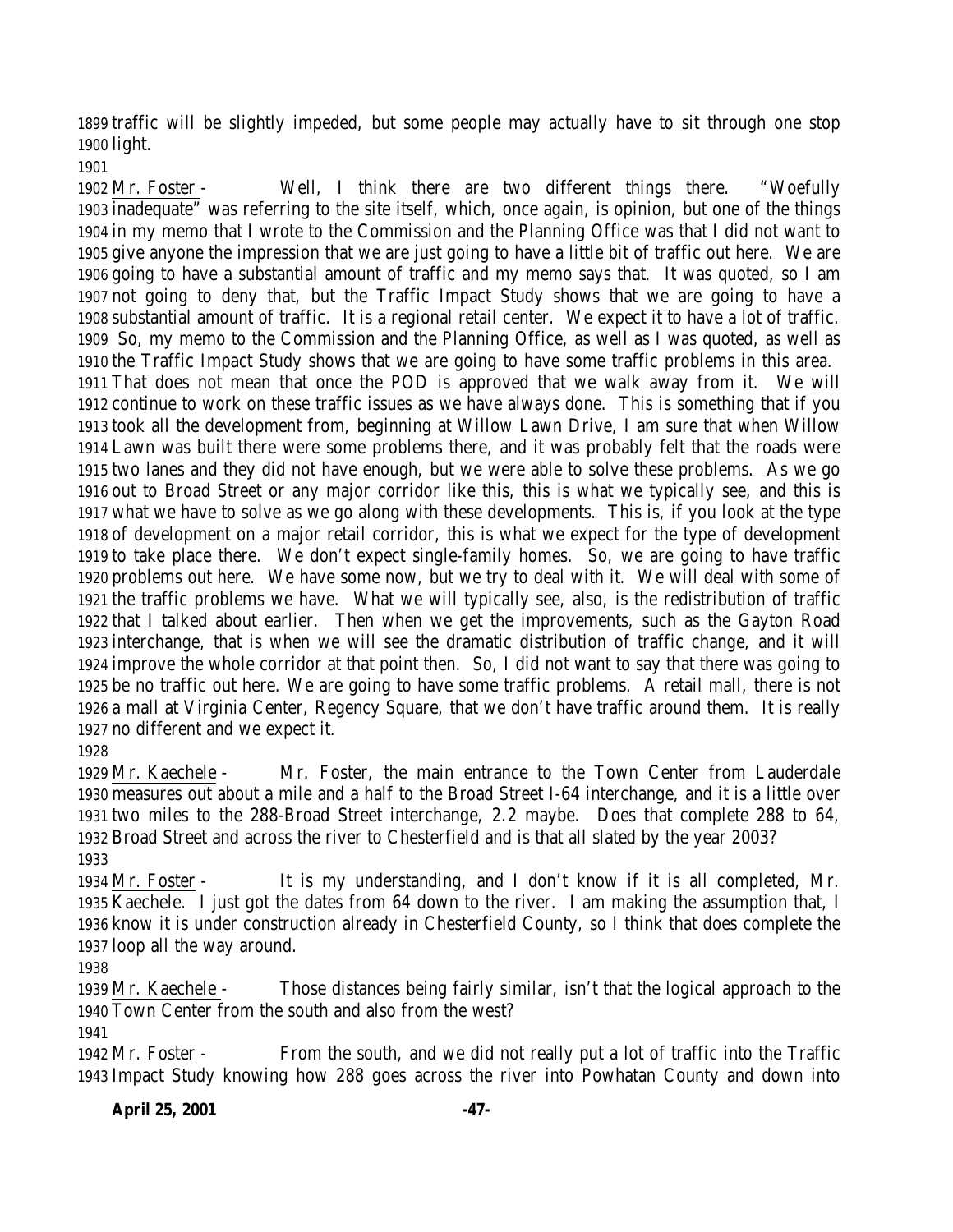traffic will be slightly impeded, but some people may actually have to sit through one stop light.

Mr. Foster - Well, I think there are two different things there. "Woefully inadequate" was referring to the site itself, which, once again, is opinion, but one of the things in my memo that I wrote to the Commission and the Planning Office was that I did not want to give anyone the impression that we are just going to have a little bit of traffic out here. We are going to have a substantial amount of traffic and my memo says that. It was quoted, so I am not going to deny that, but the Traffic Impact Study shows that we are going to have a substantial amount of traffic. It is a regional retail center. We expect it to have a lot of traffic. So, my memo to the Commission and the Planning Office, as well as I was quoted, as well as the Traffic Impact Study shows that we are going to have some traffic problems in this area. That does not mean that once the POD is approved that we walk away from it. We will continue to work on these traffic issues as we have always done. This is something that if you took all the development from, beginning at Willow Lawn Drive, I am sure that when Willow Lawn was built there were some problems there, and it was probably felt that the roads were two lanes and they did not have enough, but we were able to solve these problems. As we go out to Broad Street or any major corridor like this, this is what we typically see, and this is what we have to solve as we go along with these developments. This is, if you look at the type of development on a major retail corridor, this is what we expect for the type of development to take place there. We don't expect single-family homes. So, we are going to have traffic problems out here. We have some now, but we try to deal with it. We will deal with some of the traffic problems we have. What we will typically see, also, is the redistribution of traffic that I talked about earlier. Then when we get the improvements, such as the Gayton Road interchange, that is when we will see the dramatic distribution of traffic change, and it will improve the whole corridor at that point then. So, I did not want to say that there was going to be no traffic out here. We are going to have some traffic problems. A retail mall, there is not a mall at Virginia Center, Regency Square, that we don't have traffic around them. It is really no different and we expect it.

Mr. Kaechele - Mr. Foster, the main entrance to the Town Center from Lauderdale measures out about a mile and a half to the Broad Street I-64 interchange, and it is a little over two miles to the 288-Broad Street interchange, 2.2 maybe. Does that complete 288 to 64, Broad Street and across the river to Chesterfield and is that all slated by the year 2003?

Mr. Foster - It is my understanding, and I don't know if it is all completed, Mr. Kaechele. I just got the dates from 64 down to the river. I am making the assumption that, I know it is under construction already in Chesterfield County, so I think that does complete the loop all the way around.

Mr. Kaechele - Those distances being fairly similar, isn't that the logical approach to the Town Center from the south and also from the west?

Mr. Foster - From the south, and we did not really put a lot of traffic into the Traffic Impact Study knowing how 288 goes across the river into Powhatan County and down into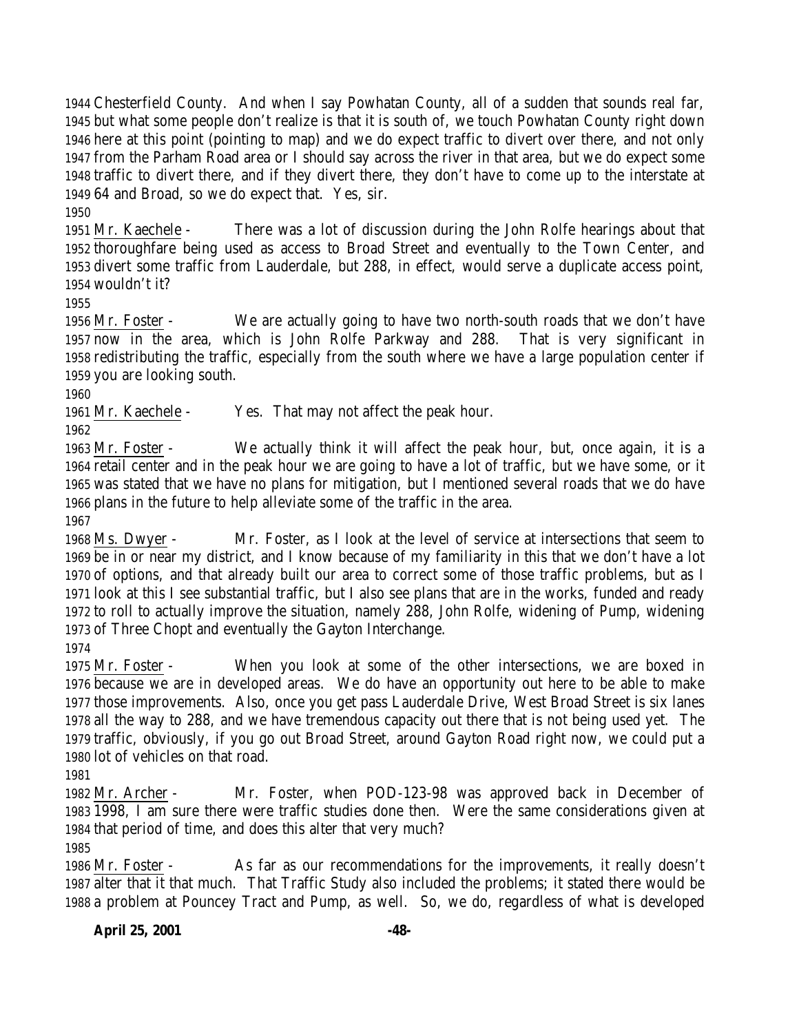1944 Chesterfield County. And when I say Powhatan County, all of a sudden that sounds real far, 1945 but what some people don't realize is that it is south of, we touch Powhatan County right down 1946 here at this point (pointing to map) and we do expect traffic to divert over there, and not only 1947 from the Parham Road area or I should say across the river in that area, but we do expect some 1948 traffic to divert there, and if they divert there, they don't have to come up to the interstate at 1949 64 and Broad, so we do expect that. Yes, sir.

1950

1951 Mr. Kaechele - There was a lot of discussion during the John Rolfe hearings about that 1952 thoroughfare being used as access to Broad Street and eventually to the Town Center, and 1953 divert some traffic from Lauderdale, but 288, in effect, would serve a duplicate access point, 1954 wouldn't it?

1955

1956 Mr. Foster - We are actually going to have two north-south roads that we don't have 1957 now in the area, which is John Rolfe Parkway and 288. That is very significant in 1958 redistributing the traffic, especially from the south where we have a large population center if 1959 you are looking south.

1960

1961 Mr. Kaechele - Yes. That may not affect the peak hour.

1962

1963 Mr. Foster - We actually think it will affect the peak hour, but, once again, it is a 1964 retail center and in the peak hour we are going to have a lot of traffic, but we have some, or it 1965 was stated that we have no plans for mitigation, but I mentioned several roads that we do have 1966 plans in the future to help alleviate some of the traffic in the area.

1967

1968 Ms. Dwyer - Mr. Foster, as I look at the level of service at intersections that seem to 1969 be in or near my district, and I know because of my familiarity in this that we don't have a lot 1970 of options, and that already built our area to correct some of those traffic problems, but as I 1971 look at this I see substantial traffic, but I also see plans that are in the works, funded and ready 1972 to roll to actually improve the situation, namely 288, John Rolfe, widening of Pump, widening 1973 of Three Chopt and eventually the Gayton Interchange.

1974

1975 Mr. Foster - When you look at some of the other intersections, we are boxed in 1976 because we are in developed areas. We do have an opportunity out here to be able to make 1977 those improvements. Also, once you get pass Lauderdale Drive, West Broad Street is six lanes 1978 all the way to 288, and we have tremendous capacity out there that is not being used yet. The 1979 traffic, obviously, if you go out Broad Street, around Gayton Road right now, we could put a 1980 lot of vehicles on that road.

1981

1982 Mr. Archer - Mr. Foster, when POD-123-98 was approved back in December of 1983 1998, I am sure there were traffic studies done then. Were the same considerations given at 1984 that period of time, and does this alter that very much?

1985

1986 Mr. Foster - As far as our recommendations for the improvements, it really doesn't 1987 alter that it that much. That Traffic Study also included the problems; it stated there would be 1988 a problem at Pouncey Tract and Pump, as well. So, we do, regardless of what is developed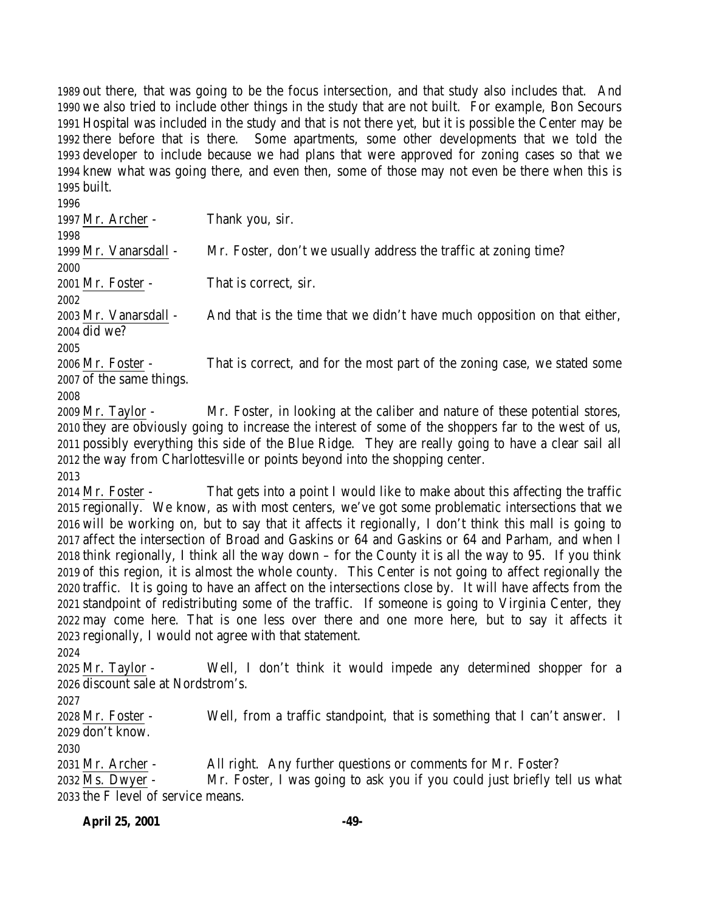out there, that was going to be the focus intersection, and that study also includes that. And we also tried to include other things in the study that are not built. For example, Bon Secours Hospital was included in the study and that is not there yet, but it is possible the Center may be there before that is there. Some apartments, some other developments that we told the developer to include because we had plans that were approved for zoning cases so that we knew what was going there, and even then, some of those may not even be there when this is built.

Mr. Archer - Thank you, sir.

Mr. Vanarsdall - Mr. Foster, don't we usually address the traffic at zoning time?

Mr. Foster - That is correct, sir.

Mr. Vanarsdall - And that is the time that we didn't have much opposition on that either, did we?

Mr. Foster - That is correct, and for the most part of the zoning case, we stated some of the same things.

Mr. Taylor - Mr. Foster, in looking at the caliber and nature of these potential stores, they are obviously going to increase the interest of some of the shoppers far to the west of us, possibly everything this side of the Blue Ridge. They are really going to have a clear sail all the way from Charlottesville or points beyond into the shopping center.

Mr. Foster - That gets into a point I would like to make about this affecting the traffic regionally. We know, as with most centers, we've got some problematic intersections that we will be working on, but to say that it affects it regionally, I don't think this mall is going to affect the intersection of Broad and Gaskins or 64 and Gaskins or 64 and Parham, and when I think regionally, I think all the way down – for the County it is all the way to 95. If you think of this region, it is almost the whole county. This Center is not going to affect regionally the traffic. It is going to have an affect on the intersections close by. It will have affects from the standpoint of redistributing some of the traffic. If someone is going to Virginia Center, they may come here. That is one less over there and one more here, but to say it affects it regionally, I would not agree with that statement.

Mr. Taylor - Well, I don't think it would impede any determined shopper for a discount sale at Nordstrom's.

Mr. Foster - Well, from a traffic standpoint, that is something that I can't answer. I don't know.

Mr. Archer - All right. Any further questions or comments for Mr. Foster?

Ms. Dwyer - Mr. Foster, I was going to ask you if you could just briefly tell us what the F level of service means.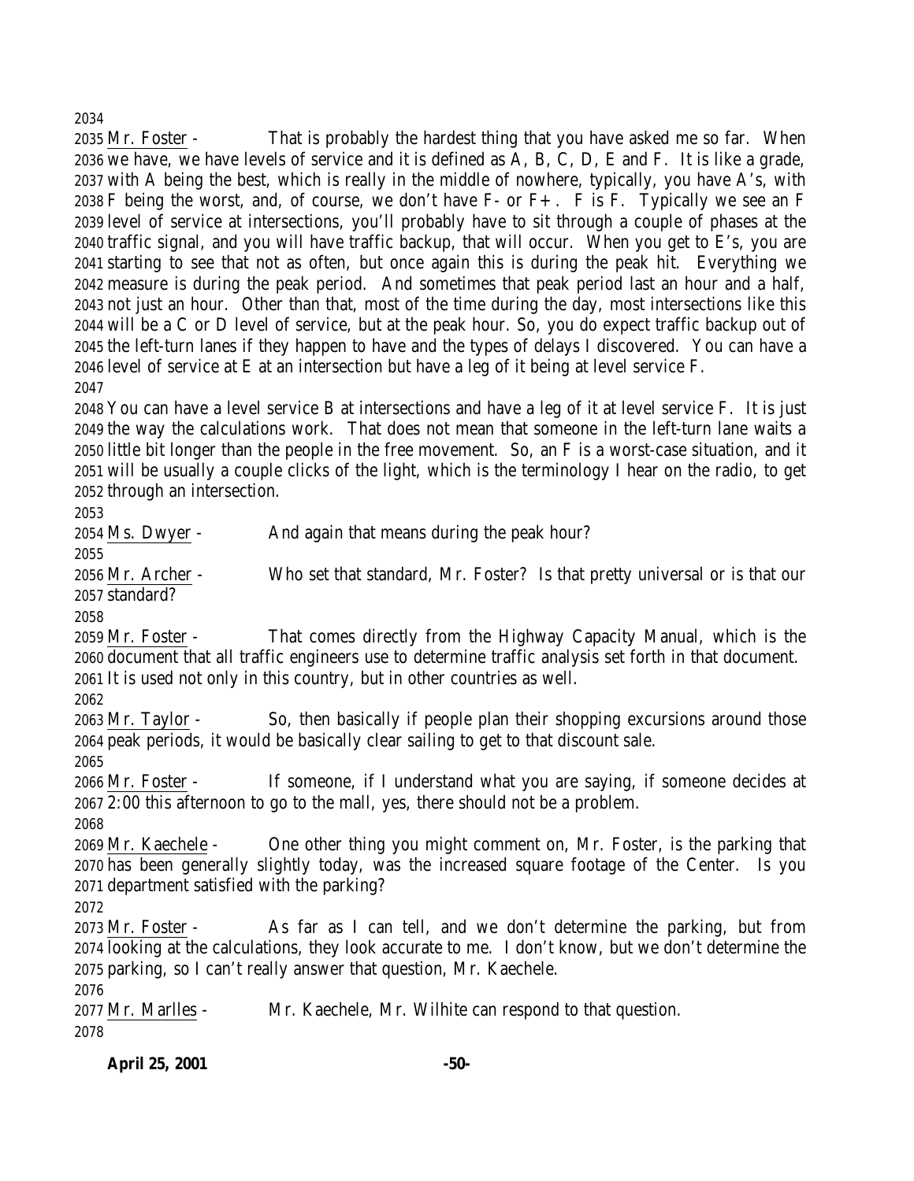Mr. Foster - That is probably the hardest thing that you have asked me so far. When we have, we have levels of service and it is defined as A, B, C, D, E and F. It is like a grade, with A being the best, which is really in the middle of nowhere, typically, you have A's, with F being the worst, and, of course, we don't have F- or F+. F is F. Typically we see an F level of service at intersections, you'll probably have to sit through a couple of phases at the traffic signal, and you will have traffic backup, that will occur. When you get to E's, you are starting to see that not as often, but once again this is during the peak hit. Everything we measure is during the peak period. And sometimes that peak period last an hour and a half, not just an hour. Other than that, most of the time during the day, most intersections like this will be a C or D level of service, but at the peak hour. So, you do expect traffic backup out of the left-turn lanes if they happen to have and the types of delays I discovered. You can have a level of service at E at an intersection but have a leg of it being at level service F.

You can have a level service B at intersections and have a leg of it at level service F. It is just the way the calculations work. That does not mean that someone in the left-turn lane waits a little bit longer than the people in the free movement. So, an F is a worst-case situation, and it will be usually a couple clicks of the light, which is the terminology I hear on the radio, to get through an intersection.

Ms. Dwyer - And again that means during the peak hour?

Mr. Archer - Who set that standard, Mr. Foster? Is that pretty universal or is that our standard?

Mr. Foster - That comes directly from the Highway Capacity Manual, which is the document that all traffic engineers use to determine traffic analysis set forth in that document. It is used not only in this country, but in other countries as well.

Mr. Taylor - So, then basically if people plan their shopping excursions around those peak periods, it would be basically clear sailing to get to that discount sale.

Mr. Foster - If someone, if I understand what you are saying, if someone decides at 2:00 this afternoon to go to the mall, yes, there should not be a problem.

Mr. Kaechele - One other thing you might comment on, Mr. Foster, is the parking that has been generally slightly today, was the increased square footage of the Center. Is you department satisfied with the parking?

Mr. Foster - As far as I can tell, and we don't determine the parking, but from looking at the calculations, they look accurate to me. I don't know, but we don't determine the parking, so I can't really answer that question, Mr. Kaechele.

Mr. Marlles - Mr. Kaechele, Mr. Wilhite can respond to that question.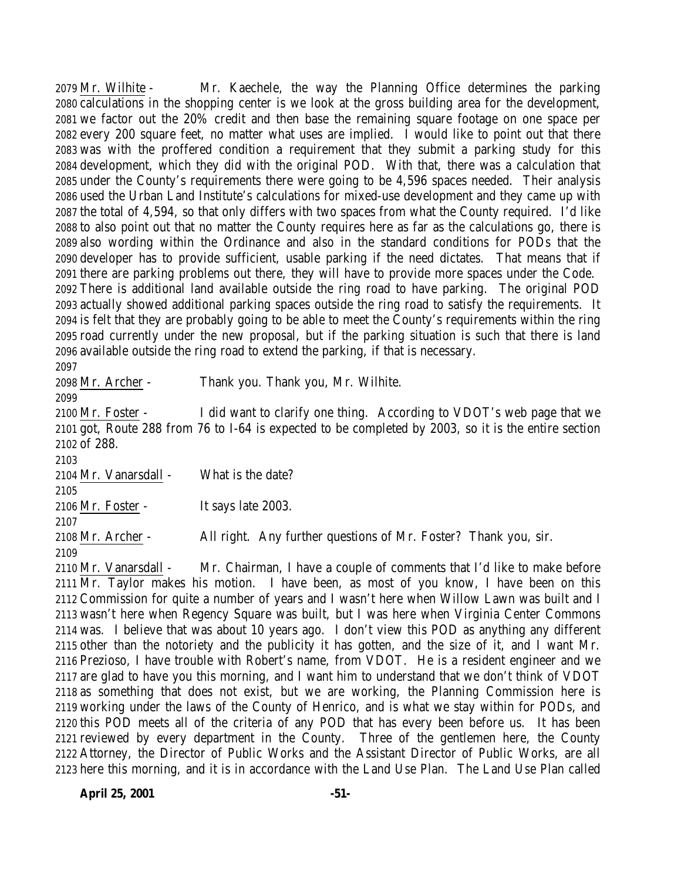2079 Mr. Wilhite - Mr. Kaechele, the way the Planning Office determines the parking
2080 calculations in the shopping center is we look at the gross building area for the development,
2081 we factor out the 20% credit and then base the remaining square footage on one space per
2082 every 200 square feet, no matter what uses are implied. I would like to point out that there
2083 was with the proffered condition a requirement that they submit a parking study for this
2084 development, which they did with the original POD. With that, there was a calculation that
2085 under the County's requirements there were going to be 4,596 spaces needed. Their analysis
2086 used the Urban Land Institute's calculations for mixed-use development and they came up with
2087 the total of 4,594, so that only differs with two spaces from what the County required. I'd like
2088 to also point out that no matter the County requires here as far as the calculations go, there is
2089 also wording within the Ordinance and also in the standard conditions for PODs that the
2090 developer has to provide sufficient, usable parking if the need dictates. That means that if
2091 there are parking problems out there, they will have to provide more spaces under the Code.
2092 There is additional land available outside the ring road to have parking. The original POD
2093 actually showed additional parking spaces outside the ring road to satisfy the requirements. It
2094 is felt that they are probably going to be able to meet the County's requirements within the ring
2095 road currently under the new proposal, but if the parking situation is such that there is land
2096 available outside the ring road to extend the parking, if that is necessary.
2097
2098 Mr. Archer - Thank you. Thank you, Mr. Wilhite.
2099
2100 Mr. Foster - I did want to clarify one thing. According to VDOT's web page that we
2101 got, Route 288 from 76 to I-64 is expected to be completed by 2003, so it is the entire section
2102 of 288.
2103
2104 Mr. Vanarsdall - What is the date?
2105
2106 Mr. Foster - It says late 2003.
2107
2108 Mr. Archer - All right. Any further questions of Mr. Foster? Thank you, sir.
2109
2110 Mr. Vanarsdall - Mr. Chairman, I have a couple of comments that I'd like to make before
2111 Mr. Taylor makes his motion. I have been, as most of you know, I have been on this
2112 Commission for quite a number of years and I wasn't here when Willow Lawn was built and I
2113 wasn't here when Regency Square was built, but I was here when Virginia Center Commons
2114 was. I believe that was about 10 years ago. I don't view this POD as anything any different
2115 other than the notoriety and the publicity it has gotten, and the size of it, and I want Mr.
2116 Prezioso, I have trouble with Robert's name, from VDOT. He is a resident engineer and we
2117 are glad to have you this morning, and I want him to understand that we don't think of VDOT
2118 as something that does not exist, but we are working, the Planning Commission here is
2119 working under the laws of the County of Henrico, and is what we stay within for PODs, and
2120 this POD meets all of the criteria of any POD that has every been before us. It has been
2121 reviewed by every department in the County. Three of the gentlemen here, the County
2122 Attorney, the Director of Public Works and the Assistant Director of Public Works, are all
2123 here this morning, and it is in accordance with the Land Use Plan. The Land Use Plan called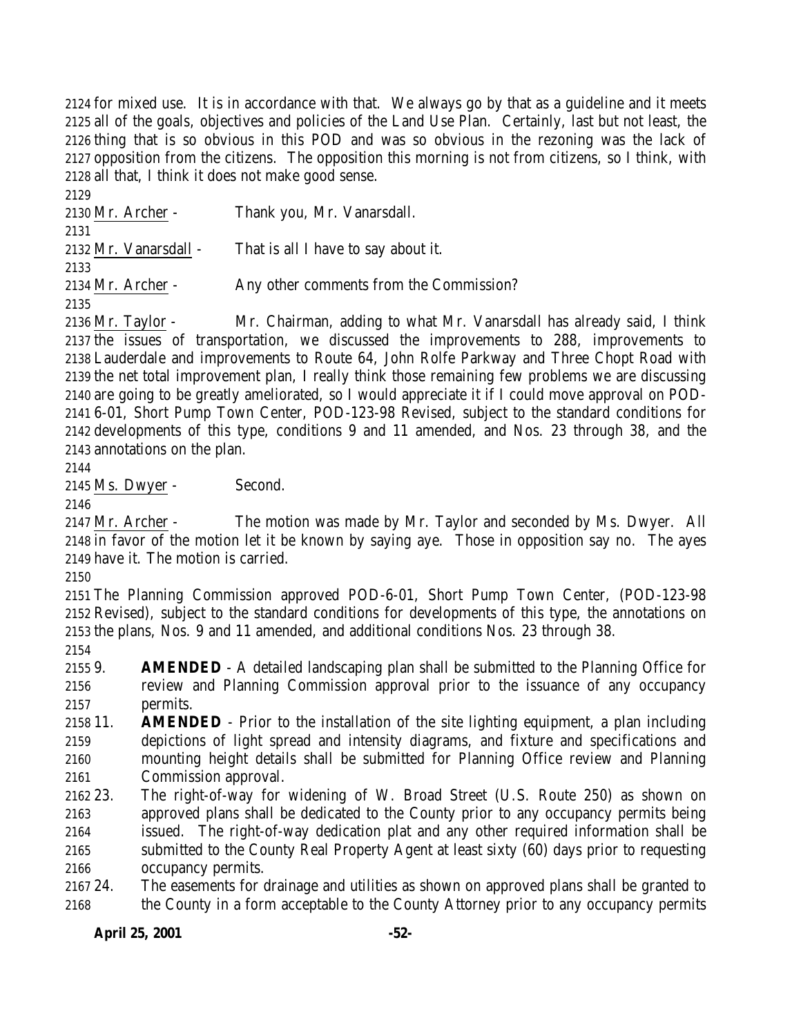for mixed use. It is in accordance with that. We always go by that as a guideline and it meets all of the goals, objectives and policies of the Land Use Plan. Certainly, last but not least, the thing that is so obvious in this POD and was so obvious in the rezoning was the lack of opposition from the citizens. The opposition this morning is not from citizens, so I think, with all that, I think it does not make good sense.

Mr. Archer - Thank you, Mr. Vanarsdall.

Mr. Vanarsdall - That is all I have to say about it.

Mr. Archer - Any other comments from the Commission?

Mr. Taylor - Mr. Chairman, adding to what Mr. Vanarsdall has already said, I think the issues of transportation, we discussed the improvements to 288, improvements to Lauderdale and improvements to Route 64, John Rolfe Parkway and Three Chopt Road with the net total improvement plan, I really think those remaining few problems we are discussing are going to be greatly ameliorated, so I would appreciate it if I could move approval on POD-6-01, Short Pump Town Center, POD-123-98 Revised, subject to the standard conditions for developments of this type, conditions 9 and 11 amended, and Nos. 23 through 38, and the annotations on the plan.

Ms. Dwyer - Second.

Mr. Archer - The motion was made by Mr. Taylor and seconded by Ms. Dwyer. All in favor of the motion let it be known by saying aye. Those in opposition say no. The ayes have it. The motion is carried.

The Planning Commission approved POD-6-01, Short Pump Town Center, (POD-123-98 Revised), subject to the standard conditions for developments of this type, the annotations on the plans, Nos. 9 and 11 amended, and additional conditions Nos. 23 through 38.

9. **AMENDED** - A detailed landscaping plan shall be submitted to the Planning Office for review and Planning Commission approval prior to the issuance of any occupancy permits.
11. **AMENDED** - Prior to the installation of the site lighting equipment, a plan including depictions of light spread and intensity diagrams, and fixture and specifications and mounting height details shall be submitted for Planning Office review and Planning Commission approval.
23. The right-of-way for widening of W. Broad Street (U.S. Route 250) as shown on approved plans shall be dedicated to the County prior to any occupancy permits being issued. The right-of-way dedication plat and any other required information shall be submitted to the County Real Property Agent at least sixty (60) days prior to requesting occupancy permits.
24. The easements for drainage and utilities as shown on approved plans shall be granted to the County in a form acceptable to the County Attorney prior to any occupancy permits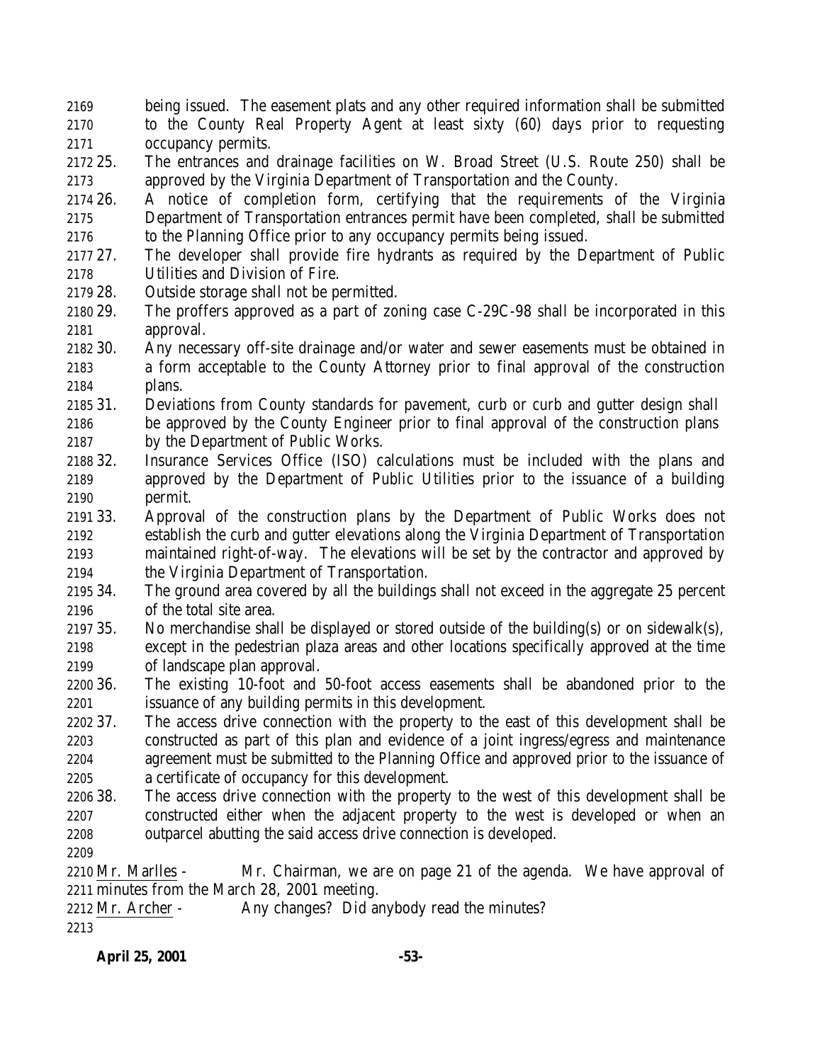being issued. The easement plats and any other required information shall be submitted to the County Real Property Agent at least sixty (60) days prior to requesting occupancy permits.

25. The entrances and drainage facilities on W. Broad Street (U.S. Route 250) shall be approved by the Virginia Department of Transportation and the County.
26. A notice of completion form, certifying that the requirements of the Virginia Department of Transportation entrances permit have been completed, shall be submitted to the Planning Office prior to any occupancy permits being issued.
27. The developer shall provide fire hydrants as required by the Department of Public Utilities and Division of Fire.
28. Outside storage shall not be permitted.
29. The proffers approved as a part of zoning case C-29C-98 shall be incorporated in this approval.
30. Any necessary off-site drainage and/or water and sewer easements must be obtained in a form acceptable to the County Attorney prior to final approval of the construction plans.
31. Deviations from County standards for pavement, curb or curb and gutter design shall be approved by the County Engineer prior to final approval of the construction plans by the Department of Public Works.
32. Insurance Services Office (ISO) calculations must be included with the plans and approved by the Department of Public Utilities prior to the issuance of a building permit.
33. Approval of the construction plans by the Department of Public Works does not establish the curb and gutter elevations along the Virginia Department of Transportation maintained right-of-way. The elevations will be set by the contractor and approved by the Virginia Department of Transportation.
34. The ground area covered by all the buildings shall not exceed in the aggregate 25 percent of the total site area.
35. No merchandise shall be displayed or stored outside of the building(s) or on sidewalk(s), except in the pedestrian plaza areas and other locations specifically approved at the time of landscape plan approval.
36. The existing 10-foot and 50-foot access easements shall be abandoned prior to the issuance of any building permits in this development.
37. The access drive connection with the property to the east of this development shall be constructed as part of this plan and evidence of a joint ingress/egress and maintenance agreement must be submitted to the Planning Office and approved prior to the issuance of a certificate of occupancy for this development.
38. The access drive connection with the property to the west of this development shall be constructed either when the adjacent property to the west is developed or when an outparcel abutting the said access drive connection is developed.

Mr. Marlles - Mr. Chairman, we are on page 21 of the agenda. We have approval of minutes from the March 28, 2001 meeting.

Mr. Archer - Any changes? Did anybody read the minutes?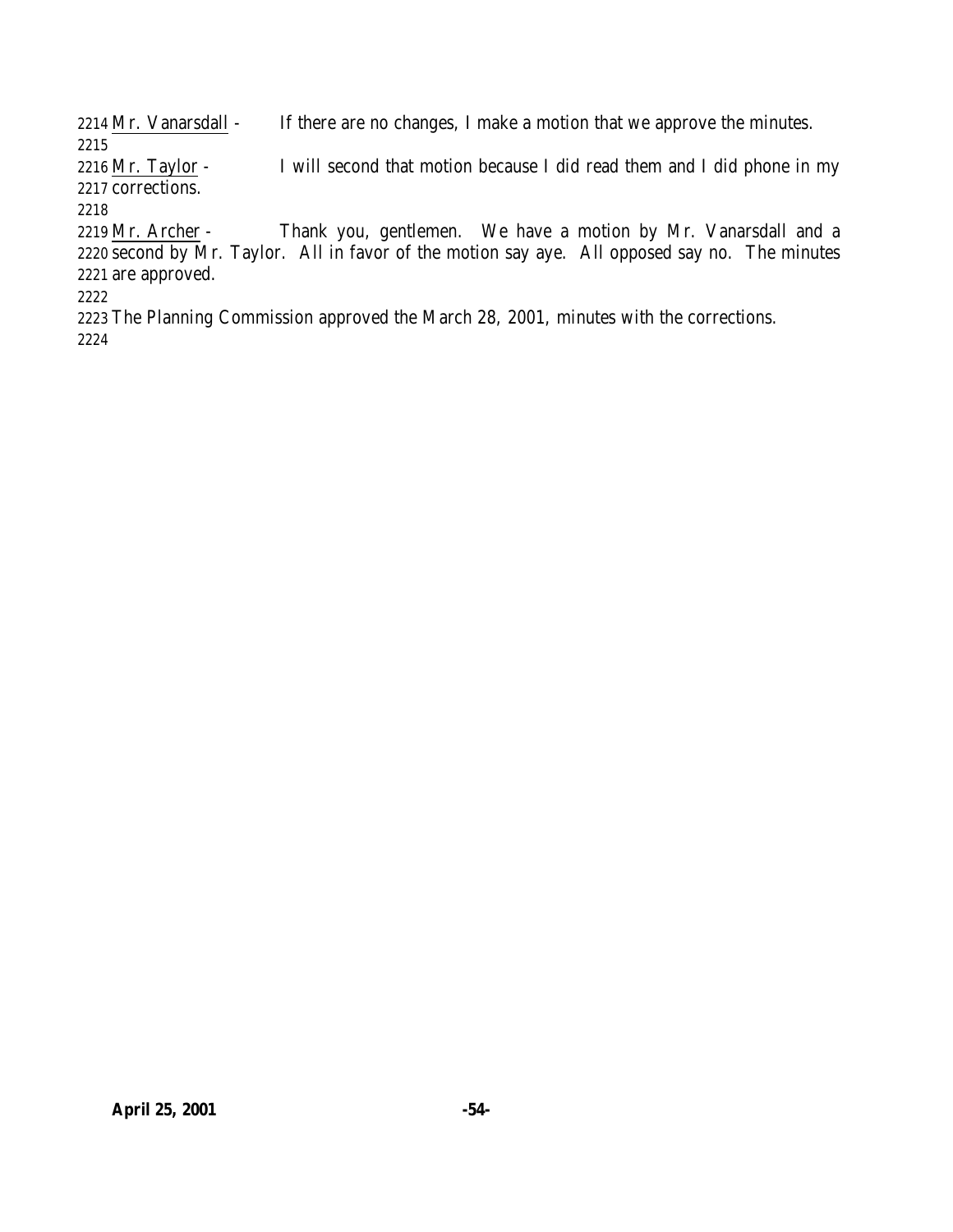Mr. Vanarsdall - If there are no changes, I make a motion that we approve the minutes.

Mr. Taylor - I will second that motion because I did read them and I did phone in my corrections.

Mr. Archer - Thank you, gentlemen. We have a motion by Mr. Vanarsdall and a second by Mr. Taylor. All in favor of the motion say aye. All opposed say no. The minutes are approved.

The Planning Commission approved the March 28, 2001, minutes with the corrections.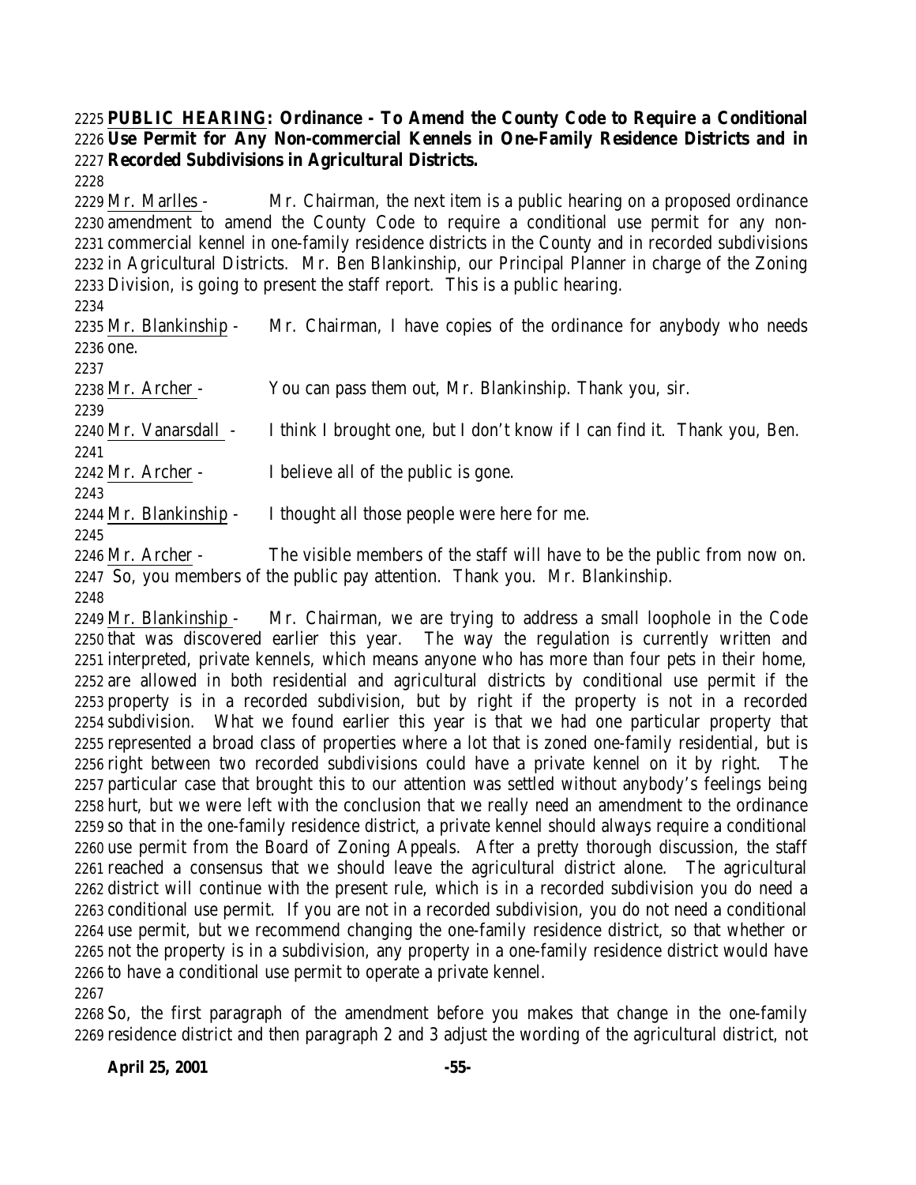**PUBLIC HEARING: Ordinance - To Amend the County Code to Require a Conditional Use Permit for Any Non-commercial Kennels in One-Family Residence Districts and in Recorded Subdivisions in Agricultural Districts.**

Mr. Marlles - Mr. Chairman, the next item is a public hearing on a proposed ordinance amendment to amend the County Code to require a conditional use permit for any non-commercial kennel in one-family residence districts in the County and in recorded subdivisions in Agricultural Districts. Mr. Ben Blankinship, our Principal Planner in charge of the Zoning Division, is going to present the staff report. This is a public hearing.

Mr. Blankinship - Mr. Chairman, I have copies of the ordinance for anybody who needs one.

Mr. Archer - You can pass them out, Mr. Blankinship. Thank you, sir.

Mr. Vanarsdall - I think I brought one, but I don't know if I can find it. Thank you, Ben.

Mr. Archer - I believe all of the public is gone.

Mr. Blankinship - I thought all those people were here for me.

Mr. Archer - The visible members of the staff will have to be the public from now on. So, you members of the public pay attention. Thank you. Mr. Blankinship.

Mr. Blankinship - Mr. Chairman, we are trying to address a small loophole in the Code that was discovered earlier this year. The way the regulation is currently written and interpreted, private kennels, which means anyone who has more than four pets in their home, are allowed in both residential and agricultural districts by conditional use permit if the property is in a recorded subdivision, but by right if the property is not in a recorded subdivision. What we found earlier this year is that we had one particular property that represented a broad class of properties where a lot that is zoned one-family residential, but is right between two recorded subdivisions could have a private kennel on it by right. The particular case that brought this to our attention was settled without anybody's feelings being hurt, but we were left with the conclusion that we really need an amendment to the ordinance so that in the one-family residence district, a private kennel should always require a conditional use permit from the Board of Zoning Appeals. After a pretty thorough discussion, the staff reached a consensus that we should leave the agricultural district alone. The agricultural district will continue with the present rule, which is in a recorded subdivision you do need a conditional use permit. If you are not in a recorded subdivision, you do not need a conditional use permit, but we recommend changing the one-family residence district, so that whether or not the property is in a subdivision, any property in a one-family residence district would have to have a conditional use permit to operate a private kennel.

So, the first paragraph of the amendment before you makes that change in the one-family residence district and then paragraph 2 and 3 adjust the wording of the agricultural district, not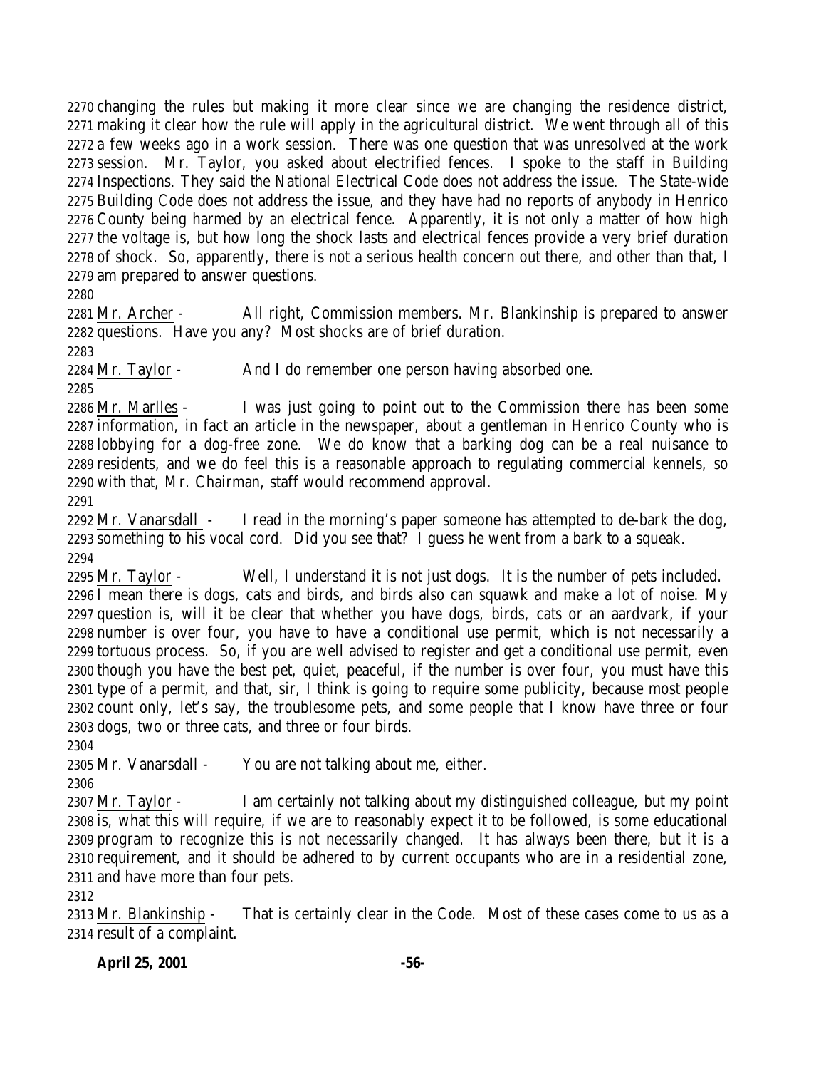changing the rules but making it more clear since we are changing the residence district, making it clear how the rule will apply in the agricultural district. We went through all of this a few weeks ago in a work session. There was one question that was unresolved at the work session. Mr. Taylor, you asked about electrified fences. I spoke to the staff in Building Inspections. They said the National Electrical Code does not address the issue. The State-wide Building Code does not address the issue, and they have had no reports of anybody in Henrico County being harmed by an electrical fence. Apparently, it is not only a matter of how high the voltage is, but how long the shock lasts and electrical fences provide a very brief duration of shock. So, apparently, there is not a serious health concern out there, and other than that, I am prepared to answer questions.

Mr. Archer - All right, Commission members. Mr. Blankinship is prepared to answer questions. Have you any? Most shocks are of brief duration.

Mr. Taylor - And I do remember one person having absorbed one.

Mr. Marlles - I was just going to point out to the Commission there has been some information, in fact an article in the newspaper, about a gentleman in Henrico County who is lobbying for a dog-free zone. We do know that a barking dog can be a real nuisance to residents, and we do feel this is a reasonable approach to regulating commercial kennels, so with that, Mr. Chairman, staff would recommend approval.

Mr. Vanarsdall - I read in the morning's paper someone has attempted to de-bark the dog, something to his vocal cord. Did you see that? I guess he went from a bark to a squeak.

Mr. Taylor - Well, I understand it is not just dogs. It is the number of pets included. I mean there is dogs, cats and birds, and birds also can squawk and make a lot of noise. My question is, will it be clear that whether you have dogs, birds, cats or an aardvark, if your number is over four, you have to have a conditional use permit, which is not necessarily a tortuous process. So, if you are well advised to register and get a conditional use permit, even though you have the best pet, quiet, peaceful, if the number is over four, you must have this type of a permit, and that, sir, I think is going to require some publicity, because most people count only, let's say, the troublesome pets, and some people that I know have three or four dogs, two or three cats, and three or four birds.

Mr. Vanarsdall - You are not talking about me, either.

Mr. Taylor - I am certainly not talking about my distinguished colleague, but my point is, what this will require, if we are to reasonably expect it to be followed, is some educational program to recognize this is not necessarily changed. It has always been there, but it is a requirement, and it should be adhered to by current occupants who are in a residential zone, and have more than four pets.

Mr. Blankinship - That is certainly clear in the Code. Most of these cases come to us as a result of a complaint.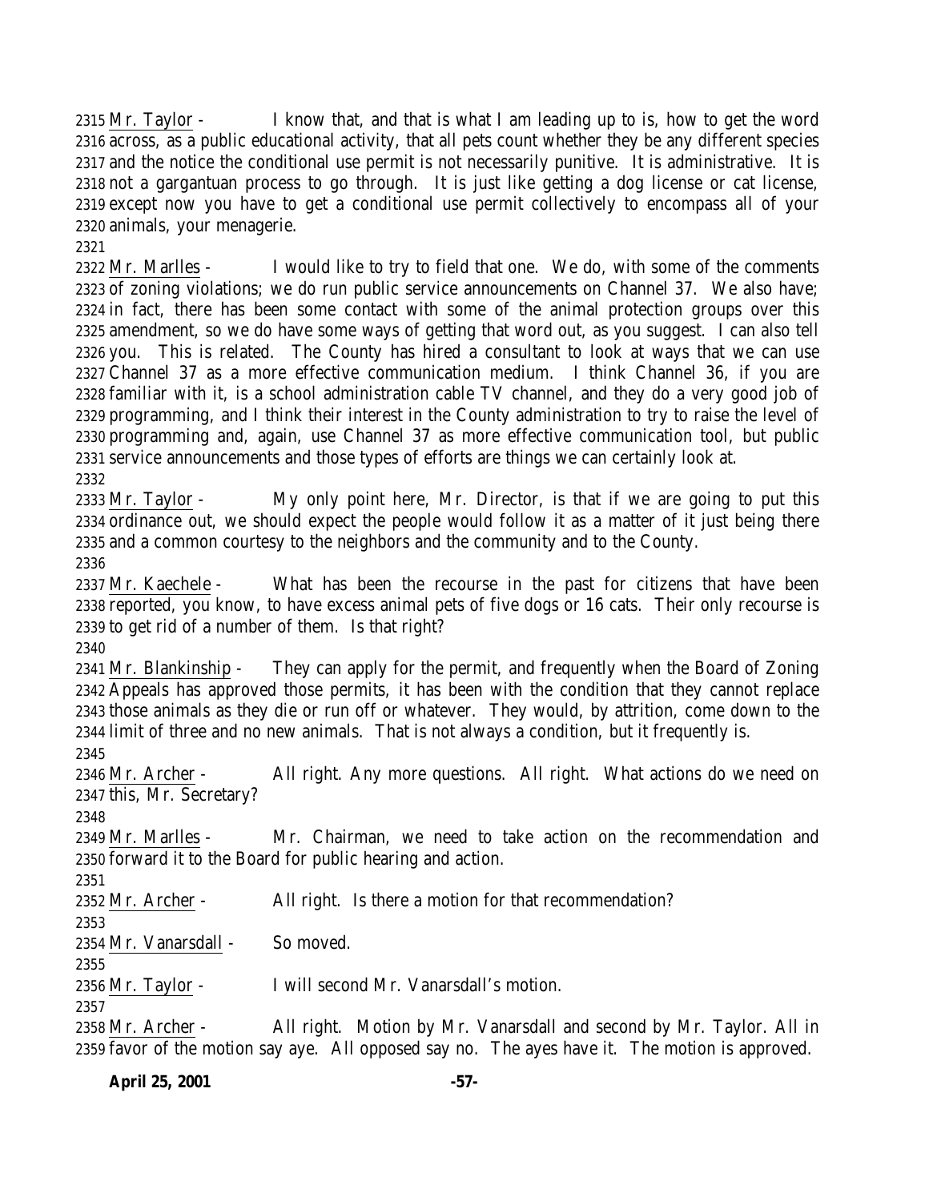2315 Mr. Taylor - I know that, and that is what I am leading up to is, how to get the word
2316 across, as a public educational activity, that all pets count whether they be any different species
2317 and the notice the conditional use permit is not necessarily punitive. It is administrative. It is
2318 not a gargantuan process to go through. It is just like getting a dog license or cat license,
2319 except now you have to get a conditional use permit collectively to encompass all of your
2320 animals, your menagerie.
2321
2322 Mr. Marlles - I would like to try to field that one. We do, with some of the comments
2323 of zoning violations; we do run public service announcements on Channel 37. We also have;
2324 in fact, there has been some contact with some of the animal protection groups over this
2325 amendment, so we do have some ways of getting that word out, as you suggest. I can also tell
2326 you. This is related. The County has hired a consultant to look at ways that we can use
2327 Channel 37 as a more effective communication medium. I think Channel 36, if you are
2328 familiar with it, is a school administration cable TV channel, and they do a very good job of
2329 programming, and I think their interest in the County administration to try to raise the level of
2330 programming and, again, use Channel 37 as more effective communication tool, but public
2331 service announcements and those types of efforts are things we can certainly look at.
2332
2333 Mr. Taylor - My only point here, Mr. Director, is that if we are going to put this
2334 ordinance out, we should expect the people would follow it as a matter of it just being there
2335 and a common courtesy to the neighbors and the community and to the County.
2336
2337 Mr. Kaechele - What has been the recourse in the past for citizens that have been
2338 reported, you know, to have excess animal pets of five dogs or 16 cats. Their only recourse is
2339 to get rid of a number of them. Is that right?
2340
2341 Mr. Blankinship - They can apply for the permit, and frequently when the Board of Zoning
2342 Appeals has approved those permits, it has been with the condition that they cannot replace
2343 those animals as they die or run off or whatever. They would, by attrition, come down to the
2344 limit of three and no new animals. That is not always a condition, but it frequently is.
2345
2346 Mr. Archer - All right. Any more questions. All right. What actions do we need on
2347 this, Mr. Secretary?
2348
2349 Mr. Marlles - Mr. Chairman, we need to take action on the recommendation and
2350 forward it to the Board for public hearing and action.
2351
2352 Mr. Archer - All right. Is there a motion for that recommendation?
2353
2354 Mr. Vanarsdall - So moved.
2355
2356 Mr. Taylor - I will second Mr. Vanarsdall's motion.
2357
2358 Mr. Archer - All right. Motion by Mr. Vanarsdall and second by Mr. Taylor. All in
2359 favor of the motion say aye. All opposed say no. The ayes have it. The motion is approved.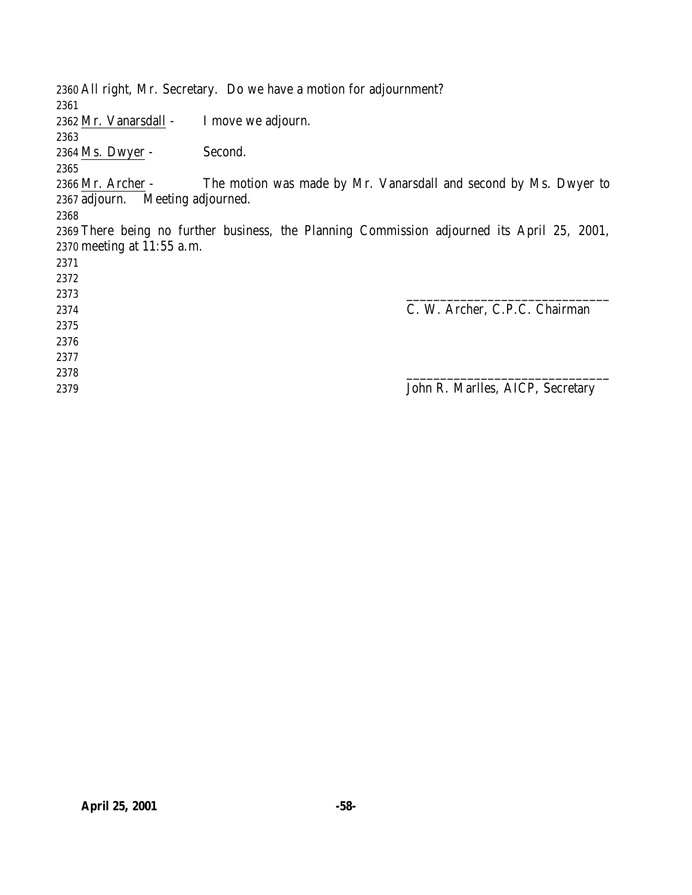All right, Mr. Secretary. Do we have a motion for adjournment?

Mr. Vanarsdall - I move we adjourn.

Ms. Dwyer - Second.

Mr. Archer - The motion was made by Mr. Vanarsdall and second by Ms. Dwyer to adjourn. Meeting adjourned.

There being no further business, the Planning Commission adjourned its April 25, 2001, meeting at 11:55 a.m.

______________________________
C. W. Archer, C.P.C. Chairman

______________________________
John R. Marlles, AICP, Secretary